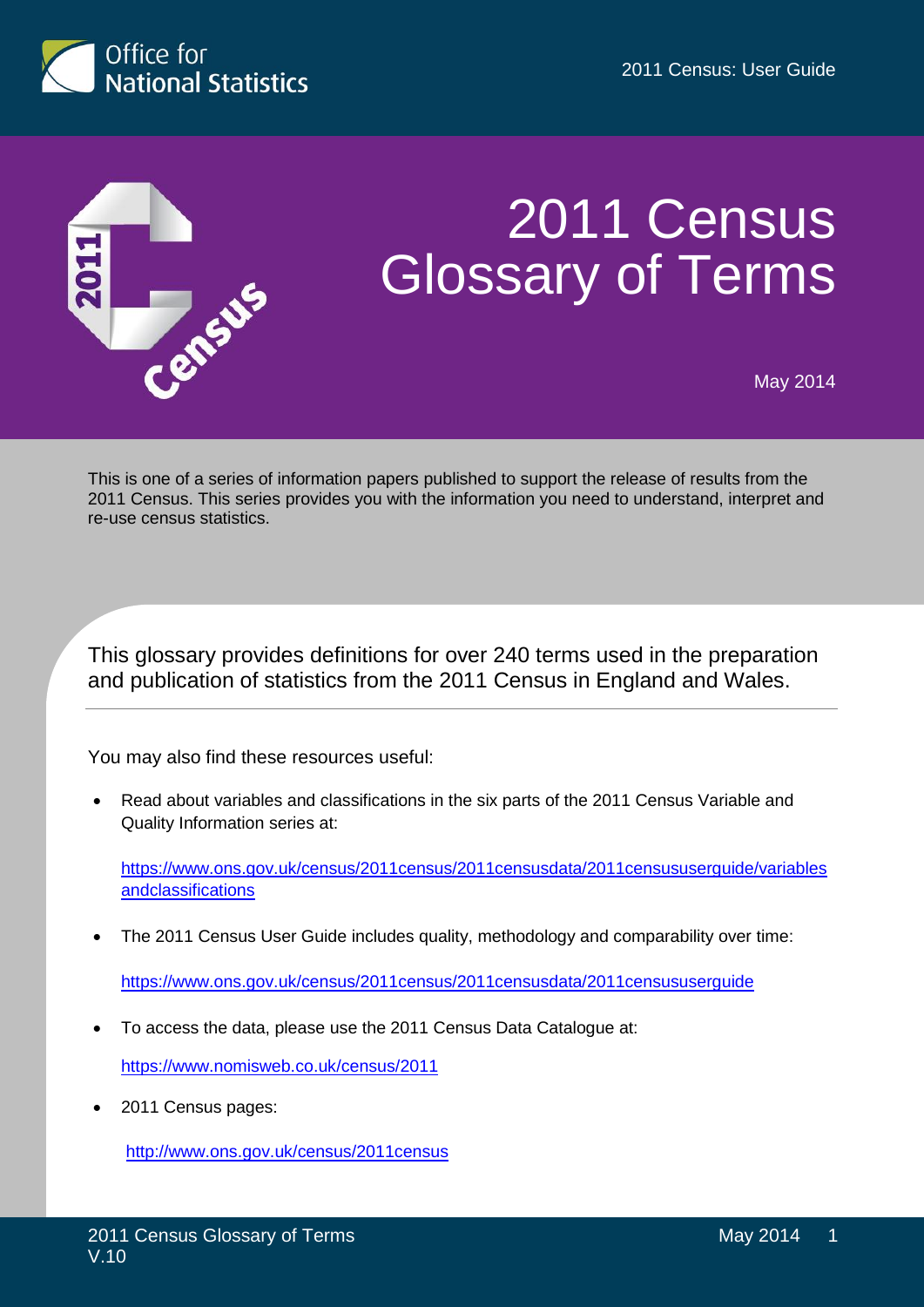Office for National Statistics

2011 Census: User Guide

# 2011 Census Glossary of Terms

May 2014

This is one of a series of information papers published to support the release of results from the 2011 Census. This series provides you with the information you need to understand, interpret and re-use census statistics.

This glossary provides definitions for over 240 terms used in the preparation and publication of statistics from the 2011 Census in England and Wales.

You may also find these resources useful:

- Read about variables and classifications in the six parts of the 2011 Census Variable and Quality Information series at:

  https://www.ons.gov.uk/census/2011census/2011censusdata/2011censususerguide/variablesandclassifications

- The 2011 Census User Guide includes quality, methodology and comparability over time:

  https://www.ons.gov.uk/census/2011census/2011censusdata/2011censususerguide

- To access the data, please use the 2011 Census Data Catalogue at:

  https://www.nomisweb.co.uk/census/2011

- 2011 Census pages:

  http://www.ons.gov.uk/census/2011census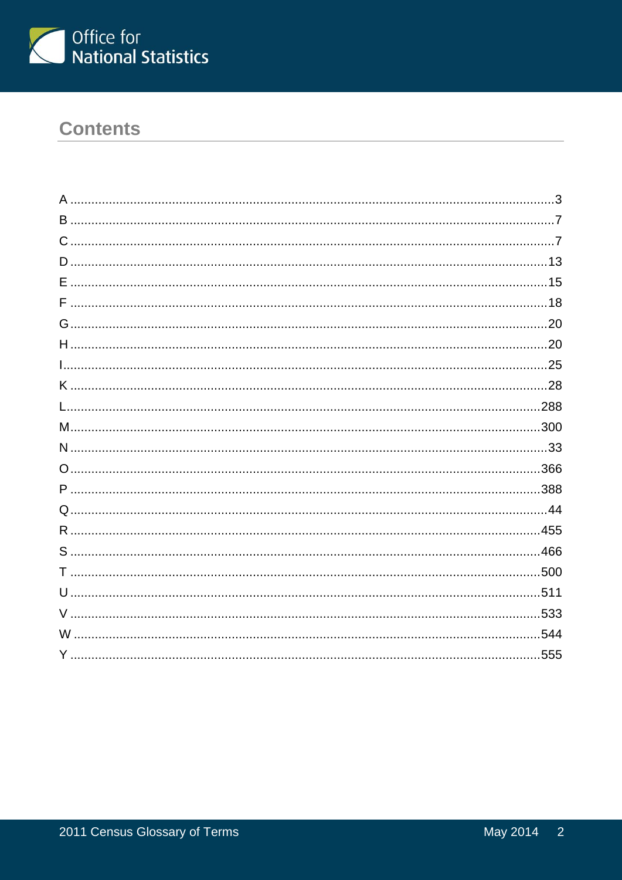# Contents

A ....................................................................................................................................3
B ....................................................................................................................................7
C ....................................................................................................................................7
D ..................................................................................................................................13
E ..................................................................................................................................15
F ..................................................................................................................................18
G ..................................................................................................................................20
H ..................................................................................................................................20
I ....................................................................................................................................25
K ..................................................................................................................................28
L ..................................................................................................................................288
M ................................................................................................................................300
N ..................................................................................................................................33
O ................................................................................................................................366
P ................................................................................................................................388
Q ..................................................................................................................................44
R ................................................................................................................................455
S ................................................................................................................................466
T ................................................................................................................................500
U ................................................................................................................................511
V ................................................................................................................................533
W ...............................................................................................................................544
Y ................................................................................................................................555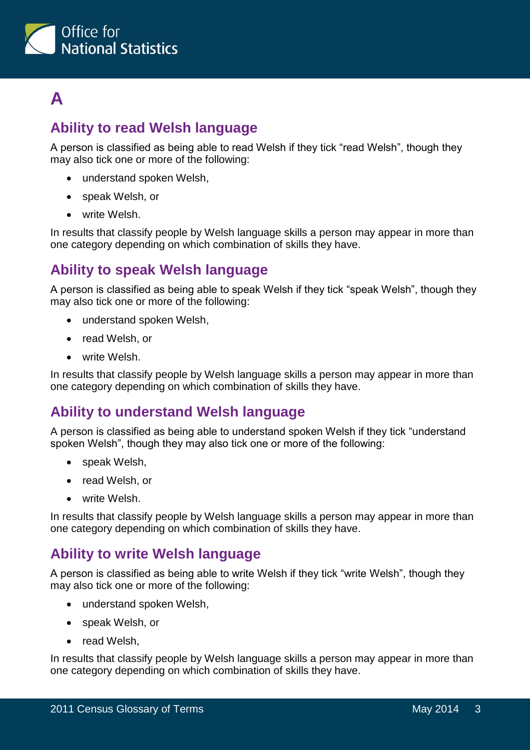# A

## Ability to read Welsh language

A person is classified as being able to read Welsh if they tick “read Welsh”, though they may also tick one or more of the following:

- understand spoken Welsh,
- speak Welsh, or
- write Welsh.

In results that classify people by Welsh language skills a person may appear in more than one category depending on which combination of skills they have.

## Ability to speak Welsh language

A person is classified as being able to speak Welsh if they tick “speak Welsh”, though they may also tick one or more of the following:

- understand spoken Welsh,
- read Welsh, or
- write Welsh.

In results that classify people by Welsh language skills a person may appear in more than one category depending on which combination of skills they have.

## Ability to understand Welsh language

A person is classified as being able to understand spoken Welsh if they tick “understand spoken Welsh”, though they may also tick one or more of the following:

- speak Welsh,
- read Welsh, or
- write Welsh.

In results that classify people by Welsh language skills a person may appear in more than one category depending on which combination of skills they have.

## Ability to write Welsh language

A person is classified as being able to write Welsh if they tick “write Welsh”, though they may also tick one or more of the following:

- understand spoken Welsh,
- speak Welsh, or
- read Welsh,

In results that classify people by Welsh language skills a person may appear in more than one category depending on which combination of skills they have.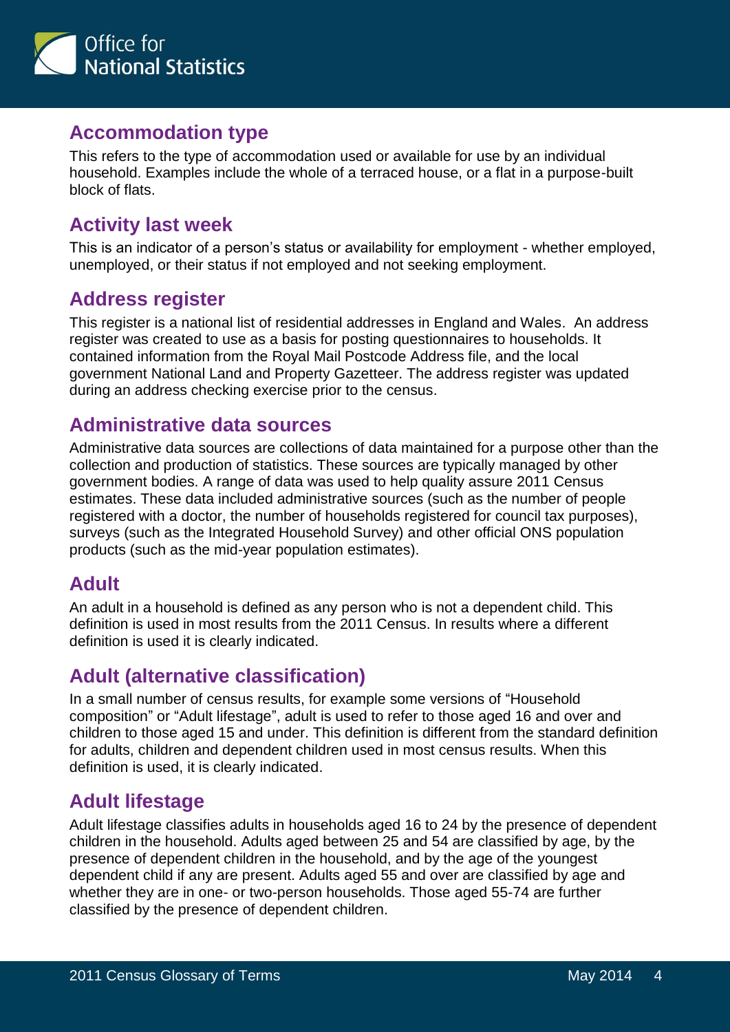## Accommodation type

This refers to the type of accommodation used or available for use by an individual household. Examples include the whole of a terraced house, or a flat in a purpose-built block of flats.

## Activity last week

This is an indicator of a person's status or availability for employment - whether employed, unemployed, or their status if not employed and not seeking employment.

## Address register

This register is a national list of residential addresses in England and Wales. An address register was created to use as a basis for posting questionnaires to households. It contained information from the Royal Mail Postcode Address file, and the local government National Land and Property Gazetteer. The address register was updated during an address checking exercise prior to the census.

## Administrative data sources

Administrative data sources are collections of data maintained for a purpose other than the collection and production of statistics. These sources are typically managed by other government bodies. A range of data was used to help quality assure 2011 Census estimates. These data included administrative sources (such as the number of people registered with a doctor, the number of households registered for council tax purposes), surveys (such as the Integrated Household Survey) and other official ONS population products (such as the mid-year population estimates).

## Adult

An adult in a household is defined as any person who is not a dependent child. This definition is used in most results from the 2011 Census. In results where a different definition is used it is clearly indicated.

## Adult (alternative classification)

In a small number of census results, for example some versions of "Household composition" or "Adult lifestage", adult is used to refer to those aged 16 and over and children to those aged 15 and under. This definition is different from the standard definition for adults, children and dependent children used in most census results. When this definition is used, it is clearly indicated.

## Adult lifestage

Adult lifestage classifies adults in households aged 16 to 24 by the presence of dependent children in the household. Adults aged between 25 and 54 are classified by age, by the presence of dependent children in the household, and by the age of the youngest dependent child if any are present. Adults aged 55 and over are classified by age and whether they are in one- or two-person households. Those aged 55-74 are further classified by the presence of dependent children.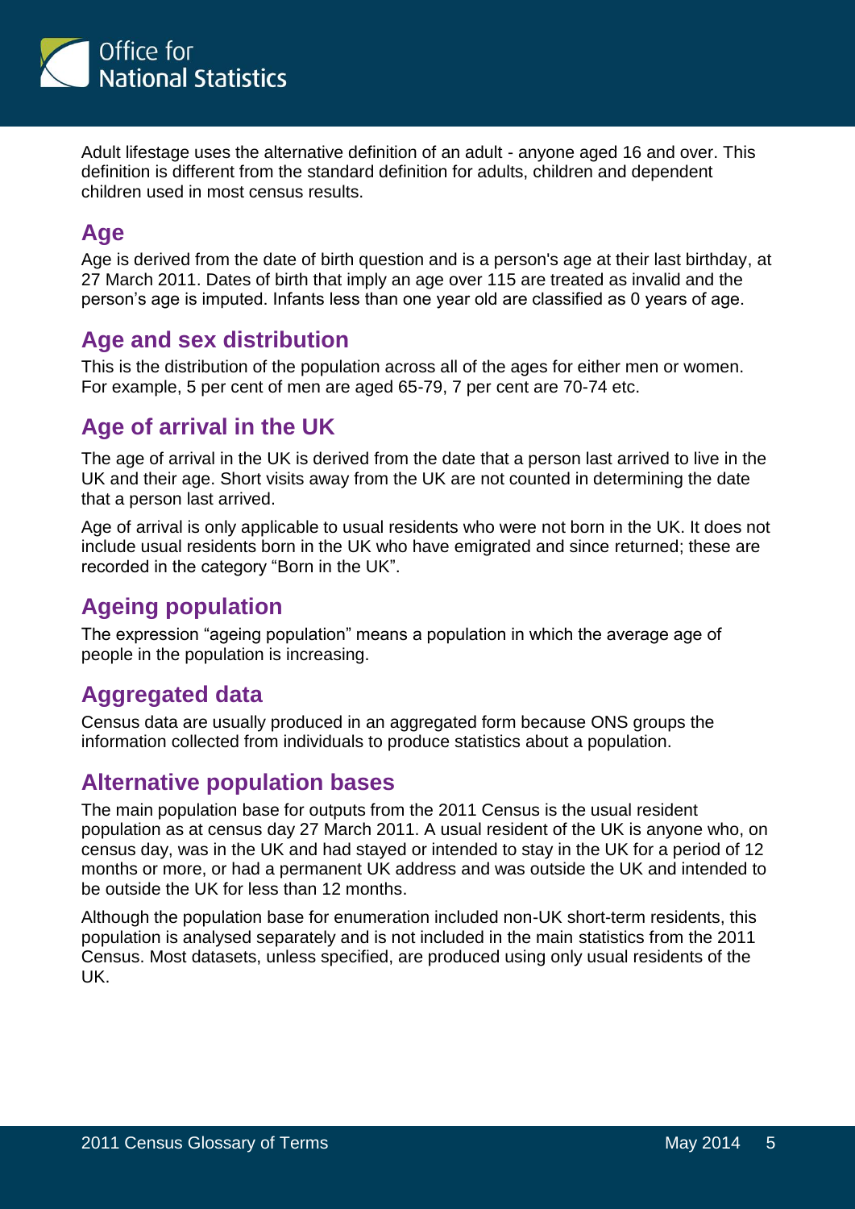Adult lifestage uses the alternative definition of an adult - anyone aged 16 and over. This definition is different from the standard definition for adults, children and dependent children used in most census results.

## Age

Age is derived from the date of birth question and is a person's age at their last birthday, at 27 March 2011. Dates of birth that imply an age over 115 are treated as invalid and the person's age is imputed. Infants less than one year old are classified as 0 years of age.

## Age and sex distribution

This is the distribution of the population across all of the ages for either men or women. For example, 5 per cent of men are aged 65-79, 7 per cent are 70-74 etc.

## Age of arrival in the UK

The age of arrival in the UK is derived from the date that a person last arrived to live in the UK and their age. Short visits away from the UK are not counted in determining the date that a person last arrived.

Age of arrival is only applicable to usual residents who were not born in the UK. It does not include usual residents born in the UK who have emigrated and since returned; these are recorded in the category "Born in the UK".

## Ageing population

The expression "ageing population" means a population in which the average age of people in the population is increasing.

## Aggregated data

Census data are usually produced in an aggregated form because ONS groups the information collected from individuals to produce statistics about a population.

## Alternative population bases

The main population base for outputs from the 2011 Census is the usual resident population as at census day 27 March 2011. A usual resident of the UK is anyone who, on census day, was in the UK and had stayed or intended to stay in the UK for a period of 12 months or more, or had a permanent UK address and was outside the UK and intended to be outside the UK for less than 12 months.

Although the population base for enumeration included non-UK short-term residents, this population is analysed separately and is not included in the main statistics from the 2011 Census. Most datasets, unless specified, are produced using only usual residents of the UK.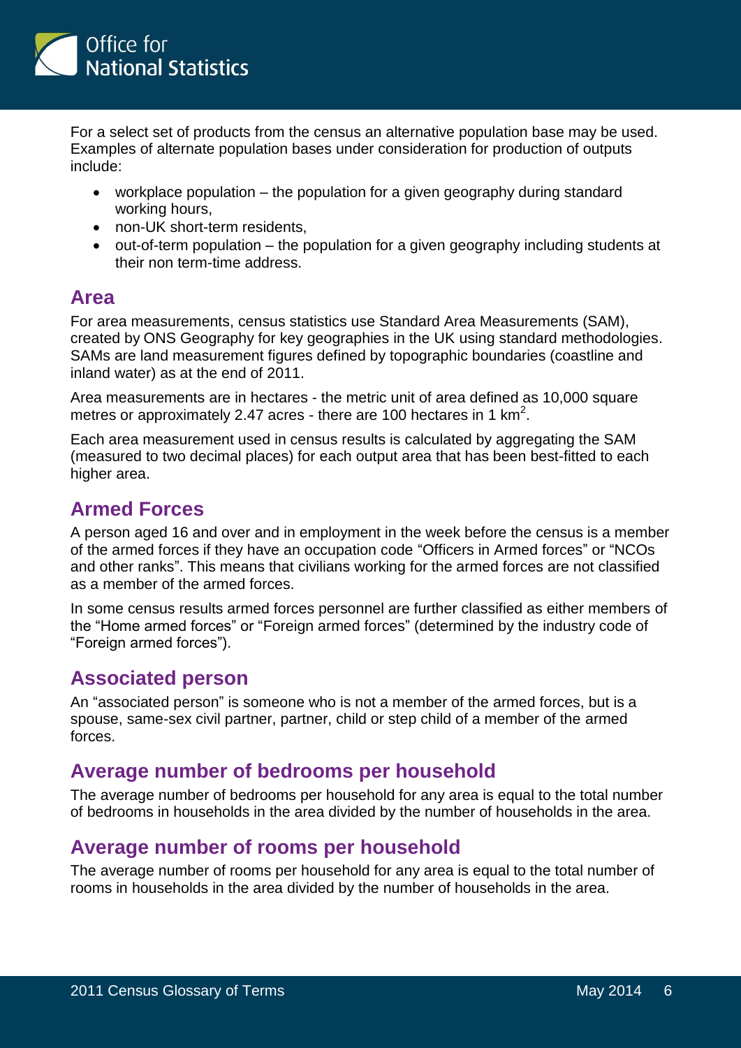For a select set of products from the census an alternative population base may be used. Examples of alternate population bases under consideration for production of outputs include:

- workplace population – the population for a given geography during standard working hours,
- non-UK short-term residents,
- out-of-term population – the population for a given geography including students at their non term-time address.

## Area

For area measurements, census statistics use Standard Area Measurements (SAM), created by ONS Geography for key geographies in the UK using standard methodologies. SAMs are land measurement figures defined by topographic boundaries (coastline and inland water) as at the end of 2011.

Area measurements are in hectares - the metric unit of area defined as 10,000 square metres or approximately 2.47 acres - there are 100 hectares in 1 $km^2$.

Each area measurement used in census results is calculated by aggregating the SAM (measured to two decimal places) for each output area that has been best-fitted to each higher area.

## Armed Forces

A person aged 16 and over and in employment in the week before the census is a member of the armed forces if they have an occupation code "Officers in Armed forces" or "NCOs and other ranks". This means that civilians working for the armed forces are not classified as a member of the armed forces.

In some census results armed forces personnel are further classified as either members of the "Home armed forces" or "Foreign armed forces" (determined by the industry code of "Foreign armed forces").

## Associated person

An "associated person" is someone who is not a member of the armed forces, but is a spouse, same-sex civil partner, partner, child or step child of a member of the armed forces.

## Average number of bedrooms per household

The average number of bedrooms per household for any area is equal to the total number of bedrooms in households in the area divided by the number of households in the area.

## Average number of rooms per household

The average number of rooms per household for any area is equal to the total number of rooms in households in the area divided by the number of households in the area.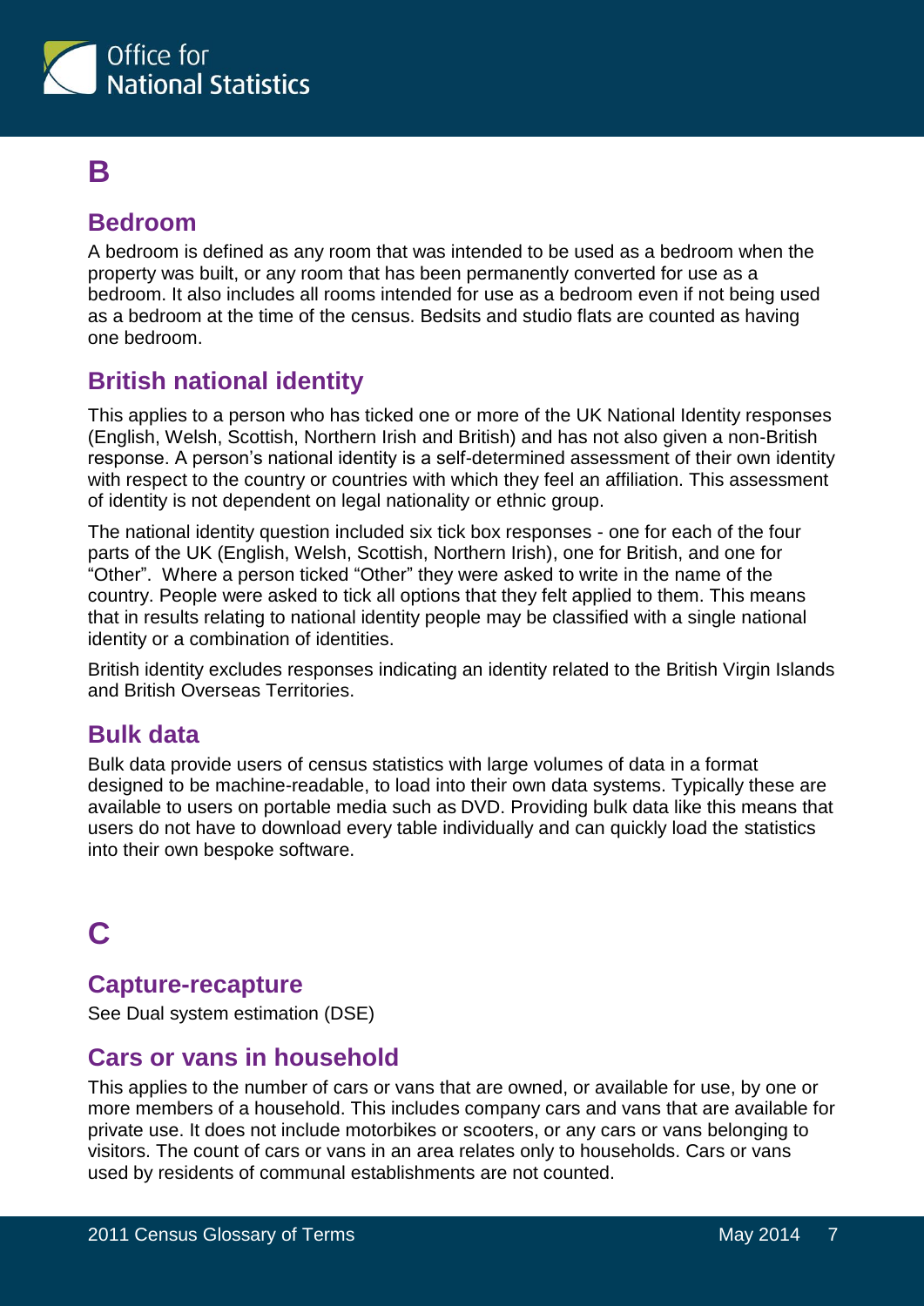# B

## Bedroom

A bedroom is defined as any room that was intended to be used as a bedroom when the property was built, or any room that has been permanently converted for use as a bedroom. It also includes all rooms intended for use as a bedroom even if not being used as a bedroom at the time of the census. Bedsits and studio flats are counted as having one bedroom.

## British national identity

This applies to a person who has ticked one or more of the UK National Identity responses (English, Welsh, Scottish, Northern Irish and British) and has not also given a non-British response. A person's national identity is a self-determined assessment of their own identity with respect to the country or countries with which they feel an affiliation. This assessment of identity is not dependent on legal nationality or ethnic group.

The national identity question included six tick box responses - one for each of the four parts of the UK (English, Welsh, Scottish, Northern Irish), one for British, and one for "Other". Where a person ticked "Other" they were asked to write in the name of the country. People were asked to tick all options that they felt applied to them. This means that in results relating to national identity people may be classified with a single national identity or a combination of identities.

British identity excludes responses indicating an identity related to the British Virgin Islands and British Overseas Territories.

## Bulk data

Bulk data provide users of census statistics with large volumes of data in a format designed to be machine-readable, to load into their own data systems. Typically these are available to users on portable media such as DVD. Providing bulk data like this means that users do not have to download every table individually and can quickly load the statistics into their own bespoke software.

# C

## Capture-recapture

See Dual system estimation (DSE)

## Cars or vans in household

This applies to the number of cars or vans that are owned, or available for use, by one or more members of a household. This includes company cars and vans that are available for private use. It does not include motorbikes or scooters, or any cars or vans belonging to visitors. The count of cars or vans in an area relates only to households. Cars or vans used by residents of communal establishments are not counted.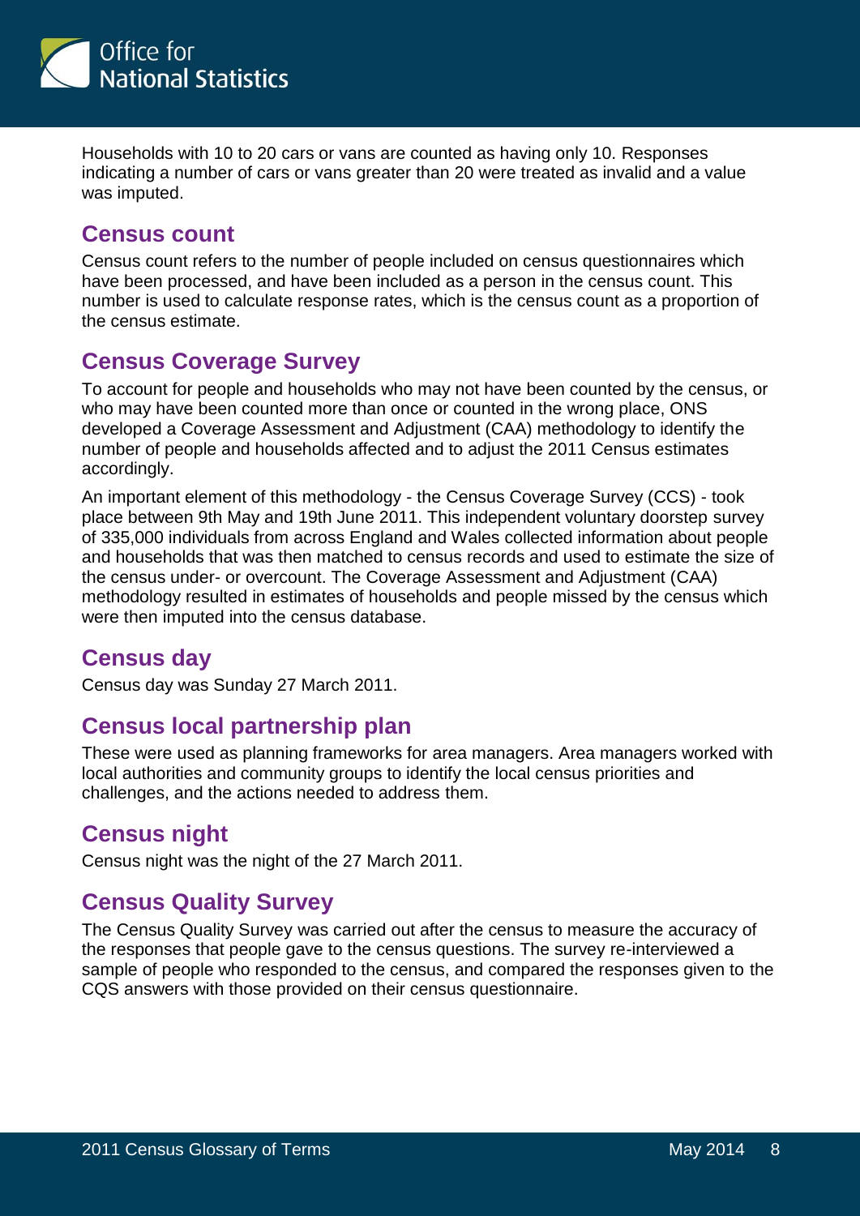Households with 10 to 20 cars or vans are counted as having only 10. Responses indicating a number of cars or vans greater than 20 were treated as invalid and a value was imputed.

## Census count

Census count refers to the number of people included on census questionnaires which have been processed, and have been included as a person in the census count. This number is used to calculate response rates, which is the census count as a proportion of the census estimate.

## Census Coverage Survey

To account for people and households who may not have been counted by the census, or who may have been counted more than once or counted in the wrong place, ONS developed a Coverage Assessment and Adjustment (CAA) methodology to identify the number of people and households affected and to adjust the 2011 Census estimates accordingly.

An important element of this methodology - the Census Coverage Survey (CCS) - took place between 9th May and 19th June 2011. This independent voluntary doorstep survey of 335,000 individuals from across England and Wales collected information about people and households that was then matched to census records and used to estimate the size of the census under- or overcount. The Coverage Assessment and Adjustment (CAA) methodology resulted in estimates of households and people missed by the census which were then imputed into the census database.

## Census day

Census day was Sunday 27 March 2011.

## Census local partnership plan

These were used as planning frameworks for area managers. Area managers worked with local authorities and community groups to identify the local census priorities and challenges, and the actions needed to address them.

## Census night

Census night was the night of the 27 March 2011.

## Census Quality Survey

The Census Quality Survey was carried out after the census to measure the accuracy of the responses that people gave to the census questions. The survey re-interviewed a sample of people who responded to the census, and compared the responses given to the CQS answers with those provided on their census questionnaire.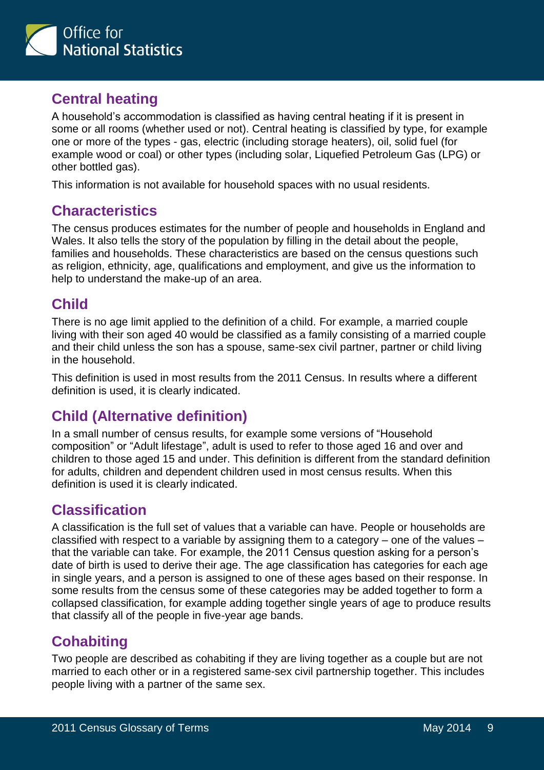## Central heating

A household's accommodation is classified as having central heating if it is present in some or all rooms (whether used or not). Central heating is classified by type, for example one or more of the types - gas, electric (including storage heaters), oil, solid fuel (for example wood or coal) or other types (including solar, Liquefied Petroleum Gas (LPG) or other bottled gas).

This information is not available for household spaces with no usual residents.

## Characteristics

The census produces estimates for the number of people and households in England and Wales. It also tells the story of the population by filling in the detail about the people, families and households. These characteristics are based on the census questions such as religion, ethnicity, age, qualifications and employment, and give us the information to help to understand the make-up of an area.

## Child

There is no age limit applied to the definition of a child. For example, a married couple living with their son aged 40 would be classified as a family consisting of a married couple and their child unless the son has a spouse, same-sex civil partner, partner or child living in the household.

This definition is used in most results from the 2011 Census. In results where a different definition is used, it is clearly indicated.

## Child (Alternative definition)

In a small number of census results, for example some versions of "Household composition" or "Adult lifestage", adult is used to refer to those aged 16 and over and children to those aged 15 and under. This definition is different from the standard definition for adults, children and dependent children used in most census results. When this definition is used it is clearly indicated.

## Classification

A classification is the full set of values that a variable can have. People or households are classified with respect to a variable by assigning them to a category – one of the values – that the variable can take. For example, the 2011 Census question asking for a person's date of birth is used to derive their age. The age classification has categories for each age in single years, and a person is assigned to one of these ages based on their response. In some results from the census some of these categories may be added together to form a collapsed classification, for example adding together single years of age to produce results that classify all of the people in five-year age bands.

## Cohabiting

Two people are described as cohabiting if they are living together as a couple but are not married to each other or in a registered same-sex civil partnership together. This includes people living with a partner of the same sex.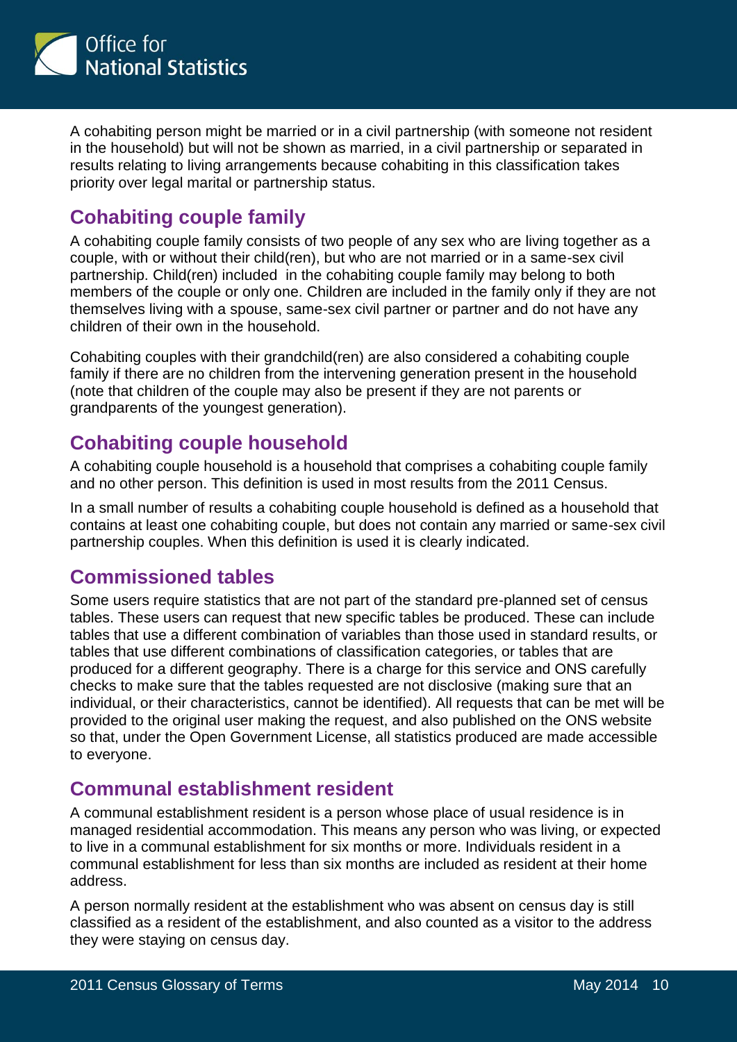A cohabiting person might be married or in a civil partnership (with someone not resident in the household) but will not be shown as married, in a civil partnership or separated in results relating to living arrangements because cohabiting in this classification takes priority over legal marital or partnership status.

## Cohabiting couple family

A cohabiting couple family consists of two people of any sex who are living together as a couple, with or without their child(ren), but who are not married or in a same-sex civil partnership. Child(ren) included in the cohabiting couple family may belong to both members of the couple or only one. Children are included in the family only if they are not themselves living with a spouse, same-sex civil partner or partner and do not have any children of their own in the household.

Cohabiting couples with their grandchild(ren) are also considered a cohabiting couple family if there are no children from the intervening generation present in the household (note that children of the couple may also be present if they are not parents or grandparents of the youngest generation).

## Cohabiting couple household

A cohabiting couple household is a household that comprises a cohabiting couple family and no other person. This definition is used in most results from the 2011 Census.

In a small number of results a cohabiting couple household is defined as a household that contains at least one cohabiting couple, but does not contain any married or same-sex civil partnership couples. When this definition is used it is clearly indicated.

## Commissioned tables

Some users require statistics that are not part of the standard pre-planned set of census tables. These users can request that new specific tables be produced. These can include tables that use a different combination of variables than those used in standard results, or tables that use different combinations of classification categories, or tables that are produced for a different geography. There is a charge for this service and ONS carefully checks to make sure that the tables requested are not disclosive (making sure that an individual, or their characteristics, cannot be identified). All requests that can be met will be provided to the original user making the request, and also published on the ONS website so that, under the Open Government License, all statistics produced are made accessible to everyone.

## Communal establishment resident

A communal establishment resident is a person whose place of usual residence is in managed residential accommodation. This means any person who was living, or expected to live in a communal establishment for six months or more. Individuals resident in a communal establishment for less than six months are included as resident at their home address.

A person normally resident at the establishment who was absent on census day is still classified as a resident of the establishment, and also counted as a visitor to the address they were staying on census day.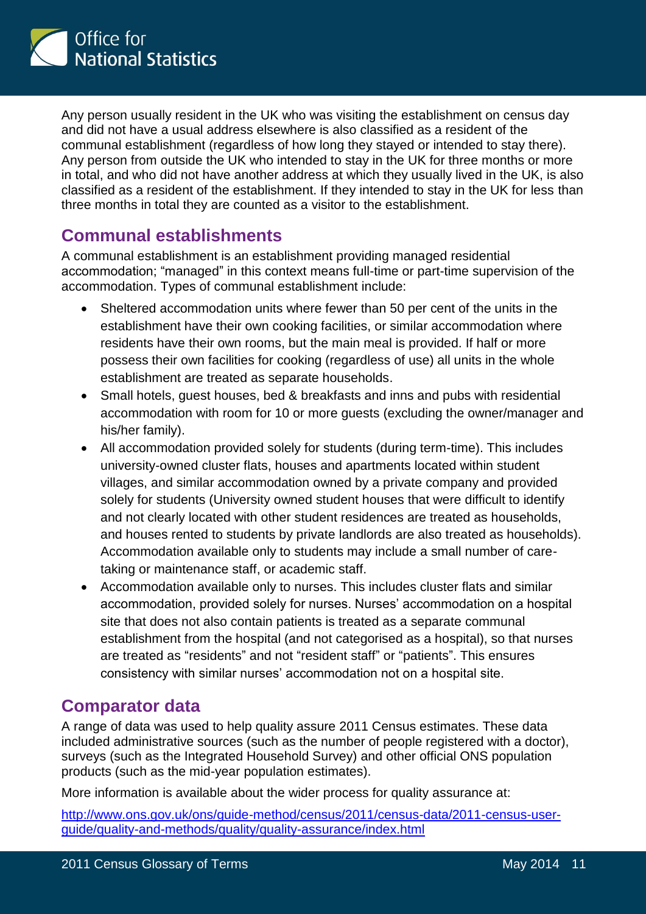Any person usually resident in the UK who was visiting the establishment on census day and did not have a usual address elsewhere is also classified as a resident of the communal establishment (regardless of how long they stayed or intended to stay there). Any person from outside the UK who intended to stay in the UK for three months or more in total, and who did not have another address at which they usually lived in the UK, is also classified as a resident of the establishment. If they intended to stay in the UK for less than three months in total they are counted as a visitor to the establishment.

## Communal establishments

A communal establishment is an establishment providing managed residential accommodation; "managed" in this context means full-time or part-time supervision of the accommodation. Types of communal establishment include:

- Sheltered accommodation units where fewer than 50 per cent of the units in the establishment have their own cooking facilities, or similar accommodation where residents have their own rooms, but the main meal is provided. If half or more possess their own facilities for cooking (regardless of use) all units in the whole establishment are treated as separate households.
- Small hotels, guest houses, bed & breakfasts and inns and pubs with residential accommodation with room for 10 or more guests (excluding the owner/manager and his/her family).
- All accommodation provided solely for students (during term-time). This includes university-owned cluster flats, houses and apartments located within student villages, and similar accommodation owned by a private company and provided solely for students (University owned student houses that were difficult to identify and not clearly located with other student residences are treated as households, and houses rented to students by private landlords are also treated as households). Accommodation available only to students may include a small number of care-taking or maintenance staff, or academic staff.
- Accommodation available only to nurses. This includes cluster flats and similar accommodation, provided solely for nurses. Nurses' accommodation on a hospital site that does not also contain patients is treated as a separate communal establishment from the hospital (and not categorised as a hospital), so that nurses are treated as "residents" and not "resident staff" or "patients". This ensures consistency with similar nurses' accommodation not on a hospital site.

## Comparator data

A range of data was used to help quality assure 2011 Census estimates. These data included administrative sources (such as the number of people registered with a doctor), surveys (such as the Integrated Household Survey) and other official ONS population products (such as the mid-year population estimates).

More information is available about the wider process for quality assurance at:

http://www.ons.gov.uk/ons/guide-method/census/2011/census-data/2011-census-user-guide/quality-and-methods/quality/quality-assurance/index.html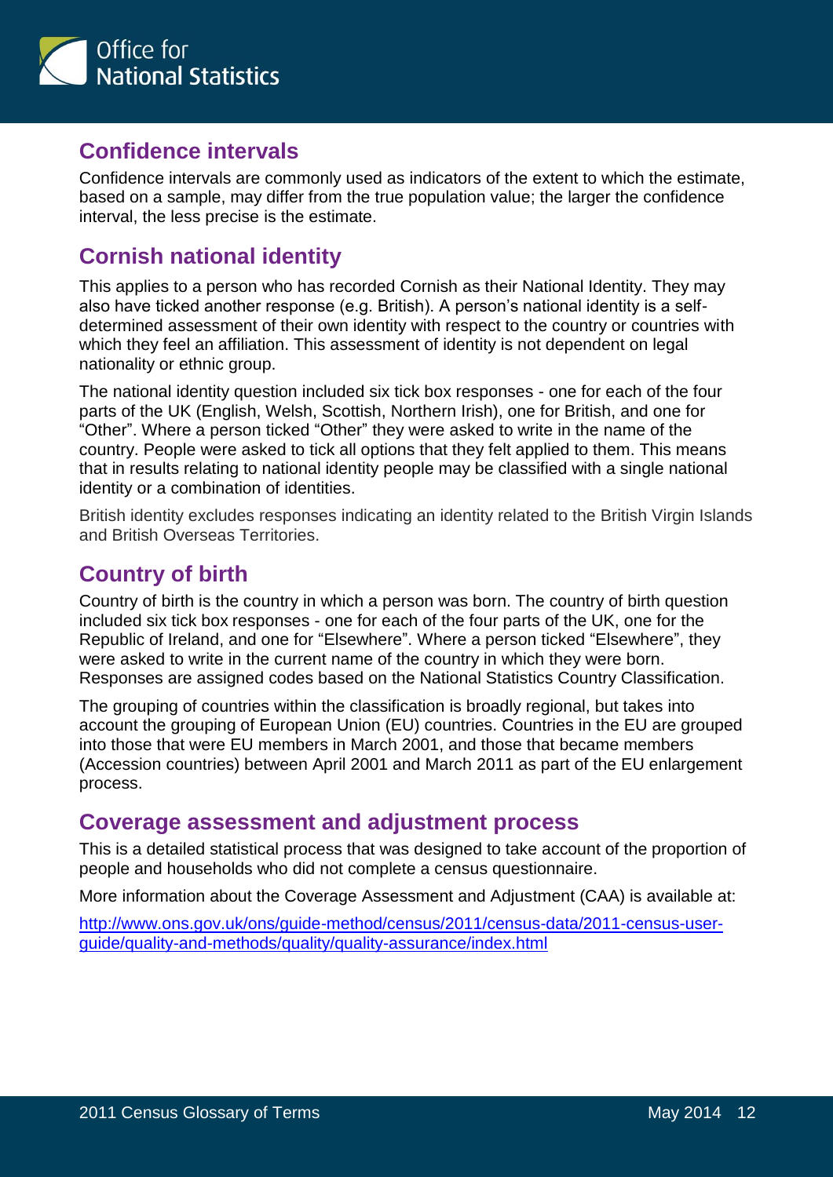## Confidence intervals

Confidence intervals are commonly used as indicators of the extent to which the estimate, based on a sample, may differ from the true population value; the larger the confidence interval, the less precise is the estimate.

## Cornish national identity

This applies to a person who has recorded Cornish as their National Identity. They may also have ticked another response (e.g. British). A person's national identity is a self-determined assessment of their own identity with respect to the country or countries with which they feel an affiliation. This assessment of identity is not dependent on legal nationality or ethnic group.

The national identity question included six tick box responses - one for each of the four parts of the UK (English, Welsh, Scottish, Northern Irish), one for British, and one for "Other". Where a person ticked "Other" they were asked to write in the name of the country. People were asked to tick all options that they felt applied to them. This means that in results relating to national identity people may be classified with a single national identity or a combination of identities.

British identity excludes responses indicating an identity related to the British Virgin Islands and British Overseas Territories.

## Country of birth

Country of birth is the country in which a person was born. The country of birth question included six tick box responses - one for each of the four parts of the UK, one for the Republic of Ireland, and one for "Elsewhere". Where a person ticked "Elsewhere", they were asked to write in the current name of the country in which they were born. Responses are assigned codes based on the National Statistics Country Classification.

The grouping of countries within the classification is broadly regional, but takes into account the grouping of European Union (EU) countries. Countries in the EU are grouped into those that were EU members in March 2001, and those that became members (Accession countries) between April 2001 and March 2011 as part of the EU enlargement process.

## Coverage assessment and adjustment process

This is a detailed statistical process that was designed to take account of the proportion of people and households who did not complete a census questionnaire.

More information about the Coverage Assessment and Adjustment (CAA) is available at:

http://www.ons.gov.uk/ons/guide-method/census/2011/census-data/2011-census-user-guide/quality-and-methods/quality/quality-assurance/index.html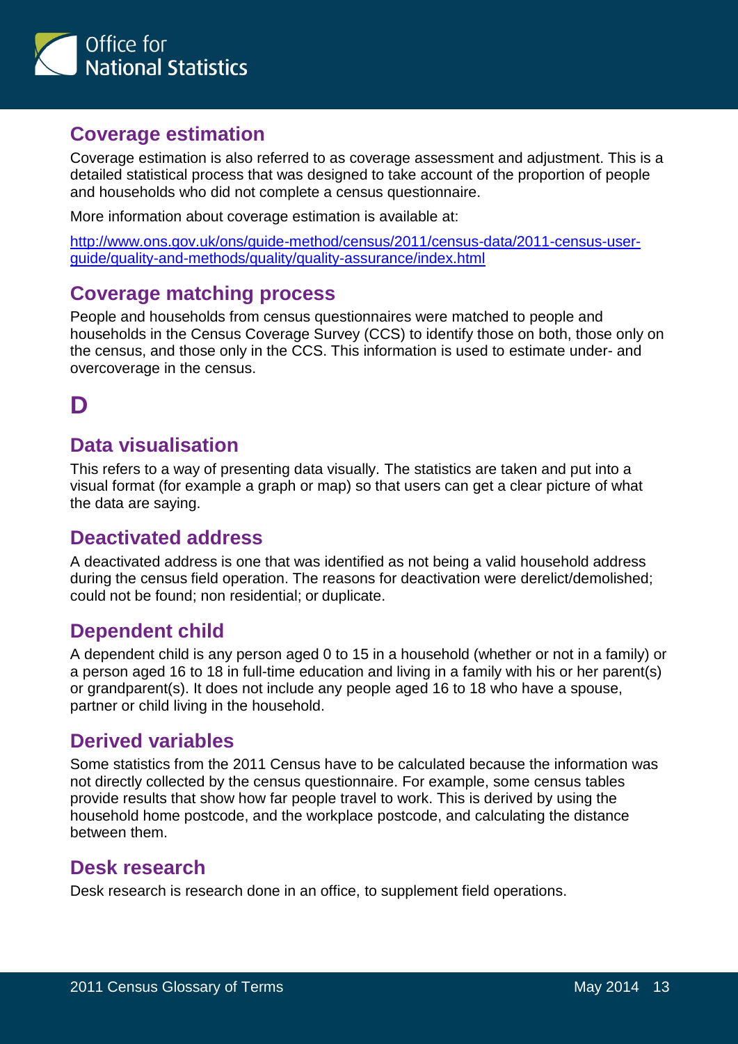## Coverage estimation

Coverage estimation is also referred to as coverage assessment and adjustment. This is a detailed statistical process that was designed to take account of the proportion of people and households who did not complete a census questionnaire.

More information about coverage estimation is available at:

http://www.ons.gov.uk/ons/guide-method/census/2011/census-data/2011-census-user-guide/quality-and-methods/quality/quality-assurance/index.html

## Coverage matching process

People and households from census questionnaires were matched to people and households in the Census Coverage Survey (CCS) to identify those on both, those only on the census, and those only in the CCS. This information is used to estimate under- and overcoverage in the census.

# D

## Data visualisation

This refers to a way of presenting data visually. The statistics are taken and put into a visual format (for example a graph or map) so that users can get a clear picture of what the data are saying.

## Deactivated address

A deactivated address is one that was identified as not being a valid household address during the census field operation. The reasons for deactivation were derelict/demolished; could not be found; non residential; or duplicate.

## Dependent child

A dependent child is any person aged 0 to 15 in a household (whether or not in a family) or a person aged 16 to 18 in full-time education and living in a family with his or her parent(s) or grandparent(s). It does not include any people aged 16 to 18 who have a spouse, partner or child living in the household.

## Derived variables

Some statistics from the 2011 Census have to be calculated because the information was not directly collected by the census questionnaire. For example, some census tables provide results that show how far people travel to work. This is derived by using the household home postcode, and the workplace postcode, and calculating the distance between them.

## Desk research

Desk research is research done in an office, to supplement field operations.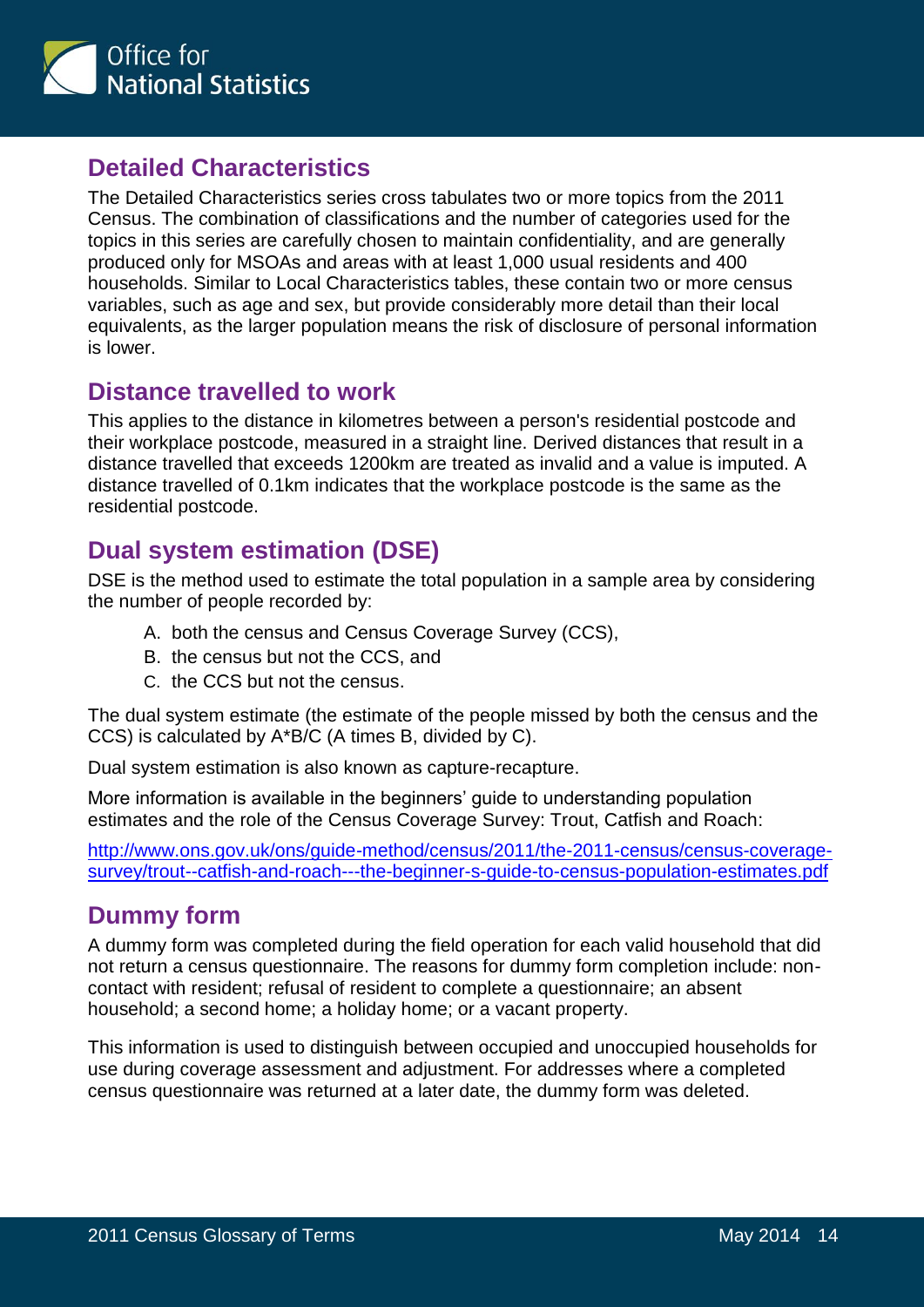## Detailed Characteristics

The Detailed Characteristics series cross tabulates two or more topics from the 2011 Census. The combination of classifications and the number of categories used for the topics in this series are carefully chosen to maintain confidentiality, and are generally produced only for MSOAs and areas with at least 1,000 usual residents and 400 households. Similar to Local Characteristics tables, these contain two or more census variables, such as age and sex, but provide considerably more detail than their local equivalents, as the larger population means the risk of disclosure of personal information is lower.

## Distance travelled to work

This applies to the distance in kilometres between a person's residential postcode and their workplace postcode, measured in a straight line. Derived distances that result in a distance travelled that exceeds 1200km are treated as invalid and a value is imputed. A distance travelled of 0.1km indicates that the workplace postcode is the same as the residential postcode.

## Dual system estimation (DSE)

DSE is the method used to estimate the total population in a sample area by considering the number of people recorded by:

A. both the census and Census Coverage Survey (CCS),
B. the census but not the CCS, and
C. the CCS but not the census.

The dual system estimate (the estimate of the people missed by both the census and the CCS) is calculated by A*B/C (A times B, divided by C).

Dual system estimation is also known as capture-recapture.

More information is available in the beginners' guide to understanding population estimates and the role of the Census Coverage Survey: Trout, Catfish and Roach:

http://www.ons.gov.uk/ons/guide-method/census/2011/the-2011-census/census-coverage-survey/trout--catfish-and-roach---the-beginner-s-guide-to-census-population-estimates.pdf

## Dummy form

A dummy form was completed during the field operation for each valid household that did not return a census questionnaire. The reasons for dummy form completion include: non-contact with resident; refusal of resident to complete a questionnaire; an absent household; a second home; a holiday home; or a vacant property.

This information is used to distinguish between occupied and unoccupied households for use during coverage assessment and adjustment. For addresses where a completed census questionnaire was returned at a later date, the dummy form was deleted.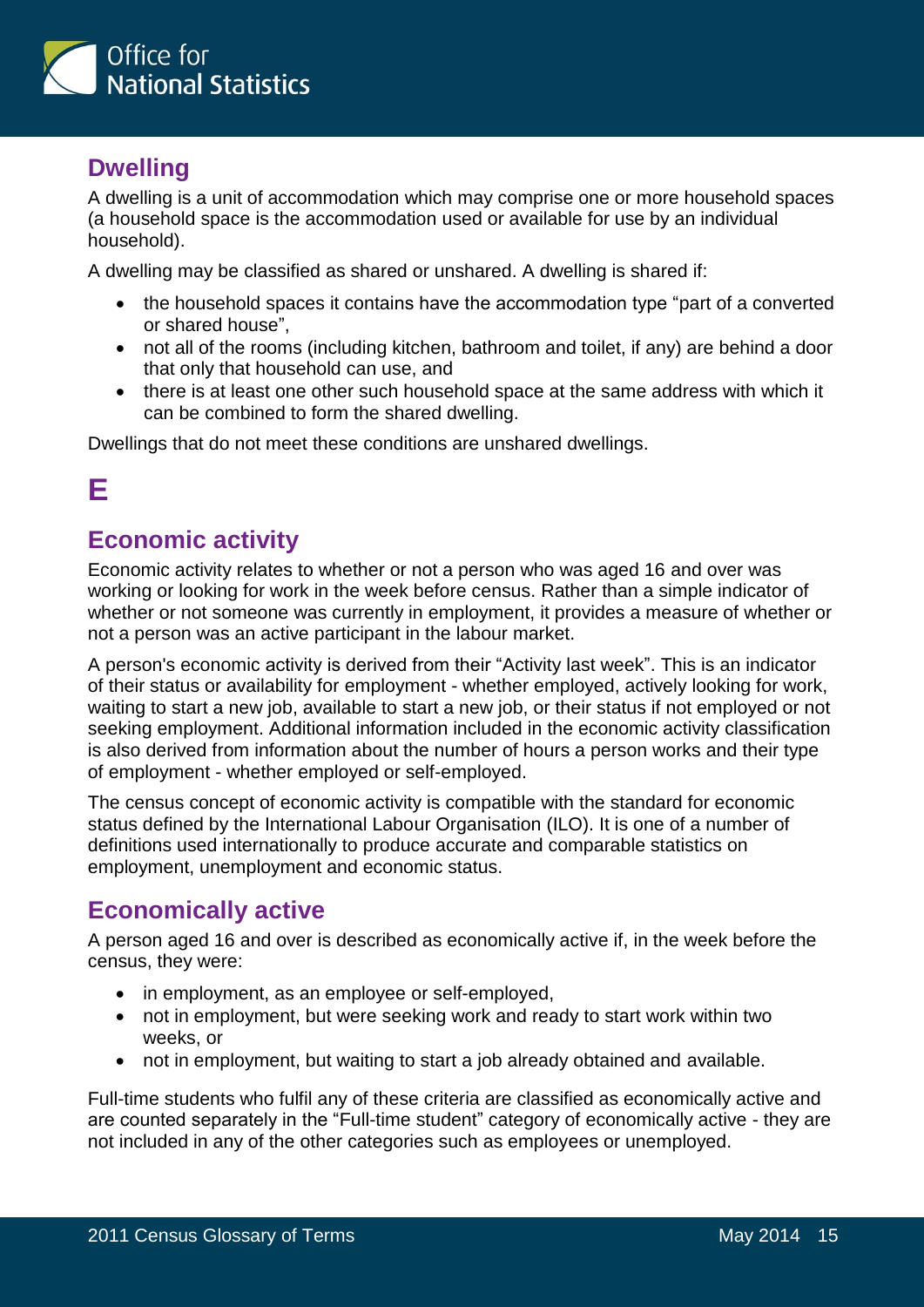## Dwelling

A dwelling is a unit of accommodation which may comprise one or more household spaces (a household space is the accommodation used or available for use by an individual household).

A dwelling may be classified as shared or unshared. A dwelling is shared if:

- the household spaces it contains have the accommodation type "part of a converted or shared house",
- not all of the rooms (including kitchen, bathroom and toilet, if any) are behind a door that only that household can use, and
- there is at least one other such household space at the same address with which it can be combined to form the shared dwelling.

Dwellings that do not meet these conditions are unshared dwellings.

# E

## Economic activity

Economic activity relates to whether or not a person who was aged 16 and over was working or looking for work in the week before census. Rather than a simple indicator of whether or not someone was currently in employment, it provides a measure of whether or not a person was an active participant in the labour market.

A person's economic activity is derived from their "Activity last week". This is an indicator of their status or availability for employment - whether employed, actively looking for work, waiting to start a new job, available to start a new job, or their status if not employed or not seeking employment. Additional information included in the economic activity classification is also derived from information about the number of hours a person works and their type of employment - whether employed or self-employed.

The census concept of economic activity is compatible with the standard for economic status defined by the International Labour Organisation (ILO). It is one of a number of definitions used internationally to produce accurate and comparable statistics on employment, unemployment and economic status.

## Economically active

A person aged 16 and over is described as economically active if, in the week before the census, they were:

- in employment, as an employee or self-employed,
- not in employment, but were seeking work and ready to start work within two weeks, or
- not in employment, but waiting to start a job already obtained and available.

Full-time students who fulfil any of these criteria are classified as economically active and are counted separately in the "Full-time student" category of economically active - they are not included in any of the other categories such as employees or unemployed.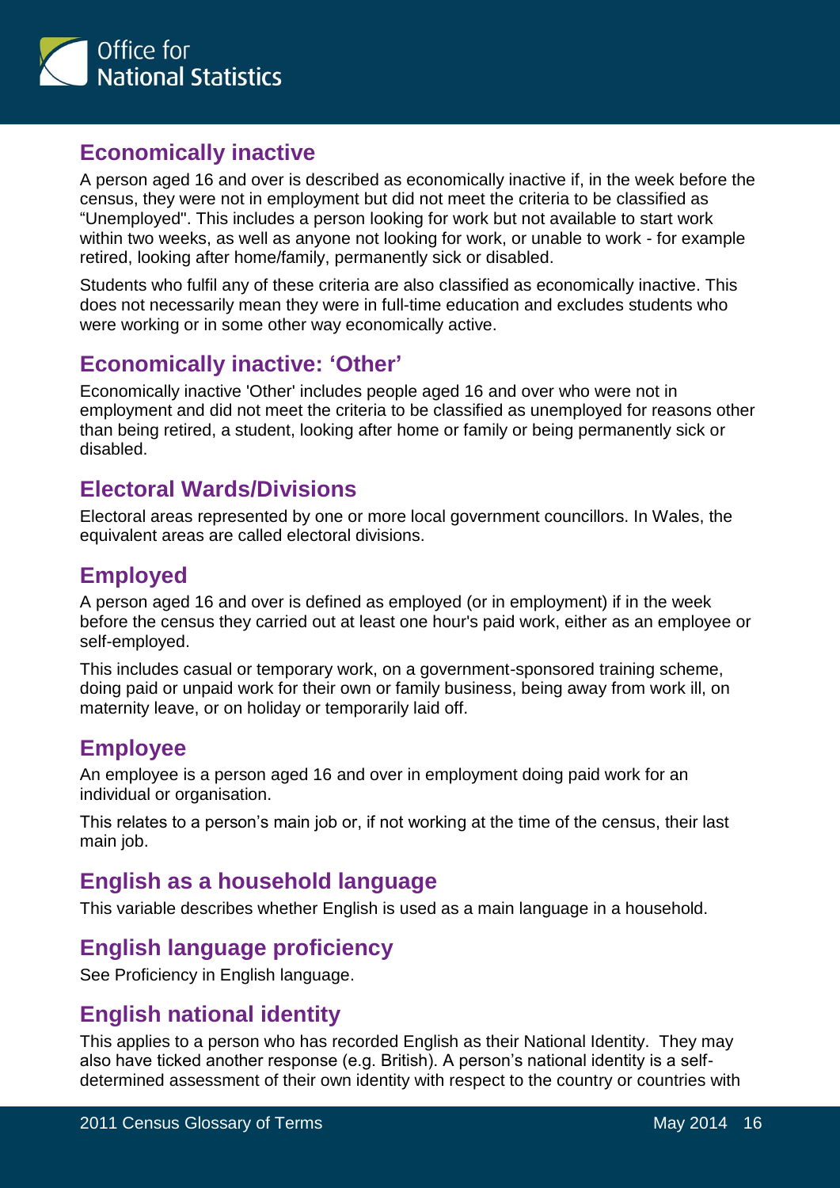## Economically inactive

A person aged 16 and over is described as economically inactive if, in the week before the census, they were not in employment but did not meet the criteria to be classified as "Unemployed". This includes a person looking for work but not available to start work within two weeks, as well as anyone not looking for work, or unable to work - for example retired, looking after home/family, permanently sick or disabled.

Students who fulfil any of these criteria are also classified as economically inactive. This does not necessarily mean they were in full-time education and excludes students who were working or in some other way economically active.

## Economically inactive: 'Other'

Economically inactive 'Other' includes people aged 16 and over who were not in employment and did not meet the criteria to be classified as unemployed for reasons other than being retired, a student, looking after home or family or being permanently sick or disabled.

## Electoral Wards/Divisions

Electoral areas represented by one or more local government councillors. In Wales, the equivalent areas are called electoral divisions.

## Employed

A person aged 16 and over is defined as employed (or in employment) if in the week before the census they carried out at least one hour's paid work, either as an employee or self-employed.

This includes casual or temporary work, on a government-sponsored training scheme, doing paid or unpaid work for their own or family business, being away from work ill, on maternity leave, or on holiday or temporarily laid off.

## Employee

An employee is a person aged 16 and over in employment doing paid work for an individual or organisation.

This relates to a person's main job or, if not working at the time of the census, their last main job.

## English as a household language

This variable describes whether English is used as a main language in a household.

## English language proficiency

See Proficiency in English language.

## English national identity

This applies to a person who has recorded English as their National Identity. They may also have ticked another response (e.g. British). A person's national identity is a self-determined assessment of their own identity with respect to the country or countries with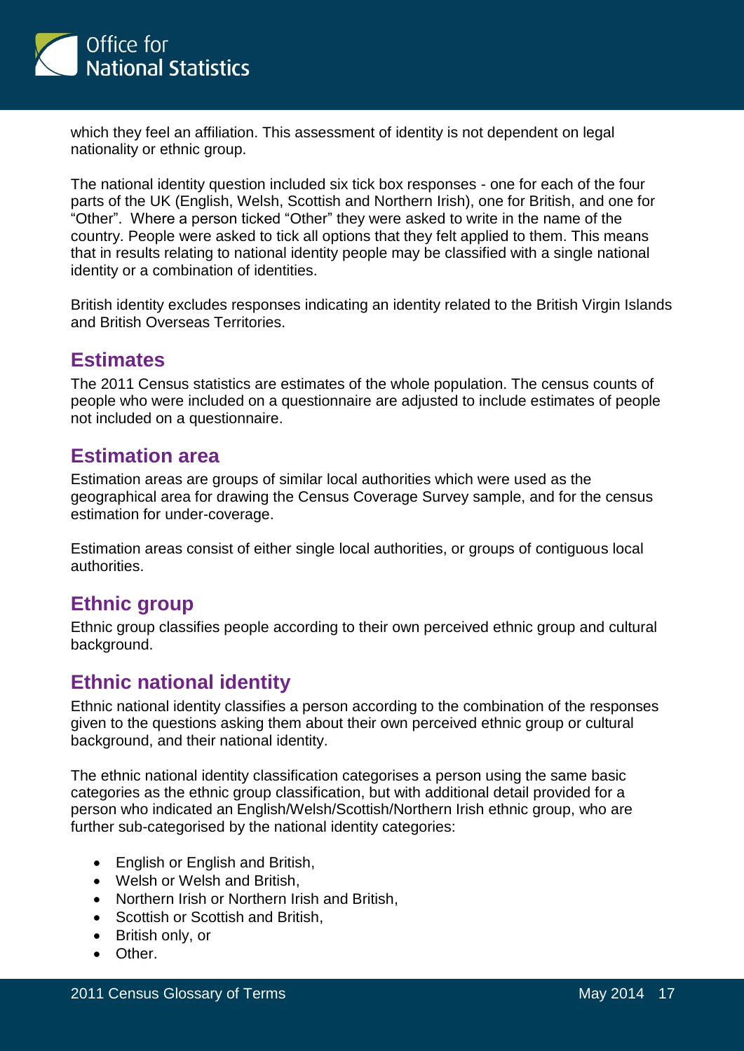which they feel an affiliation. This assessment of identity is not dependent on legal nationality or ethnic group.

The national identity question included six tick box responses - one for each of the four parts of the UK (English, Welsh, Scottish and Northern Irish), one for British, and one for “Other”. Where a person ticked “Other” they were asked to write in the name of the country. People were asked to tick all options that they felt applied to them. This means that in results relating to national identity people may be classified with a single national identity or a combination of identities.

British identity excludes responses indicating an identity related to the British Virgin Islands and British Overseas Territories.

## Estimates

The 2011 Census statistics are estimates of the whole population. The census counts of people who were included on a questionnaire are adjusted to include estimates of people not included on a questionnaire.

## Estimation area

Estimation areas are groups of similar local authorities which were used as the geographical area for drawing the Census Coverage Survey sample, and for the census estimation for under-coverage.

Estimation areas consist of either single local authorities, or groups of contiguous local authorities.

## Ethnic group

Ethnic group classifies people according to their own perceived ethnic group and cultural background.

## Ethnic national identity

Ethnic national identity classifies a person according to the combination of the responses given to the questions asking them about their own perceived ethnic group or cultural background, and their national identity.

The ethnic national identity classification categorises a person using the same basic categories as the ethnic group classification, but with additional detail provided for a person who indicated an English/Welsh/Scottish/Northern Irish ethnic group, who are further sub-categorised by the national identity categories:

- English or English and British,
- Welsh or Welsh and British,
- Northern Irish or Northern Irish and British,
- Scottish or Scottish and British,
- British only, or
- Other.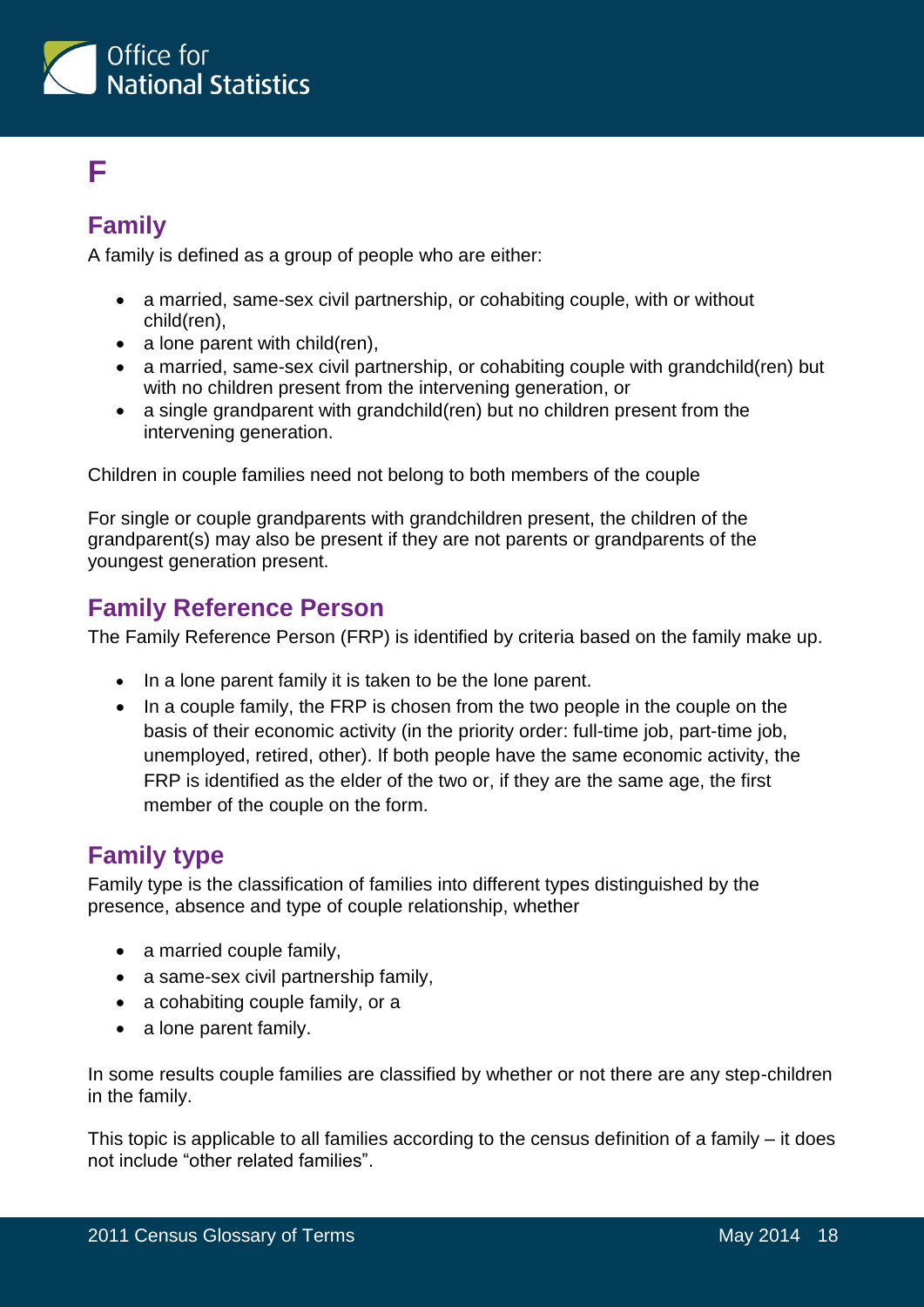# F

## Family

A family is defined as a group of people who are either:

- a married, same-sex civil partnership, or cohabiting couple, with or without child(ren),
- a lone parent with child(ren),
- a married, same-sex civil partnership, or cohabiting couple with grandchild(ren) but with no children present from the intervening generation, or
- a single grandparent with grandchild(ren) but no children present from the intervening generation.

Children in couple families need not belong to both members of the couple

For single or couple grandparents with grandchildren present, the children of the grandparent(s) may also be present if they are not parents or grandparents of the youngest generation present.

## Family Reference Person

The Family Reference Person (FRP) is identified by criteria based on the family make up.

- In a lone parent family it is taken to be the lone parent.
- In a couple family, the FRP is chosen from the two people in the couple on the basis of their economic activity (in the priority order: full-time job, part-time job, unemployed, retired, other). If both people have the same economic activity, the FRP is identified as the elder of the two or, if they are the same age, the first member of the couple on the form.

## Family type

Family type is the classification of families into different types distinguished by the presence, absence and type of couple relationship, whether

- a married couple family,
- a same-sex civil partnership family,
- a cohabiting couple family, or a
- a lone parent family.

In some results couple families are classified by whether or not there are any step-children in the family.

This topic is applicable to all families according to the census definition of a family – it does not include "other related families".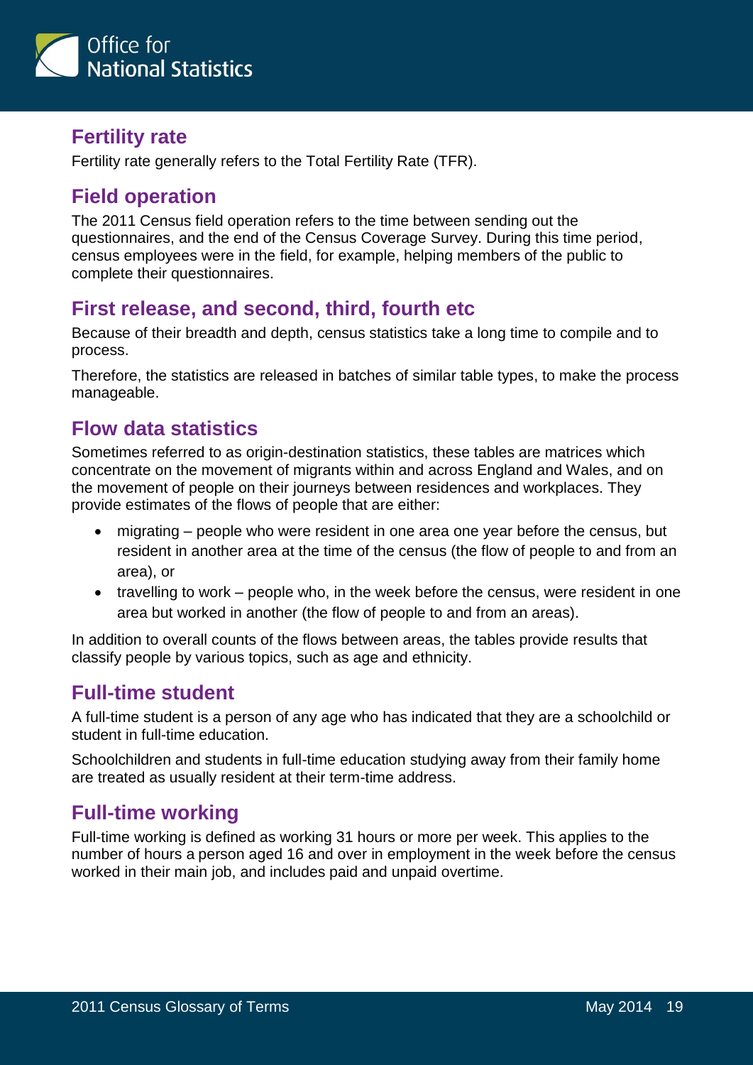## Fertility rate

Fertility rate generally refers to the Total Fertility Rate (TFR).

## Field operation

The 2011 Census field operation refers to the time between sending out the questionnaires, and the end of the Census Coverage Survey. During this time period, census employees were in the field, for example, helping members of the public to complete their questionnaires.

## First release, and second, third, fourth etc

Because of their breadth and depth, census statistics take a long time to compile and to process.

Therefore, the statistics are released in batches of similar table types, to make the process manageable.

## Flow data statistics

Sometimes referred to as origin-destination statistics, these tables are matrices which concentrate on the movement of migrants within and across England and Wales, and on the movement of people on their journeys between residences and workplaces. They provide estimates of the flows of people that are either:

- migrating – people who were resident in one area one year before the census, but resident in another area at the time of the census (the flow of people to and from an area), or
- travelling to work – people who, in the week before the census, were resident in one area but worked in another (the flow of people to and from an areas).

In addition to overall counts of the flows between areas, the tables provide results that classify people by various topics, such as age and ethnicity.

## Full-time student

A full-time student is a person of any age who has indicated that they are a schoolchild or student in full-time education.

Schoolchildren and students in full-time education studying away from their family home are treated as usually resident at their term-time address.

## Full-time working

Full-time working is defined as working 31 hours or more per week. This applies to the number of hours a person aged 16 and over in employment in the week before the census worked in their main job, and includes paid and unpaid overtime.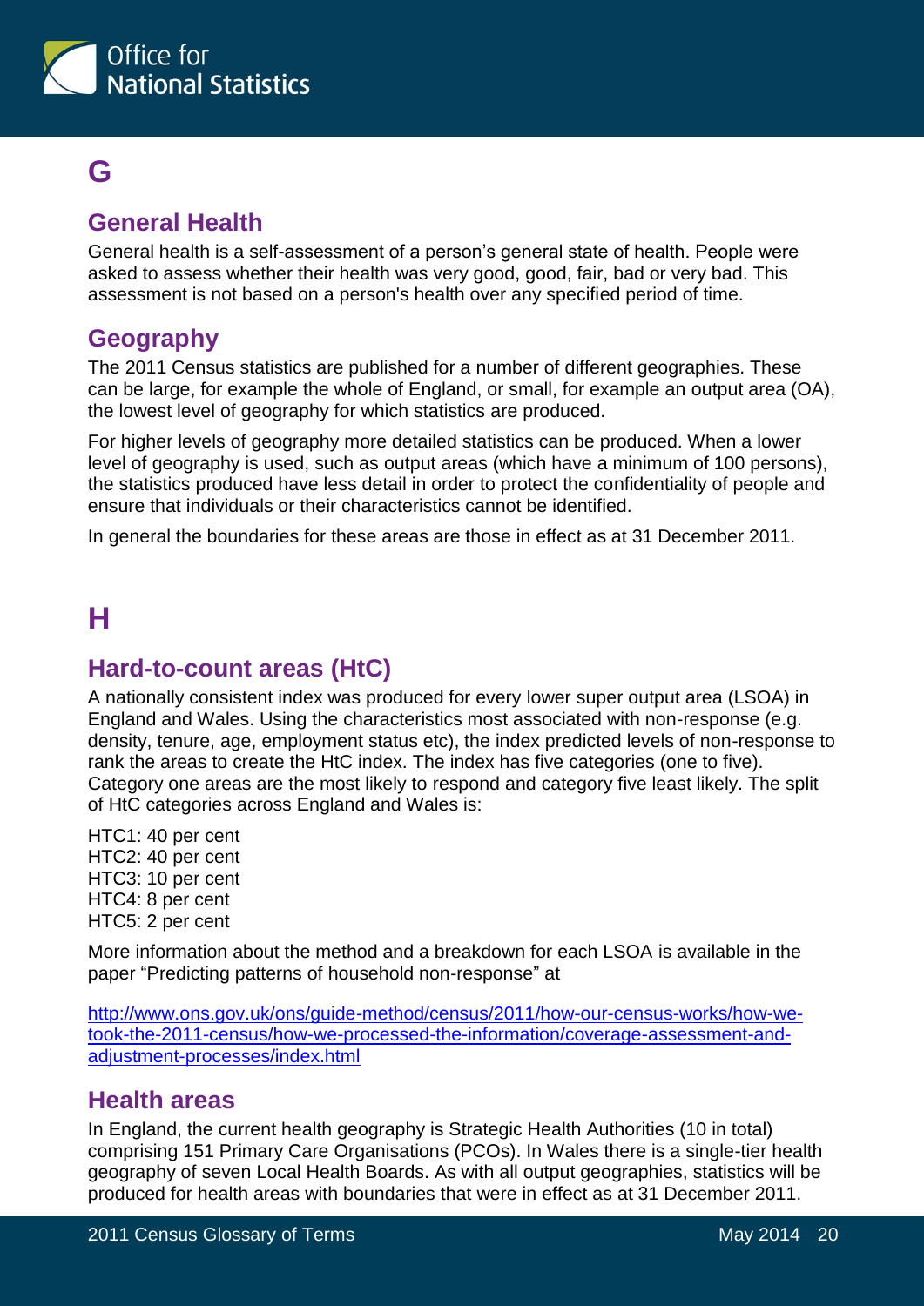# G

## General Health

General health is a self-assessment of a person's general state of health. People were asked to assess whether their health was very good, good, fair, bad or very bad. This assessment is not based on a person's health over any specified period of time.

## Geography

The 2011 Census statistics are published for a number of different geographies. These can be large, for example the whole of England, or small, for example an output area (OA), the lowest level of geography for which statistics are produced.

For higher levels of geography more detailed statistics can be produced. When a lower level of geography is used, such as output areas (which have a minimum of 100 persons), the statistics produced have less detail in order to protect the confidentiality of people and ensure that individuals or their characteristics cannot be identified.

In general the boundaries for these areas are those in effect as at 31 December 2011.

# H

## Hard-to-count areas (HtC)

A nationally consistent index was produced for every lower super output area (LSOA) in England and Wales. Using the characteristics most associated with non-response (e.g. density, tenure, age, employment status etc), the index predicted levels of non-response to rank the areas to create the HtC index. The index has five categories (one to five). Category one areas are the most likely to respond and category five least likely. The split of HtC categories across England and Wales is:

HTC1: 40 per cent
HTC2: 40 per cent
HTC3: 10 per cent
HTC4: 8 per cent
HTC5: 2 per cent

More information about the method and a breakdown for each LSOA is available in the paper "Predicting patterns of household non-response" at

http://www.ons.gov.uk/ons/guide-method/census/2011/how-our-census-works/how-we-took-the-2011-census/how-we-processed-the-information/coverage-assessment-and-adjustment-processes/index.html

## Health areas

In England, the current health geography is Strategic Health Authorities (10 in total) comprising 151 Primary Care Organisations (PCOs). In Wales there is a single-tier health geography of seven Local Health Boards. As with all output geographies, statistics will be produced for health areas with boundaries that were in effect as at 31 December 2011.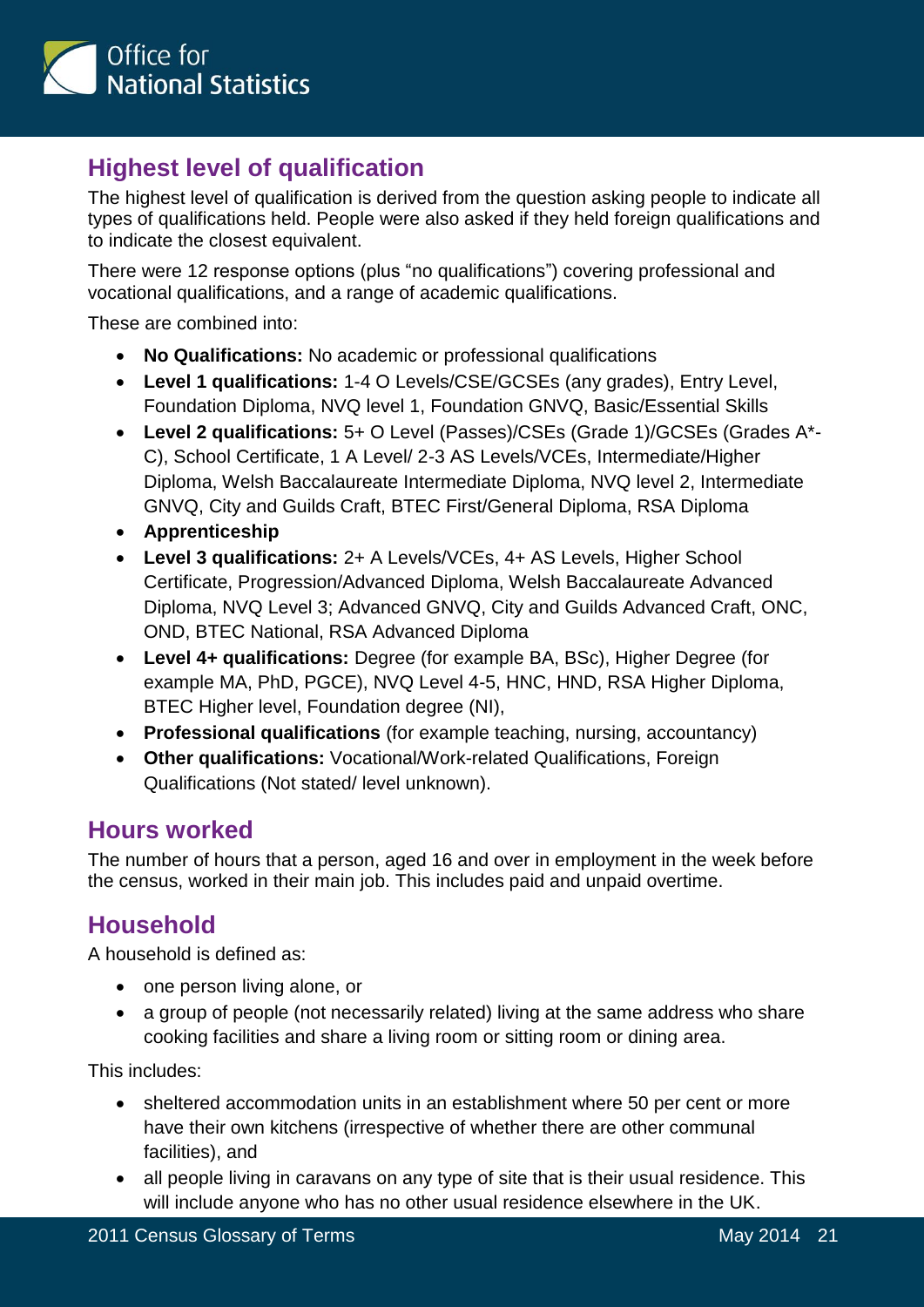## Highest level of qualification

The highest level of qualification is derived from the question asking people to indicate all types of qualifications held. People were also asked if they held foreign qualifications and to indicate the closest equivalent.

There were 12 response options (plus "no qualifications") covering professional and vocational qualifications, and a range of academic qualifications.

These are combined into:

- **No Qualifications:** No academic or professional qualifications
- **Level 1 qualifications:** 1-4 O Levels/CSE/GCSEs (any grades), Entry Level, Foundation Diploma, NVQ level 1, Foundation GNVQ, Basic/Essential Skills
- **Level 2 qualifications:** 5+ O Level (Passes)/CSEs (Grade 1)/GCSEs (Grades A*-C), School Certificate, 1 A Level/ 2-3 AS Levels/VCEs, Intermediate/Higher Diploma, Welsh Baccalaureate Intermediate Diploma, NVQ level 2, Intermediate GNVQ, City and Guilds Craft, BTEC First/General Diploma, RSA Diploma
- **Apprenticeship**
- **Level 3 qualifications:** 2+ A Levels/VCEs, 4+ AS Levels, Higher School Certificate, Progression/Advanced Diploma, Welsh Baccalaureate Advanced Diploma, NVQ Level 3; Advanced GNVQ, City and Guilds Advanced Craft, ONC, OND, BTEC National, RSA Advanced Diploma
- **Level 4+ qualifications:** Degree (for example BA, BSc), Higher Degree (for example MA, PhD, PGCE), NVQ Level 4-5, HNC, HND, RSA Higher Diploma, BTEC Higher level, Foundation degree (NI),
- **Professional qualifications** (for example teaching, nursing, accountancy)
- **Other qualifications:** Vocational/Work-related Qualifications, Foreign Qualifications (Not stated/ level unknown).

## Hours worked

The number of hours that a person, aged 16 and over in employment in the week before the census, worked in their main job. This includes paid and unpaid overtime.

## Household

A household is defined as:

- one person living alone, or
- a group of people (not necessarily related) living at the same address who share cooking facilities and share a living room or sitting room or dining area.

This includes:

- sheltered accommodation units in an establishment where 50 per cent or more have their own kitchens (irrespective of whether there are other communal facilities), and
- all people living in caravans on any type of site that is their usual residence. This will include anyone who has no other usual residence elsewhere in the UK.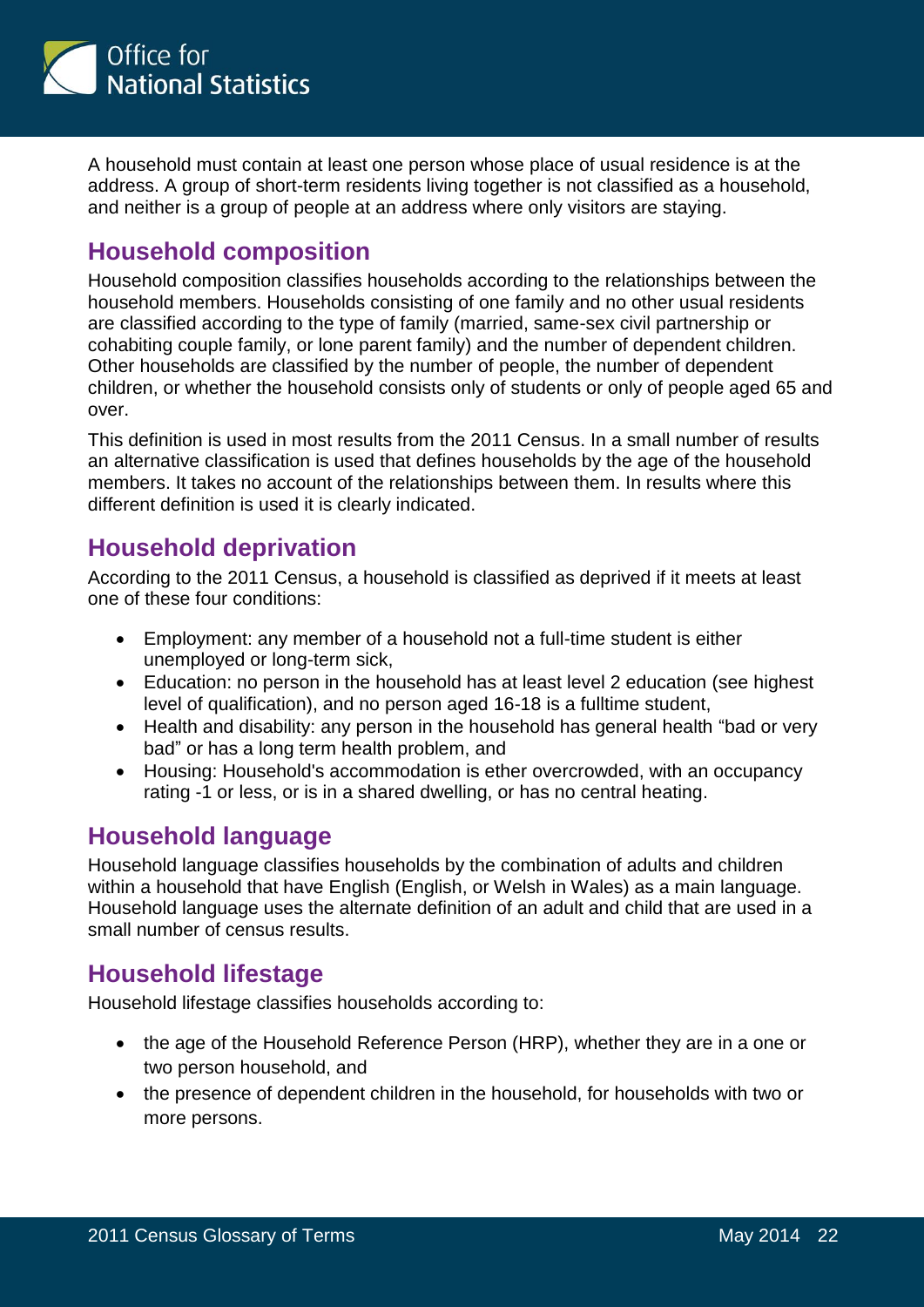A household must contain at least one person whose place of usual residence is at the address. A group of short-term residents living together is not classified as a household, and neither is a group of people at an address where only visitors are staying.

## Household composition

Household composition classifies households according to the relationships between the household members. Households consisting of one family and no other usual residents are classified according to the type of family (married, same-sex civil partnership or cohabiting couple family, or lone parent family) and the number of dependent children. Other households are classified by the number of people, the number of dependent children, or whether the household consists only of students or only of people aged 65 and over.

This definition is used in most results from the 2011 Census. In a small number of results an alternative classification is used that defines households by the age of the household members. It takes no account of the relationships between them. In results where this different definition is used it is clearly indicated.

## Household deprivation

According to the 2011 Census, a household is classified as deprived if it meets at least one of these four conditions:

- Employment: any member of a household not a full-time student is either unemployed or long-term sick,
- Education: no person in the household has at least level 2 education (see highest level of qualification), and no person aged 16-18 is a fulltime student,
- Health and disability: any person in the household has general health “bad or very bad” or has a long term health problem, and
- Housing: Household's accommodation is ether overcrowded, with an occupancy rating -1 or less, or is in a shared dwelling, or has no central heating.

## Household language

Household language classifies households by the combination of adults and children within a household that have English (English, or Welsh in Wales) as a main language. Household language uses the alternate definition of an adult and child that are used in a small number of census results.

## Household lifestage

Household lifestage classifies households according to:

- the age of the Household Reference Person (HRP), whether they are in a one or two person household, and
- the presence of dependent children in the household, for households with two or more persons.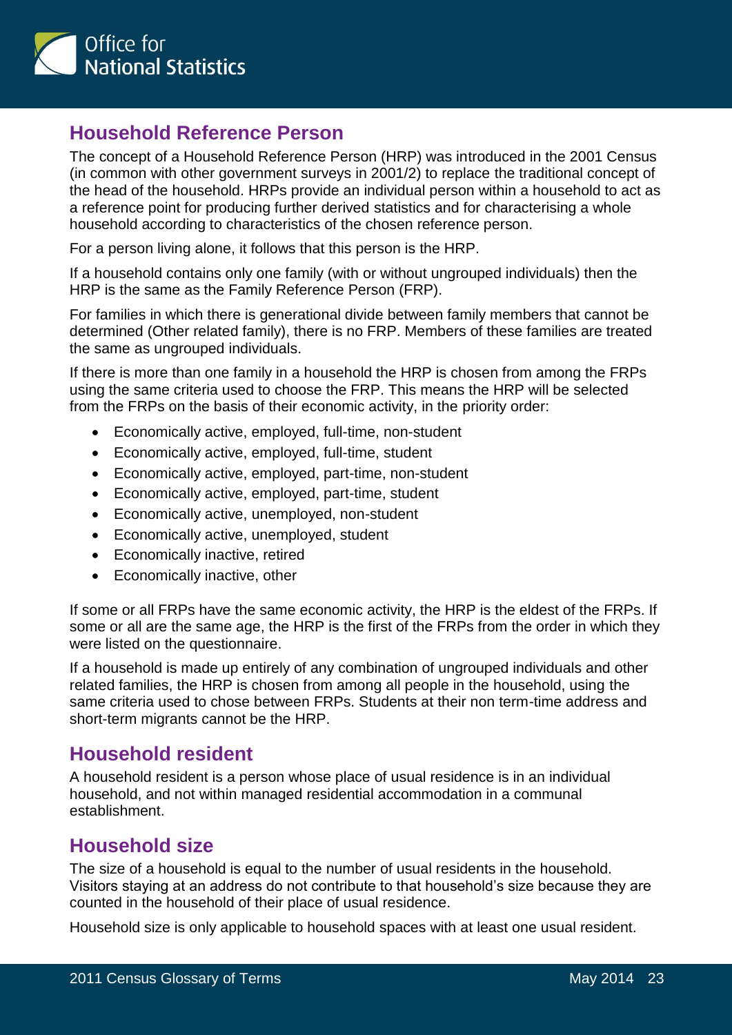## Household Reference Person

The concept of a Household Reference Person (HRP) was introduced in the 2001 Census (in common with other government surveys in 2001/2) to replace the traditional concept of the head of the household. HRPs provide an individual person within a household to act as a reference point for producing further derived statistics and for characterising a whole household according to characteristics of the chosen reference person.

For a person living alone, it follows that this person is the HRP.

If a household contains only one family (with or without ungrouped individuals) then the HRP is the same as the Family Reference Person (FRP).

For families in which there is generational divide between family members that cannot be determined (Other related family), there is no FRP. Members of these families are treated the same as ungrouped individuals.

If there is more than one family in a household the HRP is chosen from among the FRPs using the same criteria used to choose the FRP. This means the HRP will be selected from the FRPs on the basis of their economic activity, in the priority order:

- Economically active, employed, full-time, non-student
- Economically active, employed, full-time, student
- Economically active, employed, part-time, non-student
- Economically active, employed, part-time, student
- Economically active, unemployed, non-student
- Economically active, unemployed, student
- Economically inactive, retired
- Economically inactive, other

If some or all FRPs have the same economic activity, the HRP is the eldest of the FRPs. If some or all are the same age, the HRP is the first of the FRPs from the order in which they were listed on the questionnaire.

If a household is made up entirely of any combination of ungrouped individuals and other related families, the HRP is chosen from among all people in the household, using the same criteria used to chose between FRPs. Students at their non term-time address and short-term migrants cannot be the HRP.

## Household resident

A household resident is a person whose place of usual residence is in an individual household, and not within managed residential accommodation in a communal establishment.

## Household size

The size of a household is equal to the number of usual residents in the household. Visitors staying at an address do not contribute to that household's size because they are counted in the household of their place of usual residence.

Household size is only applicable to household spaces with at least one usual resident.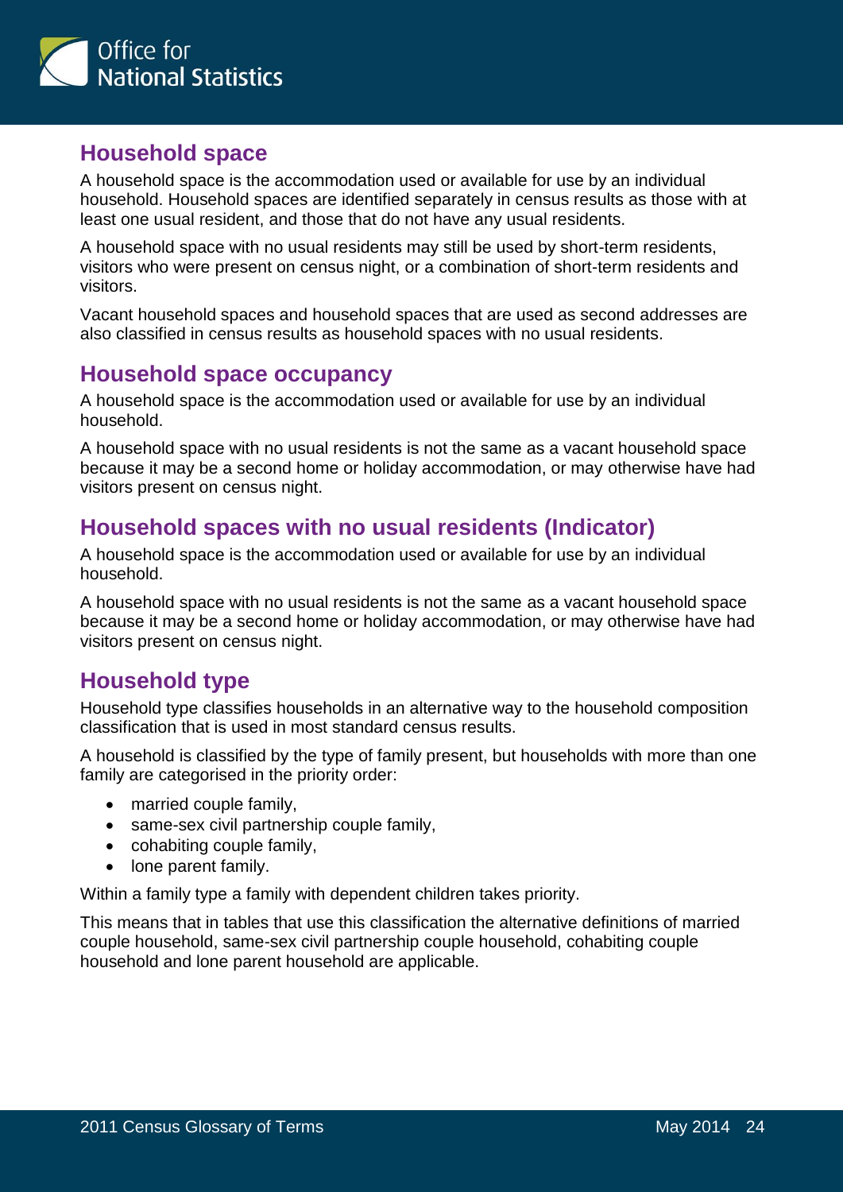## Household space

A household space is the accommodation used or available for use by an individual household. Household spaces are identified separately in census results as those with at least one usual resident, and those that do not have any usual residents.

A household space with no usual residents may still be used by short-term residents, visitors who were present on census night, or a combination of short-term residents and visitors.

Vacant household spaces and household spaces that are used as second addresses are also classified in census results as household spaces with no usual residents.

## Household space occupancy

A household space is the accommodation used or available for use by an individual household.

A household space with no usual residents is not the same as a vacant household space because it may be a second home or holiday accommodation, or may otherwise have had visitors present on census night.

## Household spaces with no usual residents (Indicator)

A household space is the accommodation used or available for use by an individual household.

A household space with no usual residents is not the same as a vacant household space because it may be a second home or holiday accommodation, or may otherwise have had visitors present on census night.

## Household type

Household type classifies households in an alternative way to the household composition classification that is used in most standard census results.

A household is classified by the type of family present, but households with more than one family are categorised in the priority order:

- married couple family,
- same-sex civil partnership couple family,
- cohabiting couple family,
- lone parent family.

Within a family type a family with dependent children takes priority.

This means that in tables that use this classification the alternative definitions of married couple household, same-sex civil partnership couple household, cohabiting couple household and lone parent household are applicable.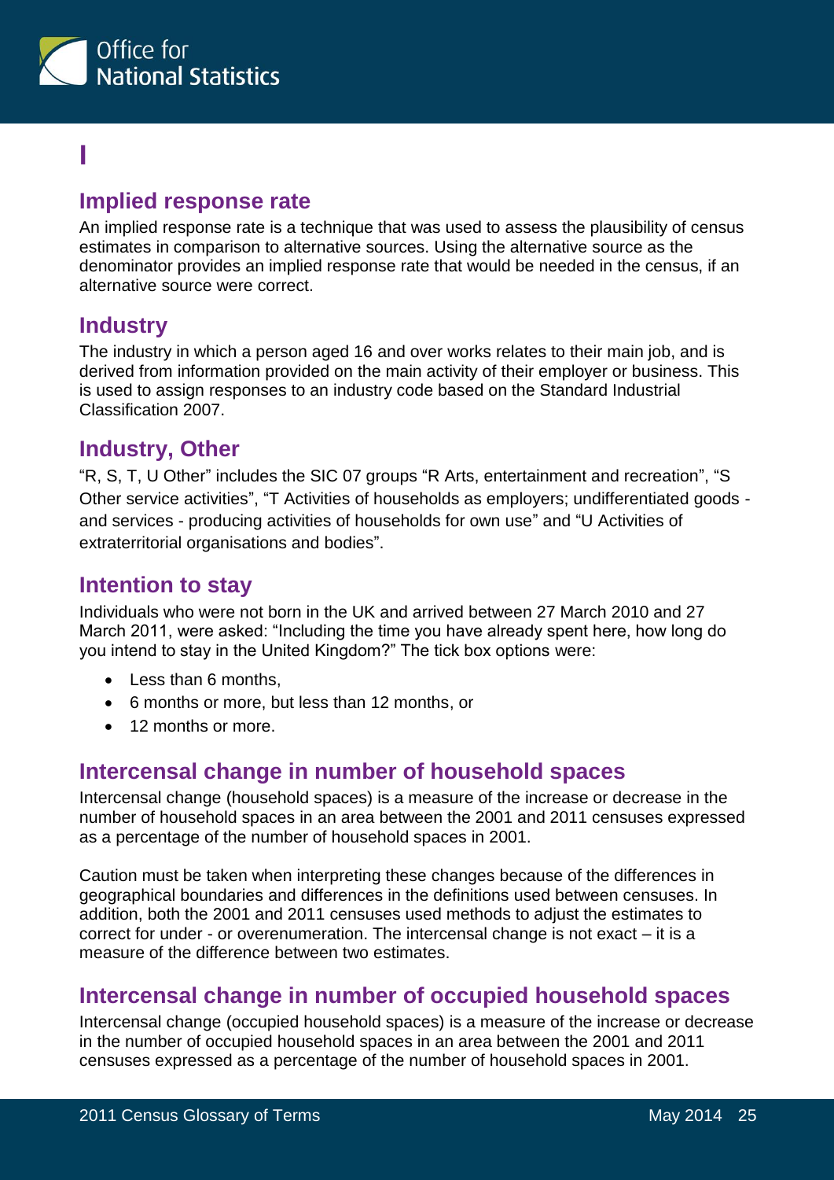# I

## Implied response rate

An implied response rate is a technique that was used to assess the plausibility of census estimates in comparison to alternative sources. Using the alternative source as the denominator provides an implied response rate that would be needed in the census, if an alternative source were correct.

## Industry

The industry in which a person aged 16 and over works relates to their main job, and is derived from information provided on the main activity of their employer or business. This is used to assign responses to an industry code based on the Standard Industrial Classification 2007.

## Industry, Other

"R, S, T, U Other" includes the SIC 07 groups "R Arts, entertainment and recreation", "S Other service activities", "T Activities of households as employers; undifferentiated goods - and services - producing activities of households for own use" and "U Activities of extraterritorial organisations and bodies".

## Intention to stay

Individuals who were not born in the UK and arrived between 27 March 2010 and 27 March 2011, were asked: "Including the time you have already spent here, how long do you intend to stay in the United Kingdom?" The tick box options were:

- Less than 6 months,
- 6 months or more, but less than 12 months, or
- 12 months or more.

## Intercensal change in number of household spaces

Intercensal change (household spaces) is a measure of the increase or decrease in the number of household spaces in an area between the 2001 and 2011 censuses expressed as a percentage of the number of household spaces in 2001.

Caution must be taken when interpreting these changes because of the differences in geographical boundaries and differences in the definitions used between censuses. In addition, both the 2001 and 2011 censuses used methods to adjust the estimates to correct for under - or overenumeration. The intercensal change is not exact – it is a measure of the difference between two estimates.

## Intercensal change in number of occupied household spaces

Intercensal change (occupied household spaces) is a measure of the increase or decrease in the number of occupied household spaces in an area between the 2001 and 2011 censuses expressed as a percentage of the number of household spaces in 2001.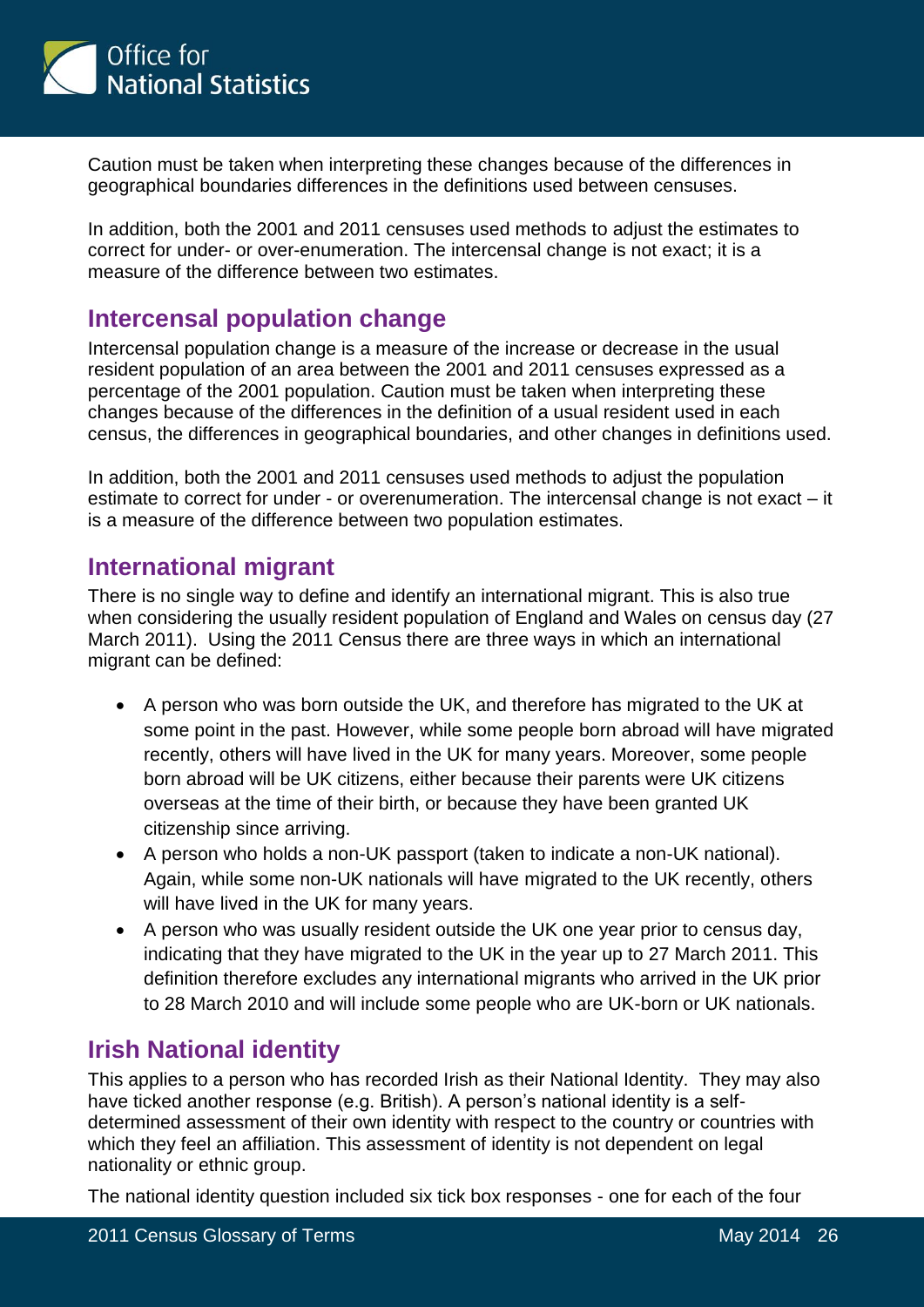Caution must be taken when interpreting these changes because of the differences in geographical boundaries differences in the definitions used between censuses.

In addition, both the 2001 and 2011 censuses used methods to adjust the estimates to correct for under- or over-enumeration. The intercensal change is not exact; it is a measure of the difference between two estimates.

## Intercensal population change

Intercensal population change is a measure of the increase or decrease in the usual resident population of an area between the 2001 and 2011 censuses expressed as a percentage of the 2001 population. Caution must be taken when interpreting these changes because of the differences in the definition of a usual resident used in each census, the differences in geographical boundaries, and other changes in definitions used.

In addition, both the 2001 and 2011 censuses used methods to adjust the population estimate to correct for under - or overenumeration. The intercensal change is not exact – it is a measure of the difference between two population estimates.

## International migrant

There is no single way to define and identify an international migrant. This is also true when considering the usually resident population of England and Wales on census day (27 March 2011). Using the 2011 Census there are three ways in which an international migrant can be defined:

- A person who was born outside the UK, and therefore has migrated to the UK at some point in the past. However, while some people born abroad will have migrated recently, others will have lived in the UK for many years. Moreover, some people born abroad will be UK citizens, either because their parents were UK citizens overseas at the time of their birth, or because they have been granted UK citizenship since arriving.
- A person who holds a non-UK passport (taken to indicate a non-UK national). Again, while some non-UK nationals will have migrated to the UK recently, others will have lived in the UK for many years.
- A person who was usually resident outside the UK one year prior to census day, indicating that they have migrated to the UK in the year up to 27 March 2011. This definition therefore excludes any international migrants who arrived in the UK prior to 28 March 2010 and will include some people who are UK-born or UK nationals.

## Irish National identity

This applies to a person who has recorded Irish as their National Identity. They may also have ticked another response (e.g. British). A person's national identity is a self-determined assessment of their own identity with respect to the country or countries with which they feel an affiliation. This assessment of identity is not dependent on legal nationality or ethnic group.

The national identity question included six tick box responses - one for each of the four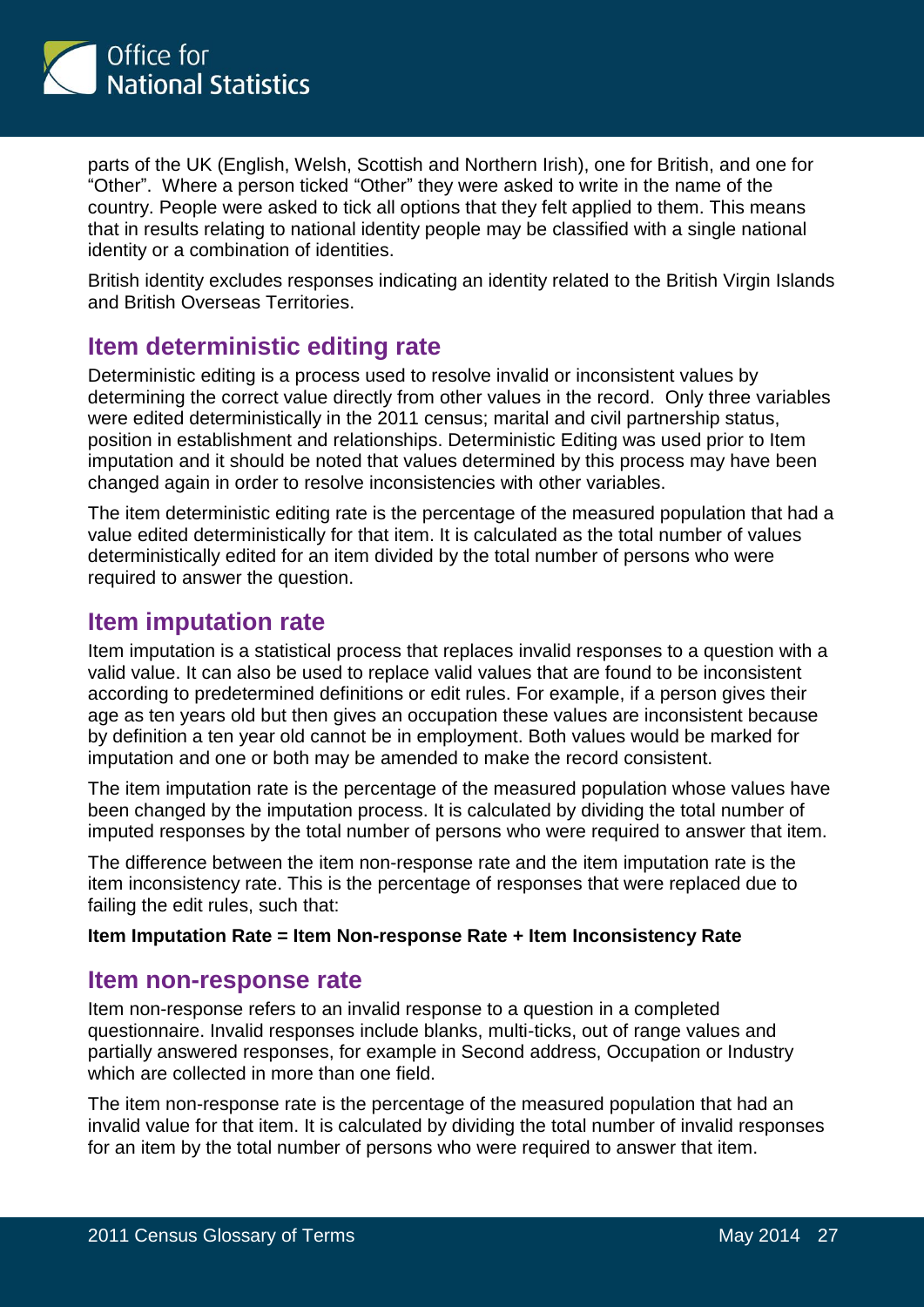parts of the UK (English, Welsh, Scottish and Northern Irish), one for British, and one for "Other". Where a person ticked "Other" they were asked to write in the name of the country. People were asked to tick all options that they felt applied to them. This means that in results relating to national identity people may be classified with a single national identity or a combination of identities.

British identity excludes responses indicating an identity related to the British Virgin Islands and British Overseas Territories.

## Item deterministic editing rate

Deterministic editing is a process used to resolve invalid or inconsistent values by determining the correct value directly from other values in the record. Only three variables were edited deterministically in the 2011 census; marital and civil partnership status, position in establishment and relationships. Deterministic Editing was used prior to Item imputation and it should be noted that values determined by this process may have been changed again in order to resolve inconsistencies with other variables.

The item deterministic editing rate is the percentage of the measured population that had a value edited deterministically for that item. It is calculated as the total number of values deterministically edited for an item divided by the total number of persons who were required to answer the question.

## Item imputation rate

Item imputation is a statistical process that replaces invalid responses to a question with a valid value. It can also be used to replace valid values that are found to be inconsistent according to predetermined definitions or edit rules. For example, if a person gives their age as ten years old but then gives an occupation these values are inconsistent because by definition a ten year old cannot be in employment. Both values would be marked for imputation and one or both may be amended to make the record consistent.

The item imputation rate is the percentage of the measured population whose values have been changed by the imputation process. It is calculated by dividing the total number of imputed responses by the total number of persons who were required to answer that item.

The difference between the item non-response rate and the item imputation rate is the item inconsistency rate. This is the percentage of responses that were replaced due to failing the edit rules, such that:

**Item Imputation Rate = Item Non-response Rate + Item Inconsistency Rate**

## Item non-response rate

Item non-response refers to an invalid response to a question in a completed questionnaire. Invalid responses include blanks, multi-ticks, out of range values and partially answered responses, for example in Second address, Occupation or Industry which are collected in more than one field.

The item non-response rate is the percentage of the measured population that had an invalid value for that item. It is calculated by dividing the total number of invalid responses for an item by the total number of persons who were required to answer that item.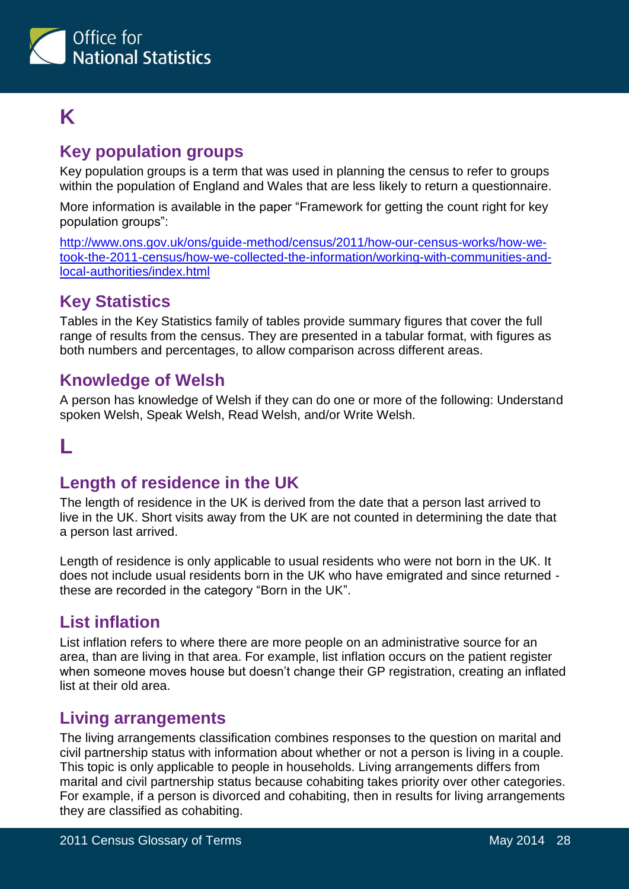# K

## Key population groups

Key population groups is a term that was used in planning the census to refer to groups within the population of England and Wales that are less likely to return a questionnaire.

More information is available in the paper "Framework for getting the count right for key population groups":

http://www.ons.gov.uk/ons/guide-method/census/2011/how-our-census-works/how-we-took-the-2011-census/how-we-collected-the-information/working-with-communities-and-local-authorities/index.html

## Key Statistics

Tables in the Key Statistics family of tables provide summary figures that cover the full range of results from the census. They are presented in a tabular format, with figures as both numbers and percentages, to allow comparison across different areas.

## Knowledge of Welsh

A person has knowledge of Welsh if they can do one or more of the following: Understand spoken Welsh, Speak Welsh, Read Welsh, and/or Write Welsh.

# L

## Length of residence in the UK

The length of residence in the UK is derived from the date that a person last arrived to live in the UK. Short visits away from the UK are not counted in determining the date that a person last arrived.

Length of residence is only applicable to usual residents who were not born in the UK. It does not include usual residents born in the UK who have emigrated and since returned - these are recorded in the category "Born in the UK".

## List inflation

List inflation refers to where there are more people on an administrative source for an area, than are living in that area. For example, list inflation occurs on the patient register when someone moves house but doesn't change their GP registration, creating an inflated list at their old area.

## Living arrangements

The living arrangements classification combines responses to the question on marital and civil partnership status with information about whether or not a person is living in a couple. This topic is only applicable to people in households. Living arrangements differs from marital and civil partnership status because cohabiting takes priority over other categories. For example, if a person is divorced and cohabiting, then in results for living arrangements they are classified as cohabiting.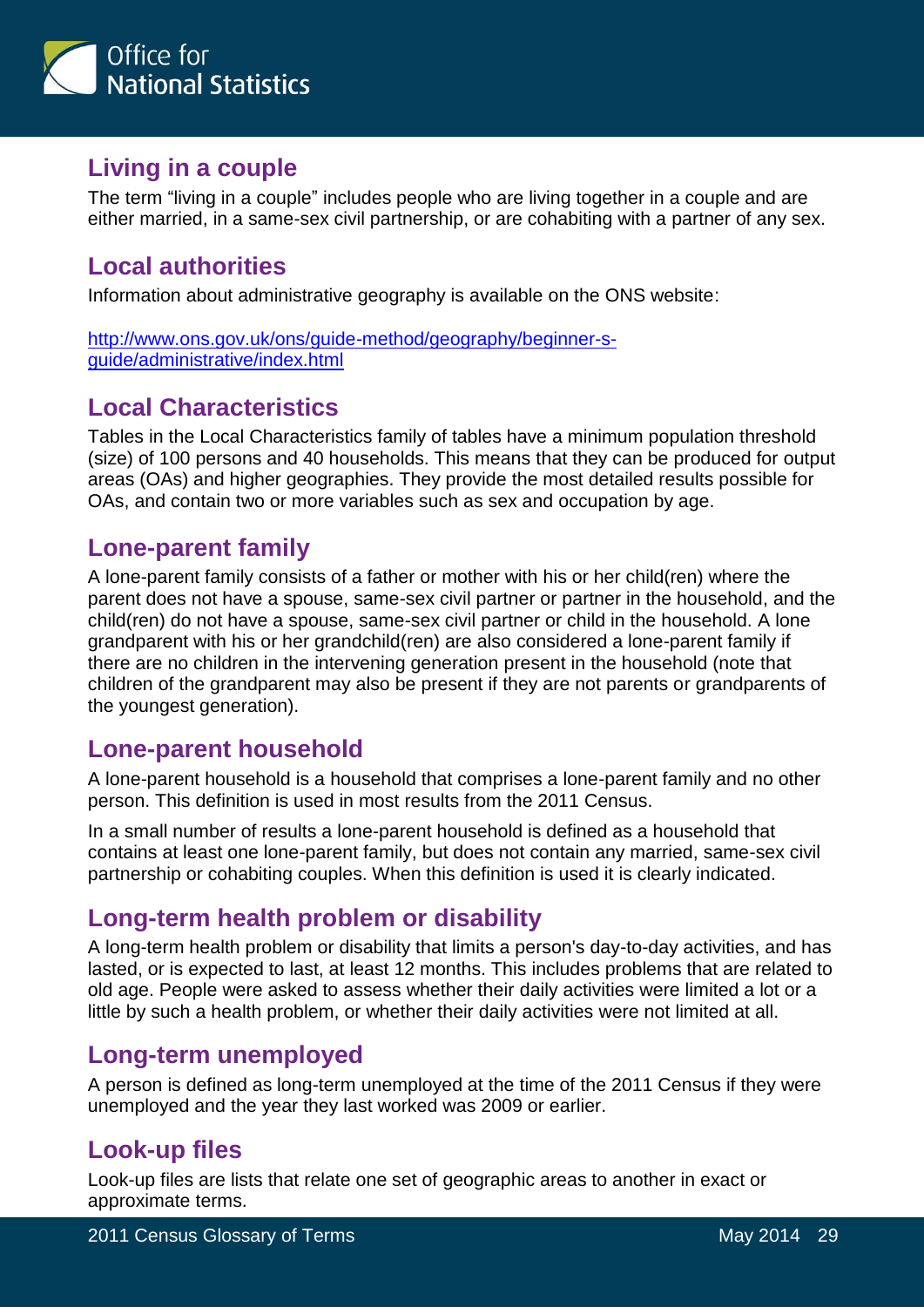## Living in a couple

The term "living in a couple" includes people who are living together in a couple and are either married, in a same-sex civil partnership, or are cohabiting with a partner of any sex.

## Local authorities

Information about administrative geography is available on the ONS website:

[http://www.ons.gov.uk/ons/guide-method/geography/beginner-s-guide/administrative/index.html](http://www.ons.gov.uk/ons/guide-method/geography/beginner-s-guide/administrative/index.html)

## Local Characteristics

Tables in the Local Characteristics family of tables have a minimum population threshold (size) of 100 persons and 40 households. This means that they can be produced for output areas (OAs) and higher geographies. They provide the most detailed results possible for OAs, and contain two or more variables such as sex and occupation by age.

## Lone-parent family

A lone-parent family consists of a father or mother with his or her child(ren) where the parent does not have a spouse, same-sex civil partner or partner in the household, and the child(ren) do not have a spouse, same-sex civil partner or child in the household. A lone grandparent with his or her grandchild(ren) are also considered a lone-parent family if there are no children in the intervening generation present in the household (note that children of the grandparent may also be present if they are not parents or grandparents of the youngest generation).

## Lone-parent household

A lone-parent household is a household that comprises a lone-parent family and no other person. This definition is used in most results from the 2011 Census.

In a small number of results a lone-parent household is defined as a household that contains at least one lone-parent family, but does not contain any married, same-sex civil partnership or cohabiting couples. When this definition is used it is clearly indicated.

## Long-term health problem or disability

A long-term health problem or disability that limits a person's day-to-day activities, and has lasted, or is expected to last, at least 12 months. This includes problems that are related to old age. People were asked to assess whether their daily activities were limited a lot or a little by such a health problem, or whether their daily activities were not limited at all.

## Long-term unemployed

A person is defined as long-term unemployed at the time of the 2011 Census if they were unemployed and the year they last worked was 2009 or earlier.

## Look-up files

Look-up files are lists that relate one set of geographic areas to another in exact or approximate terms.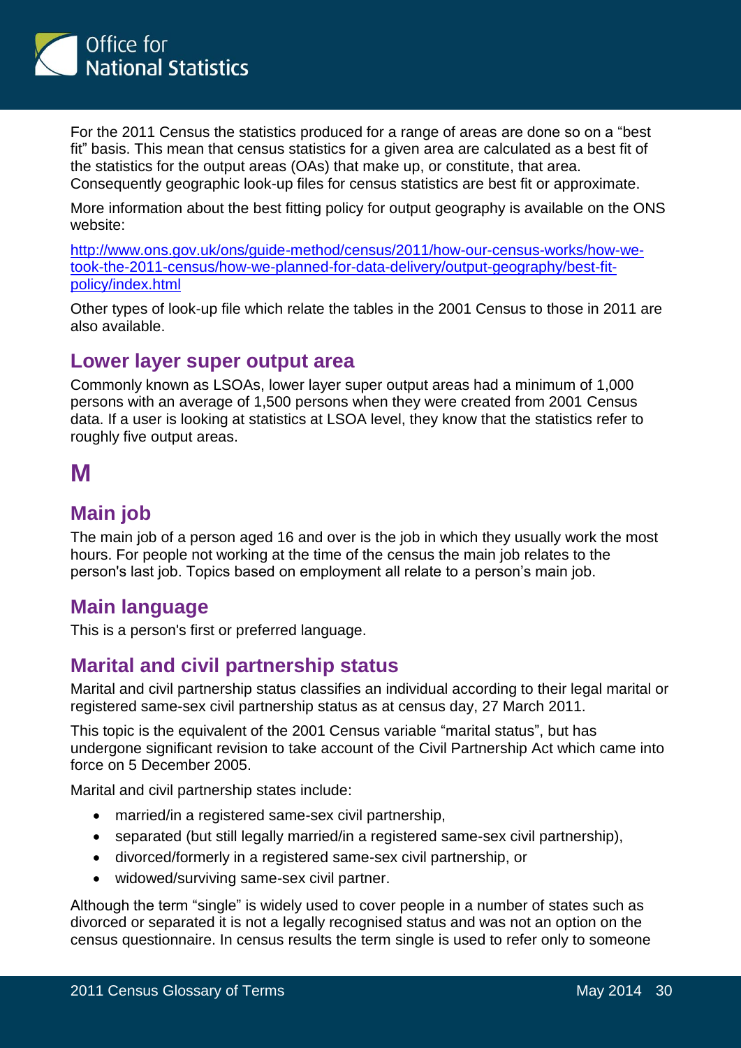For the 2011 Census the statistics produced for a range of areas are done so on a "best fit" basis. This mean that census statistics for a given area are calculated as a best fit of the statistics for the output areas (OAs) that make up, or constitute, that area. Consequently geographic look-up files for census statistics are best fit or approximate.

More information about the best fitting policy for output geography is available on the ONS website:

[http://www.ons.gov.uk/ons/guide-method/census/2011/how-our-census-works/how-we-took-the-2011-census/how-we-planned-for-data-delivery/output-geography/best-fit-policy/index.html](http://www.ons.gov.uk/ons/guide-method/census/2011/how-our-census-works/how-we-took-the-2011-census/how-we-planned-for-data-delivery/output-geography/best-fit-policy/index.html)

Other types of look-up file which relate the tables in the 2001 Census to those in 2011 are also available.

### Lower layer super output area

Commonly known as LSOAs, lower layer super output areas had a minimum of 1,000 persons with an average of 1,500 persons when they were created from 2001 Census data. If a user is looking at statistics at LSOA level, they know that the statistics refer to roughly five output areas.

## M

### Main job

The main job of a person aged 16 and over is the job in which they usually work the most hours. For people not working at the time of the census the main job relates to the person's last job. Topics based on employment all relate to a person's main job.

### Main language

This is a person's first or preferred language.

### Marital and civil partnership status

Marital and civil partnership status classifies an individual according to their legal marital or registered same-sex civil partnership status as at census day, 27 March 2011.

This topic is the equivalent of the 2001 Census variable "marital status", but has undergone significant revision to take account of the Civil Partnership Act which came into force on 5 December 2005.

Marital and civil partnership states include:

- married/in a registered same-sex civil partnership,
- separated (but still legally married/in a registered same-sex civil partnership),
- divorced/formerly in a registered same-sex civil partnership, or
- widowed/surviving same-sex civil partner.

Although the term "single" is widely used to cover people in a number of states such as divorced or separated it is not a legally recognised status and was not an option on the census questionnaire. In census results the term single is used to refer only to someone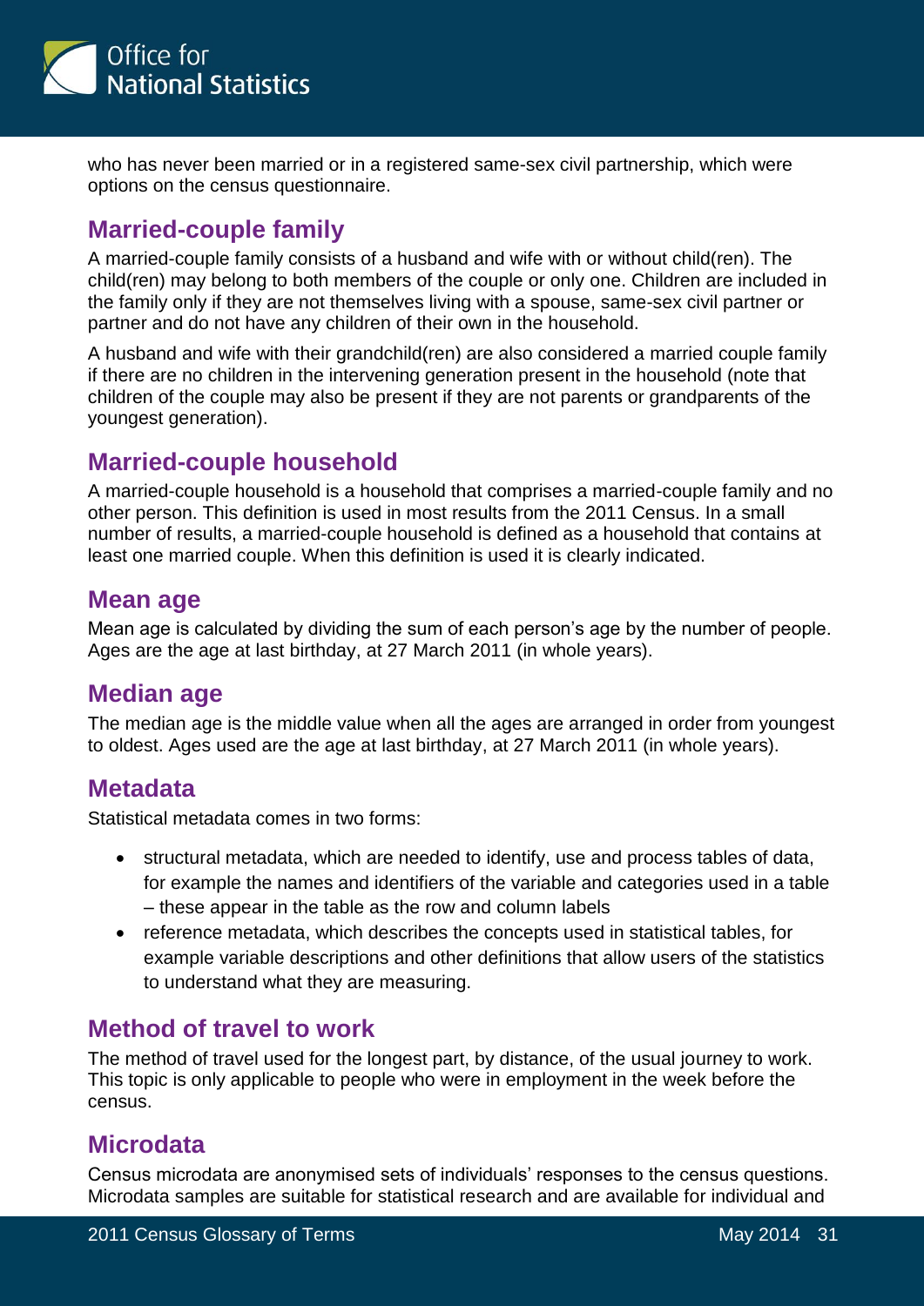who has never been married or in a registered same-sex civil partnership, which were options on the census questionnaire.

## Married-couple family

A married-couple family consists of a husband and wife with or without child(ren). The child(ren) may belong to both members of the couple or only one. Children are included in the family only if they are not themselves living with a spouse, same-sex civil partner or partner and do not have any children of their own in the household.

A husband and wife with their grandchild(ren) are also considered a married couple family if there are no children in the intervening generation present in the household (note that children of the couple may also be present if they are not parents or grandparents of the youngest generation).

## Married-couple household

A married-couple household is a household that comprises a married-couple family and no other person. This definition is used in most results from the 2011 Census. In a small number of results, a married-couple household is defined as a household that contains at least one married couple. When this definition is used it is clearly indicated.

## Mean age

Mean age is calculated by dividing the sum of each person's age by the number of people. Ages are the age at last birthday, at 27 March 2011 (in whole years).

## Median age

The median age is the middle value when all the ages are arranged in order from youngest to oldest. Ages used are the age at last birthday, at 27 March 2011 (in whole years).

## Metadata

Statistical metadata comes in two forms:

- structural metadata, which are needed to identify, use and process tables of data, for example the names and identifiers of the variable and categories used in a table – these appear in the table as the row and column labels
- reference metadata, which describes the concepts used in statistical tables, for example variable descriptions and other definitions that allow users of the statistics to understand what they are measuring.

## Method of travel to work

The method of travel used for the longest part, by distance, of the usual journey to work. This topic is only applicable to people who were in employment in the week before the census.

## Microdata

Census microdata are anonymised sets of individuals' responses to the census questions. Microdata samples are suitable for statistical research and are available for individual and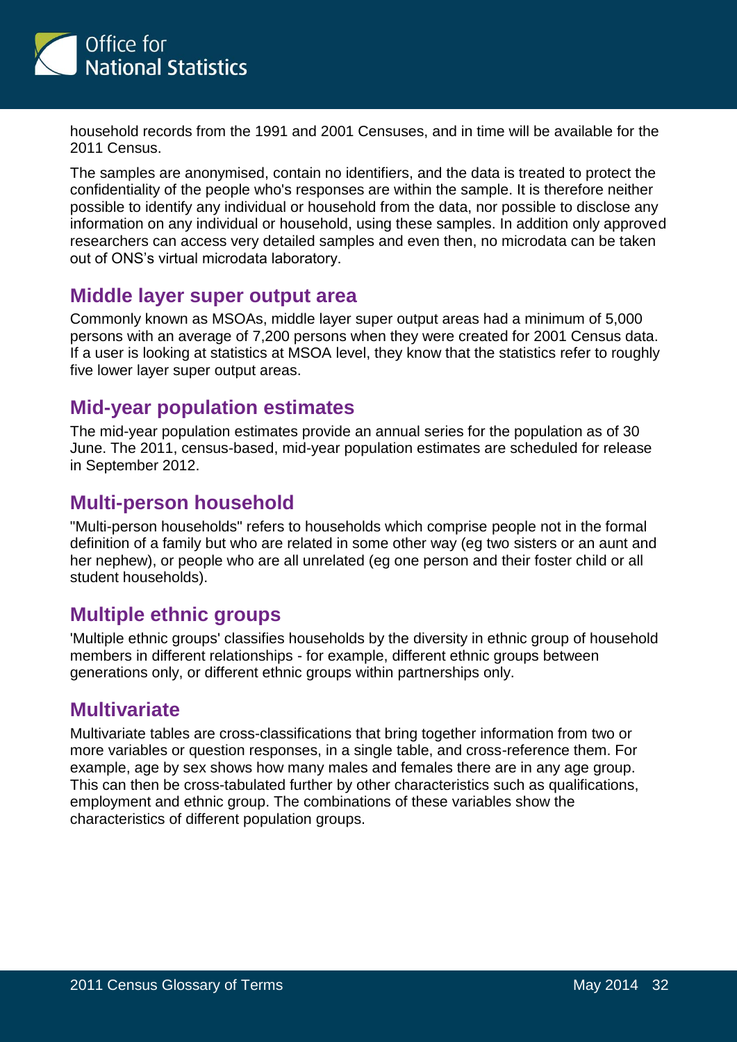household records from the 1991 and 2001 Censuses, and in time will be available for the 2011 Census.

The samples are anonymised, contain no identifiers, and the data is treated to protect the confidentiality of the people who's responses are within the sample. It is therefore neither possible to identify any individual or household from the data, nor possible to disclose any information on any individual or household, using these samples. In addition only approved researchers can access very detailed samples and even then, no microdata can be taken out of ONS's virtual microdata laboratory.

## Middle layer super output area

Commonly known as MSOAs, middle layer super output areas had a minimum of 5,000 persons with an average of 7,200 persons when they were created for 2001 Census data. If a user is looking at statistics at MSOA level, they know that the statistics refer to roughly five lower layer super output areas.

## Mid-year population estimates

The mid-year population estimates provide an annual series for the population as of 30 June. The 2011, census-based, mid-year population estimates are scheduled for release in September 2012.

## Multi-person household

"Multi-person households" refers to households which comprise people not in the formal definition of a family but who are related in some other way (eg two sisters or an aunt and her nephew), or people who are all unrelated (eg one person and their foster child or all student households).

## Multiple ethnic groups

'Multiple ethnic groups' classifies households by the diversity in ethnic group of household members in different relationships - for example, different ethnic groups between generations only, or different ethnic groups within partnerships only.

## Multivariate

Multivariate tables are cross-classifications that bring together information from two or more variables or question responses, in a single table, and cross-reference them. For example, age by sex shows how many males and females there are in any age group. This can then be cross-tabulated further by other characteristics such as qualifications, employment and ethnic group. The combinations of these variables show the characteristics of different population groups.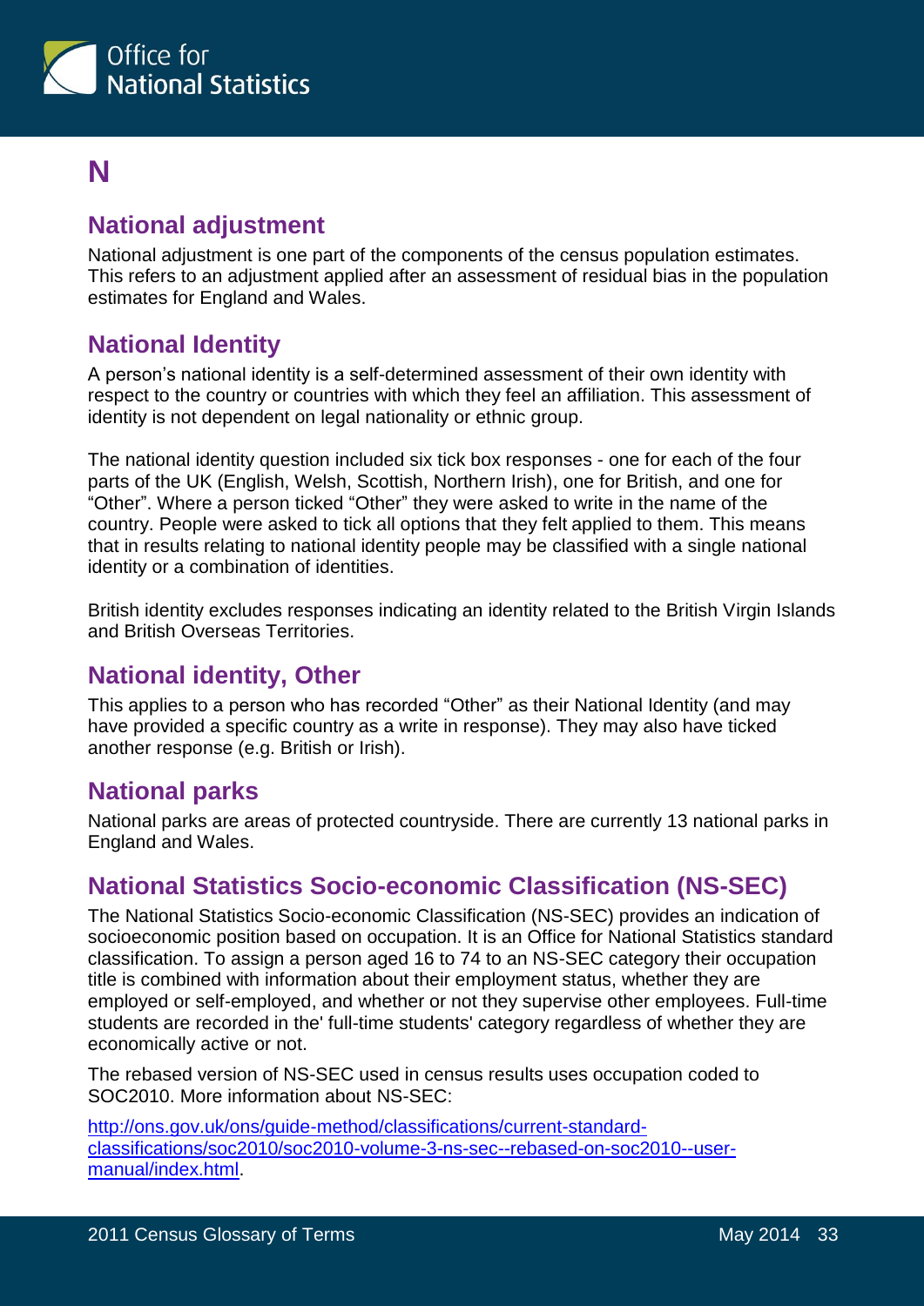# N

## National adjustment

National adjustment is one part of the components of the census population estimates. This refers to an adjustment applied after an assessment of residual bias in the population estimates for England and Wales.

## National Identity

A person's national identity is a self-determined assessment of their own identity with respect to the country or countries with which they feel an affiliation. This assessment of identity is not dependent on legal nationality or ethnic group.

The national identity question included six tick box responses - one for each of the four parts of the UK (English, Welsh, Scottish, Northern Irish), one for British, and one for "Other". Where a person ticked "Other" they were asked to write in the name of the country. People were asked to tick all options that they felt applied to them. This means that in results relating to national identity people may be classified with a single national identity or a combination of identities.

British identity excludes responses indicating an identity related to the British Virgin Islands and British Overseas Territories.

## National identity, Other

This applies to a person who has recorded "Other" as their National Identity (and may have provided a specific country as a write in response). They may also have ticked another response (e.g. British or Irish).

## National parks

National parks are areas of protected countryside. There are currently 13 national parks in England and Wales.

## National Statistics Socio-economic Classification (NS-SEC)

The National Statistics Socio-economic Classification (NS-SEC) provides an indication of socioeconomic position based on occupation. It is an Office for National Statistics standard classification. To assign a person aged 16 to 74 to an NS-SEC category their occupation title is combined with information about their employment status, whether they are employed or self-employed, and whether or not they supervise other employees. Full-time students are recorded in the' full-time students' category regardless of whether they are economically active or not.

The rebased version of NS-SEC used in census results uses occupation coded to SOC2010. More information about NS-SEC:

http://ons.gov.uk/ons/guide-method/classifications/current-standard-classifications/soc2010/soc2010-volume-3-ns-sec--rebased-on-soc2010--user-manual/index.html.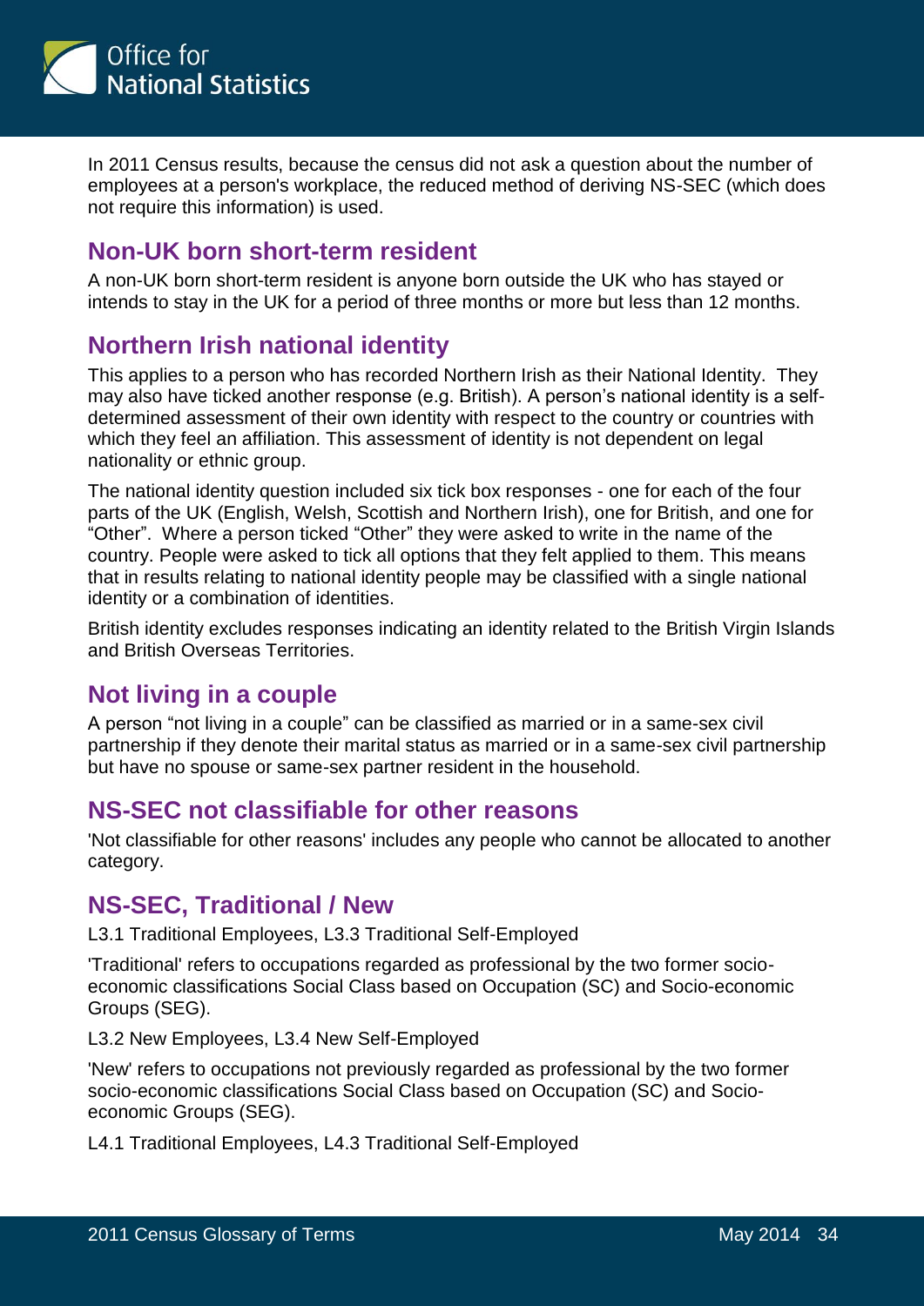In 2011 Census results, because the census did not ask a question about the number of employees at a person's workplace, the reduced method of deriving NS-SEC (which does not require this information) is used.

## Non-UK born short-term resident

A non-UK born short-term resident is anyone born outside the UK who has stayed or intends to stay in the UK for a period of three months or more but less than 12 months.

## Northern Irish national identity

This applies to a person who has recorded Northern Irish as their National Identity. They may also have ticked another response (e.g. British). A person's national identity is a self-determined assessment of their own identity with respect to the country or countries with which they feel an affiliation. This assessment of identity is not dependent on legal nationality or ethnic group.

The national identity question included six tick box responses - one for each of the four parts of the UK (English, Welsh, Scottish and Northern Irish), one for British, and one for "Other". Where a person ticked "Other" they were asked to write in the name of the country. People were asked to tick all options that they felt applied to them. This means that in results relating to national identity people may be classified with a single national identity or a combination of identities.

British identity excludes responses indicating an identity related to the British Virgin Islands and British Overseas Territories.

## Not living in a couple

A person "not living in a couple" can be classified as married or in a same-sex civil partnership if they denote their marital status as married or in a same-sex civil partnership but have no spouse or same-sex partner resident in the household.

## NS-SEC not classifiable for other reasons

'Not classifiable for other reasons' includes any people who cannot be allocated to another category.

## NS-SEC, Traditional / New

L3.1 Traditional Employees, L3.3 Traditional Self-Employed

'Traditional' refers to occupations regarded as professional by the two former socio-economic classifications Social Class based on Occupation (SC) and Socio-economic Groups (SEG).

L3.2 New Employees, L3.4 New Self-Employed

'New' refers to occupations not previously regarded as professional by the two former socio-economic classifications Social Class based on Occupation (SC) and Socio-economic Groups (SEG).

L4.1 Traditional Employees, L4.3 Traditional Self-Employed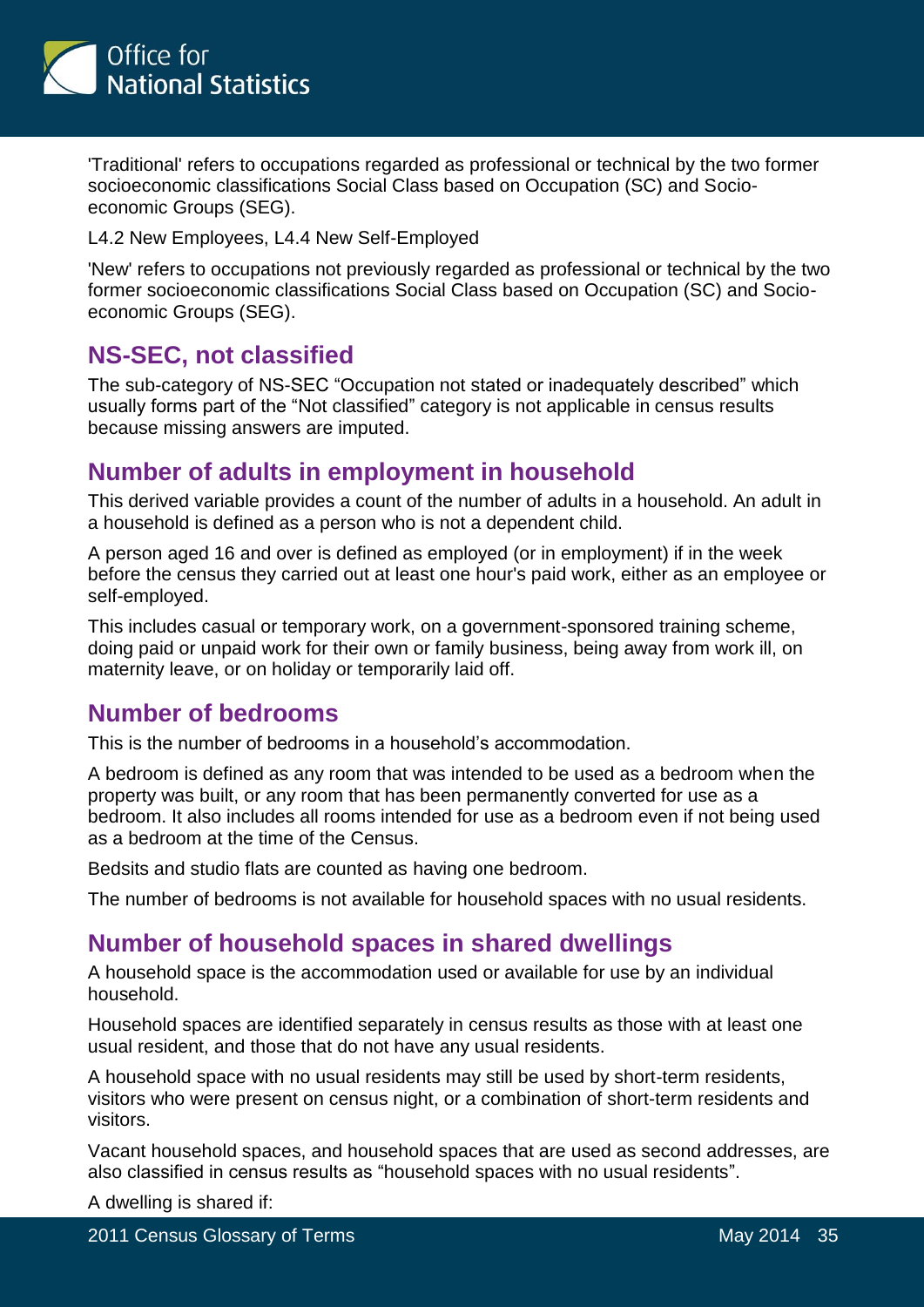'Traditional' refers to occupations regarded as professional or technical by the two former socioeconomic classifications Social Class based on Occupation (SC) and Socio-economic Groups (SEG).

L4.2 New Employees, L4.4 New Self-Employed

'New' refers to occupations not previously regarded as professional or technical by the two former socioeconomic classifications Social Class based on Occupation (SC) and Socio-economic Groups (SEG).

## NS-SEC, not classified

The sub-category of NS-SEC "Occupation not stated or inadequately described" which usually forms part of the "Not classified" category is not applicable in census results because missing answers are imputed.

## Number of adults in employment in household

This derived variable provides a count of the number of adults in a household. An adult in a household is defined as a person who is not a dependent child.

A person aged 16 and over is defined as employed (or in employment) if in the week before the census they carried out at least one hour's paid work, either as an employee or self-employed.

This includes casual or temporary work, on a government-sponsored training scheme, doing paid or unpaid work for their own or family business, being away from work ill, on maternity leave, or on holiday or temporarily laid off.

## Number of bedrooms

This is the number of bedrooms in a household's accommodation.

A bedroom is defined as any room that was intended to be used as a bedroom when the property was built, or any room that has been permanently converted for use as a bedroom. It also includes all rooms intended for use as a bedroom even if not being used as a bedroom at the time of the Census.

Bedsits and studio flats are counted as having one bedroom.

The number of bedrooms is not available for household spaces with no usual residents.

## Number of household spaces in shared dwellings

A household space is the accommodation used or available for use by an individual household.

Household spaces are identified separately in census results as those with at least one usual resident, and those that do not have any usual residents.

A household space with no usual residents may still be used by short-term residents, visitors who were present on census night, or a combination of short-term residents and visitors.

Vacant household spaces, and household spaces that are used as second addresses, are also classified in census results as "household spaces with no usual residents".

A dwelling is shared if: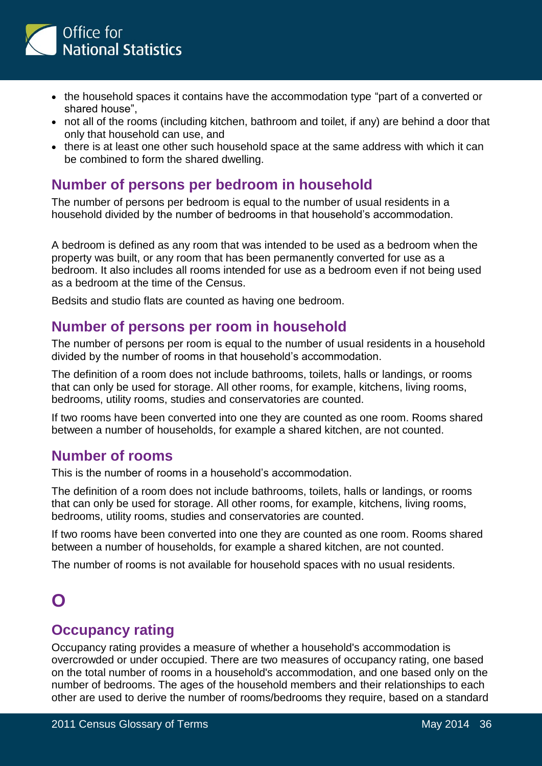- the household spaces it contains have the accommodation type "part of a converted or shared house",
- not all of the rooms (including kitchen, bathroom and toilet, if any) are behind a door that only that household can use, and
- there is at least one other such household space at the same address with which it can be combined to form the shared dwelling.

## Number of persons per bedroom in household

The number of persons per bedroom is equal to the number of usual residents in a household divided by the number of bedrooms in that household's accommodation.

A bedroom is defined as any room that was intended to be used as a bedroom when the property was built, or any room that has been permanently converted for use as a bedroom. It also includes all rooms intended for use as a bedroom even if not being used as a bedroom at the time of the Census.

Bedsits and studio flats are counted as having one bedroom.

## Number of persons per room in household

The number of persons per room is equal to the number of usual residents in a household divided by the number of rooms in that household's accommodation.

The definition of a room does not include bathrooms, toilets, halls or landings, or rooms that can only be used for storage. All other rooms, for example, kitchens, living rooms, bedrooms, utility rooms, studies and conservatories are counted.

If two rooms have been converted into one they are counted as one room. Rooms shared between a number of households, for example a shared kitchen, are not counted.

## Number of rooms

This is the number of rooms in a household's accommodation.

The definition of a room does not include bathrooms, toilets, halls or landings, or rooms that can only be used for storage. All other rooms, for example, kitchens, living rooms, bedrooms, utility rooms, studies and conservatories are counted.

If two rooms have been converted into one they are counted as one room. Rooms shared between a number of households, for example a shared kitchen, are not counted.

The number of rooms is not available for household spaces with no usual residents.

# O

## Occupancy rating

Occupancy rating provides a measure of whether a household's accommodation is overcrowded or under occupied. There are two measures of occupancy rating, one based on the total number of rooms in a household's accommodation, and one based only on the number of bedrooms. The ages of the household members and their relationships to each other are used to derive the number of rooms/bedrooms they require, based on a standard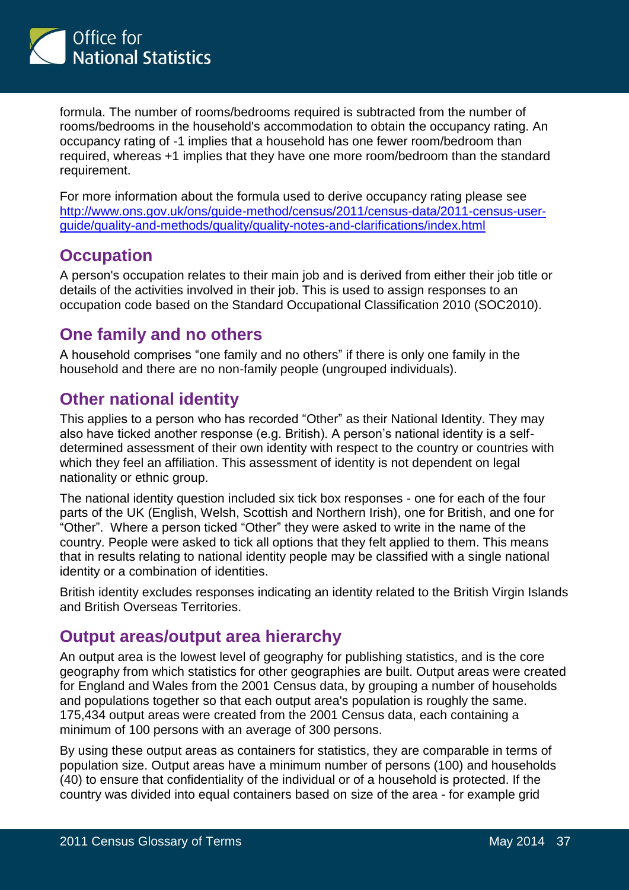formula. The number of rooms/bedrooms required is subtracted from the number of rooms/bedrooms in the household's accommodation to obtain the occupancy rating. An occupancy rating of -1 implies that a household has one fewer room/bedroom than required, whereas +1 implies that they have one more room/bedroom than the standard requirement.

For more information about the formula used to derive occupancy rating please see [http://www.ons.gov.uk/ons/guide-method/census/2011/census-data/2011-census-user-guide/quality-and-methods/quality/quality-notes-and-clarifications/index.html](http://www.ons.gov.uk/ons/guide-method/census/2011/census-data/2011-census-user-guide/quality-and-methods/quality/quality-notes-and-clarifications/index.html)

## Occupation

A person's occupation relates to their main job and is derived from either their job title or details of the activities involved in their job. This is used to assign responses to an occupation code based on the Standard Occupational Classification 2010 (SOC2010).

## One family and no others

A household comprises "one family and no others" if there is only one family in the household and there are no non-family people (ungrouped individuals).

## Other national identity

This applies to a person who has recorded "Other" as their National Identity. They may also have ticked another response (e.g. British). A person's national identity is a self-determined assessment of their own identity with respect to the country or countries with which they feel an affiliation. This assessment of identity is not dependent on legal nationality or ethnic group.

The national identity question included six tick box responses - one for each of the four parts of the UK (English, Welsh, Scottish and Northern Irish), one for British, and one for "Other". Where a person ticked "Other" they were asked to write in the name of the country. People were asked to tick all options that they felt applied to them. This means that in results relating to national identity people may be classified with a single national identity or a combination of identities.

British identity excludes responses indicating an identity related to the British Virgin Islands and British Overseas Territories.

## Output areas/output area hierarchy

An output area is the lowest level of geography for publishing statistics, and is the core geography from which statistics for other geographies are built. Output areas were created for England and Wales from the 2001 Census data, by grouping a number of households and populations together so that each output area's population is roughly the same. 175,434 output areas were created from the 2001 Census data, each containing a minimum of 100 persons with an average of 300 persons.

By using these output areas as containers for statistics, they are comparable in terms of population size. Output areas have a minimum number of persons (100) and households (40) to ensure that confidentiality of the individual or of a household is protected. If the country was divided into equal containers based on size of the area - for example grid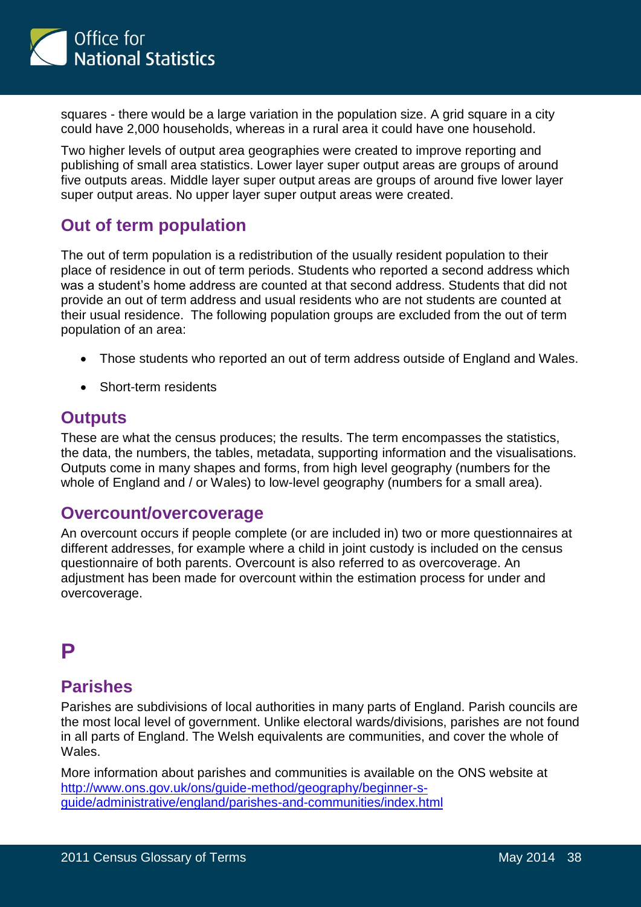squares - there would be a large variation in the population size. A grid square in a city could have 2,000 households, whereas in a rural area it could have one household.

Two higher levels of output area geographies were created to improve reporting and publishing of small area statistics. Lower layer super output areas are groups of around five outputs areas. Middle layer super output areas are groups of around five lower layer super output areas. No upper layer super output areas were created.

## Out of term population

The out of term population is a redistribution of the usually resident population to their place of residence in out of term periods. Students who reported a second address which was a student's home address are counted at that second address. Students that did not provide an out of term address and usual residents who are not students are counted at their usual residence. The following population groups are excluded from the out of term population of an area:

- Those students who reported an out of term address outside of England and Wales.
- Short-term residents

## Outputs

These are what the census produces; the results. The term encompasses the statistics, the data, the numbers, the tables, metadata, supporting information and the visualisations. Outputs come in many shapes and forms, from high level geography (numbers for the whole of England and / or Wales) to low-level geography (numbers for a small area).

## Overcount/overcoverage

An overcount occurs if people complete (or are included in) two or more questionnaires at different addresses, for example where a child in joint custody is included on the census questionnaire of both parents. Overcount is also referred to as overcoverage. An adjustment has been made for overcount within the estimation process for under and overcoverage.

# P

## Parishes

Parishes are subdivisions of local authorities in many parts of England. Parish councils are the most local level of government. Unlike electoral wards/divisions, parishes are not found in all parts of England. The Welsh equivalents are communities, and cover the whole of Wales.

More information about parishes and communities is available on the ONS website at [http://www.ons.gov.uk/ons/guide-method/geography/beginner-s-guide/administrative/england/parishes-and-communities/index.html](http://www.ons.gov.uk/ons/guide-method/geography/beginner-s-guide/administrative/england/parishes-and-communities/index.html)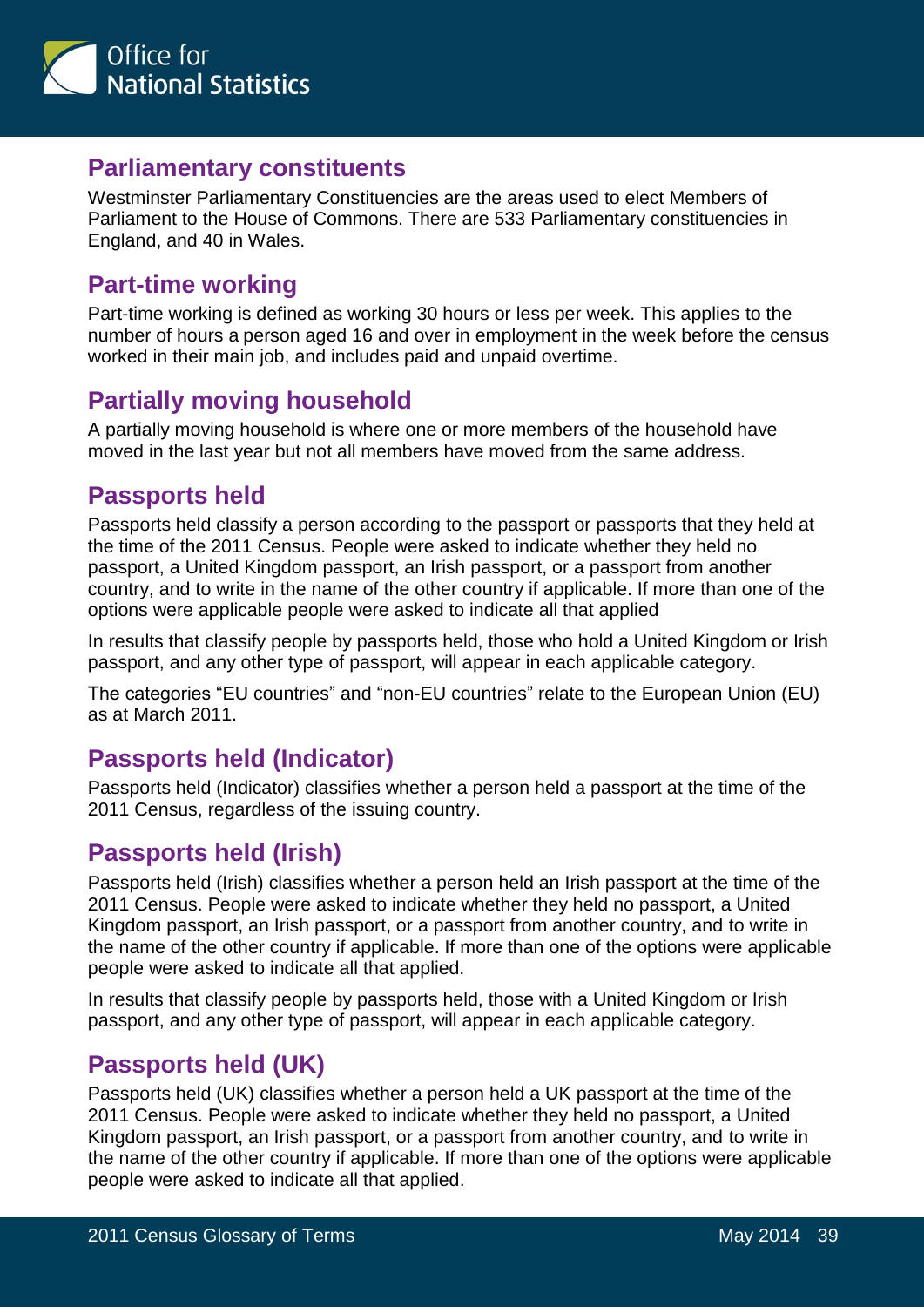## Parliamentary constituents

Westminster Parliamentary Constituencies are the areas used to elect Members of Parliament to the House of Commons. There are 533 Parliamentary constituencies in England, and 40 in Wales.

## Part-time working

Part-time working is defined as working 30 hours or less per week. This applies to the number of hours a person aged 16 and over in employment in the week before the census worked in their main job, and includes paid and unpaid overtime.

## Partially moving household

A partially moving household is where one or more members of the household have moved in the last year but not all members have moved from the same address.

## Passports held

Passports held classify a person according to the passport or passports that they held at the time of the 2011 Census. People were asked to indicate whether they held no passport, a United Kingdom passport, an Irish passport, or a passport from another country, and to write in the name of the other country if applicable. If more than one of the options were applicable people were asked to indicate all that applied

In results that classify people by passports held, those who hold a United Kingdom or Irish passport, and any other type of passport, will appear in each applicable category.

The categories "EU countries" and "non-EU countries" relate to the European Union (EU) as at March 2011.

## Passports held (Indicator)

Passports held (Indicator) classifies whether a person held a passport at the time of the 2011 Census, regardless of the issuing country.

## Passports held (Irish)

Passports held (Irish) classifies whether a person held an Irish passport at the time of the 2011 Census. People were asked to indicate whether they held no passport, a United Kingdom passport, an Irish passport, or a passport from another country, and to write in the name of the other country if applicable. If more than one of the options were applicable people were asked to indicate all that applied.

In results that classify people by passports held, those with a United Kingdom or Irish passport, and any other type of passport, will appear in each applicable category.

## Passports held (UK)

Passports held (UK) classifies whether a person held a UK passport at the time of the 2011 Census. People were asked to indicate whether they held no passport, a United Kingdom passport, an Irish passport, or a passport from another country, and to write in the name of the other country if applicable. If more than one of the options were applicable people were asked to indicate all that applied.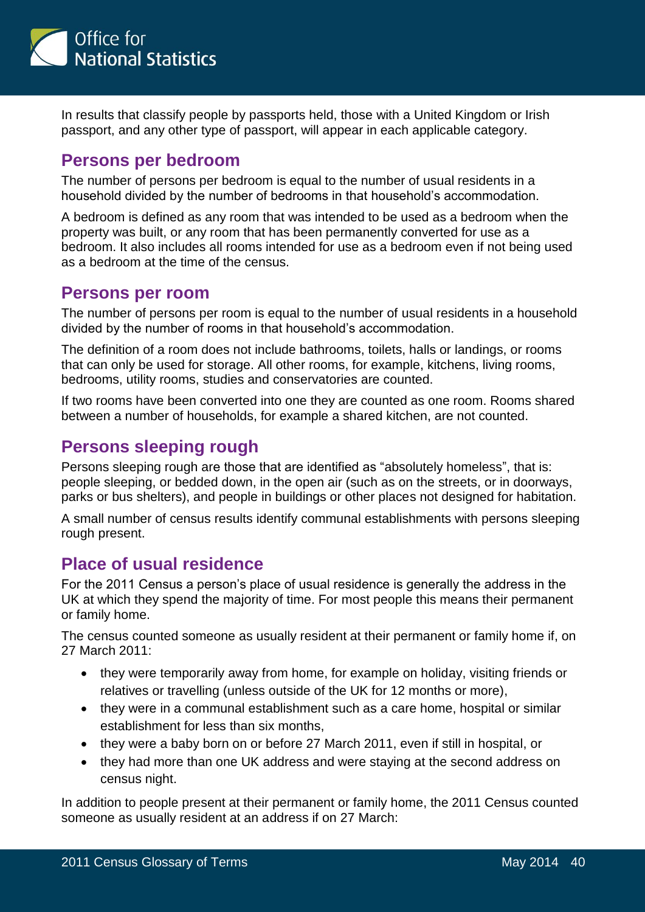In results that classify people by passports held, those with a United Kingdom or Irish passport, and any other type of passport, will appear in each applicable category.

## Persons per bedroom

The number of persons per bedroom is equal to the number of usual residents in a household divided by the number of bedrooms in that household's accommodation.

A bedroom is defined as any room that was intended to be used as a bedroom when the property was built, or any room that has been permanently converted for use as a bedroom. It also includes all rooms intended for use as a bedroom even if not being used as a bedroom at the time of the census.

## Persons per room

The number of persons per room is equal to the number of usual residents in a household divided by the number of rooms in that household's accommodation.

The definition of a room does not include bathrooms, toilets, halls or landings, or rooms that can only be used for storage. All other rooms, for example, kitchens, living rooms, bedrooms, utility rooms, studies and conservatories are counted.

If two rooms have been converted into one they are counted as one room. Rooms shared between a number of households, for example a shared kitchen, are not counted.

## Persons sleeping rough

Persons sleeping rough are those that are identified as "absolutely homeless", that is: people sleeping, or bedded down, in the open air (such as on the streets, or in doorways, parks or bus shelters), and people in buildings or other places not designed for habitation.

A small number of census results identify communal establishments with persons sleeping rough present.

## Place of usual residence

For the 2011 Census a person's place of usual residence is generally the address in the UK at which they spend the majority of time. For most people this means their permanent or family home.

The census counted someone as usually resident at their permanent or family home if, on 27 March 2011:

- they were temporarily away from home, for example on holiday, visiting friends or relatives or travelling (unless outside of the UK for 12 months or more),
- they were in a communal establishment such as a care home, hospital or similar establishment for less than six months,
- they were a baby born on or before 27 March 2011, even if still in hospital, or
- they had more than one UK address and were staying at the second address on census night.

In addition to people present at their permanent or family home, the 2011 Census counted someone as usually resident at an address if on 27 March: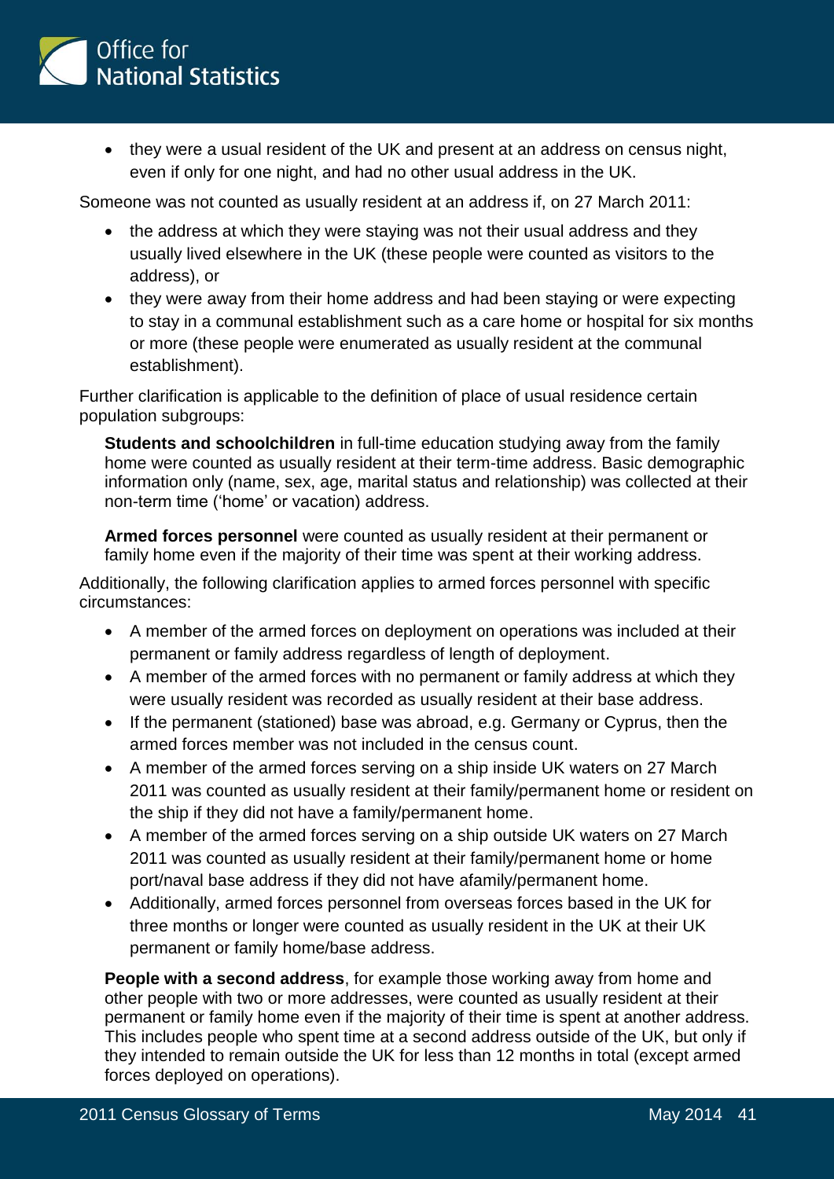- they were a usual resident of the UK and present at an address on census night, even if only for one night, and had no other usual address in the UK.

Someone was not counted as usually resident at an address if, on 27 March 2011:

- the address at which they were staying was not their usual address and they usually lived elsewhere in the UK (these people were counted as visitors to the address), or
- they were away from their home address and had been staying or were expecting to stay in a communal establishment such as a care home or hospital for six months or more (these people were enumerated as usually resident at the communal establishment).

Further clarification is applicable to the definition of place of usual residence certain population subgroups:

**Students and schoolchildren** in full-time education studying away from the family home were counted as usually resident at their term-time address. Basic demographic information only (name, sex, age, marital status and relationship) was collected at their non-term time ('home' or vacation) address.

**Armed forces personnel** were counted as usually resident at their permanent or family home even if the majority of their time was spent at their working address.

Additionally, the following clarification applies to armed forces personnel with specific circumstances:

- A member of the armed forces on deployment on operations was included at their permanent or family address regardless of length of deployment.
- A member of the armed forces with no permanent or family address at which they were usually resident was recorded as usually resident at their base address.
- If the permanent (stationed) base was abroad, e.g. Germany or Cyprus, then the armed forces member was not included in the census count.
- A member of the armed forces serving on a ship inside UK waters on 27 March 2011 was counted as usually resident at their family/permanent home or resident on the ship if they did not have a family/permanent home.
- A member of the armed forces serving on a ship outside UK waters on 27 March 2011 was counted as usually resident at their family/permanent home or home port/naval base address if they did not have afamily/permanent home.
- Additionally, armed forces personnel from overseas forces based in the UK for three months or longer were counted as usually resident in the UK at their UK permanent or family home/base address.

**People with a second address**, for example those working away from home and other people with two or more addresses, were counted as usually resident at their permanent or family home even if the majority of their time is spent at another address. This includes people who spent time at a second address outside of the UK, but only if they intended to remain outside the UK for less than 12 months in total (except armed forces deployed on operations).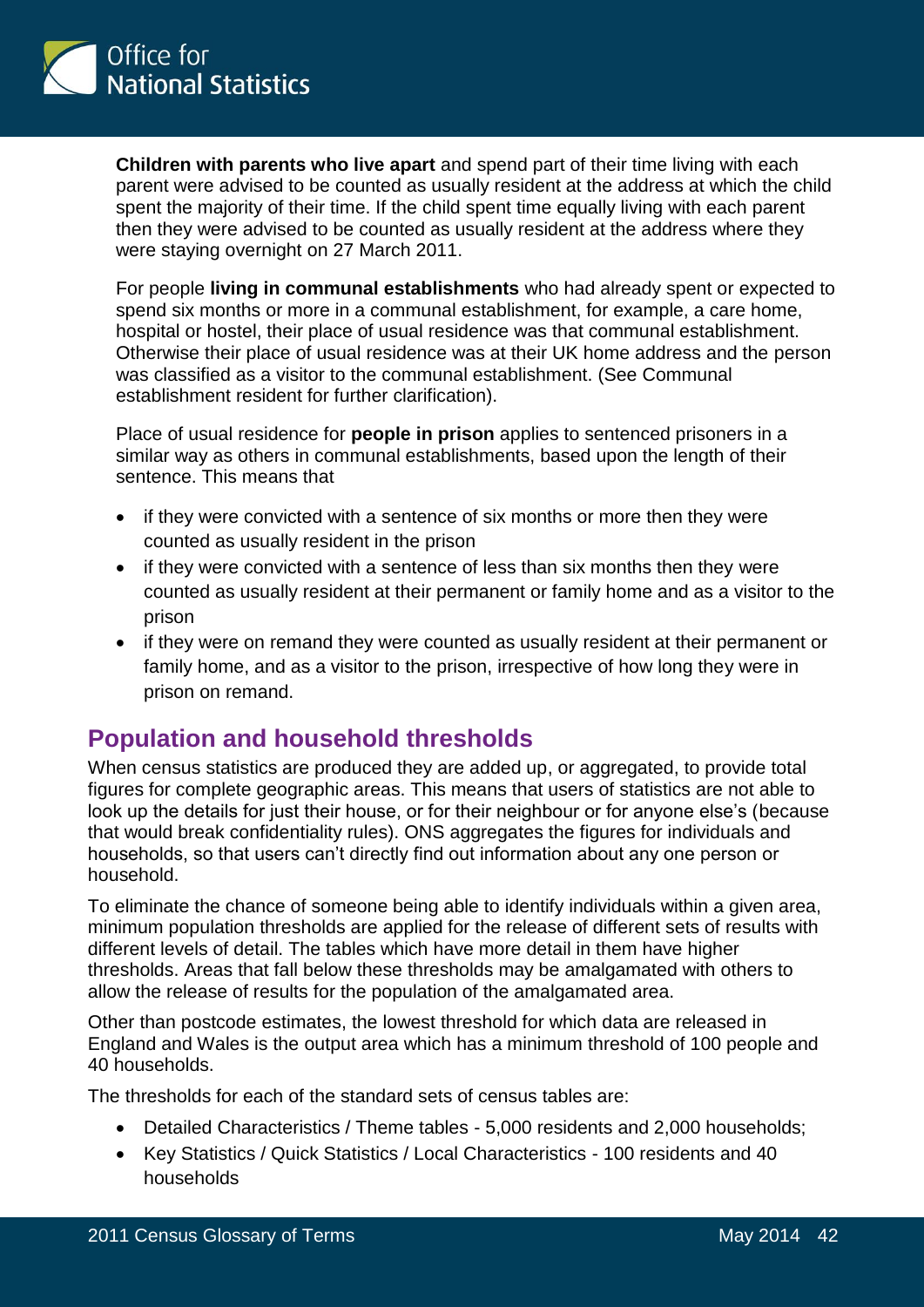**Children with parents who live apart** and spend part of their time living with each parent were advised to be counted as usually resident at the address at which the child spent the majority of their time. If the child spent time equally living with each parent then they were advised to be counted as usually resident at the address where they were staying overnight on 27 March 2011.

For people **living in communal establishments** who had already spent or expected to spend six months or more in a communal establishment, for example, a care home, hospital or hostel, their place of usual residence was that communal establishment. Otherwise their place of usual residence was at their UK home address and the person was classified as a visitor to the communal establishment. (See Communal establishment resident for further clarification).

Place of usual residence for **people in prison** applies to sentenced prisoners in a similar way as others in communal establishments, based upon the length of their sentence. This means that

- if they were convicted with a sentence of six months or more then they were counted as usually resident in the prison
- if they were convicted with a sentence of less than six months then they were counted as usually resident at their permanent or family home and as a visitor to the prison
- if they were on remand they were counted as usually resident at their permanent or family home, and as a visitor to the prison, irrespective of how long they were in prison on remand.

## Population and household thresholds

When census statistics are produced they are added up, or aggregated, to provide total figures for complete geographic areas. This means that users of statistics are not able to look up the details for just their house, or for their neighbour or for anyone else's (because that would break confidentiality rules). ONS aggregates the figures for individuals and households, so that users can't directly find out information about any one person or household.

To eliminate the chance of someone being able to identify individuals within a given area, minimum population thresholds are applied for the release of different sets of results with different levels of detail. The tables which have more detail in them have higher thresholds. Areas that fall below these thresholds may be amalgamated with others to allow the release of results for the population of the amalgamated area.

Other than postcode estimates, the lowest threshold for which data are released in England and Wales is the output area which has a minimum threshold of 100 people and 40 households.

The thresholds for each of the standard sets of census tables are:

- Detailed Characteristics / Theme tables - 5,000 residents and 2,000 households;
- Key Statistics / Quick Statistics / Local Characteristics - 100 residents and 40 households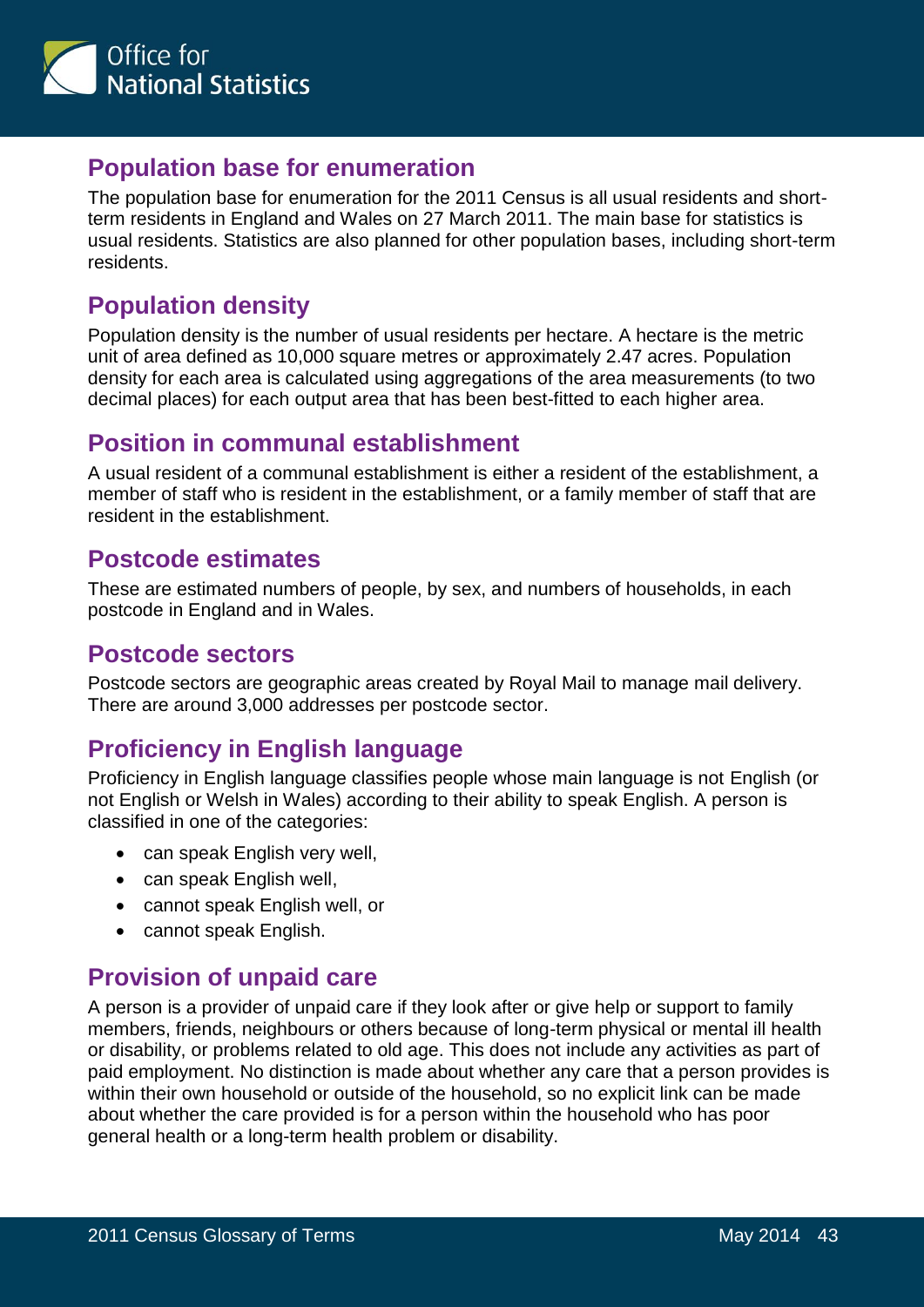## Population base for enumeration

The population base for enumeration for the 2011 Census is all usual residents and short-term residents in England and Wales on 27 March 2011. The main base for statistics is usual residents. Statistics are also planned for other population bases, including short-term residents.

## Population density

Population density is the number of usual residents per hectare. A hectare is the metric unit of area defined as 10,000 square metres or approximately 2.47 acres. Population density for each area is calculated using aggregations of the area measurements (to two decimal places) for each output area that has been best-fitted to each higher area.

## Position in communal establishment

A usual resident of a communal establishment is either a resident of the establishment, a member of staff who is resident in the establishment, or a family member of staff that are resident in the establishment.

## Postcode estimates

These are estimated numbers of people, by sex, and numbers of households, in each postcode in England and in Wales.

## Postcode sectors

Postcode sectors are geographic areas created by Royal Mail to manage mail delivery. There are around 3,000 addresses per postcode sector.

## Proficiency in English language

Proficiency in English language classifies people whose main language is not English (or not English or Welsh in Wales) according to their ability to speak English. A person is classified in one of the categories:

- can speak English very well,
- can speak English well,
- cannot speak English well, or
- cannot speak English.

## Provision of unpaid care

A person is a provider of unpaid care if they look after or give help or support to family members, friends, neighbours or others because of long-term physical or mental ill health or disability, or problems related to old age. This does not include any activities as part of paid employment. No distinction is made about whether any care that a person provides is within their own household or outside of the household, so no explicit link can be made about whether the care provided is for a person within the household who has poor general health or a long-term health problem or disability.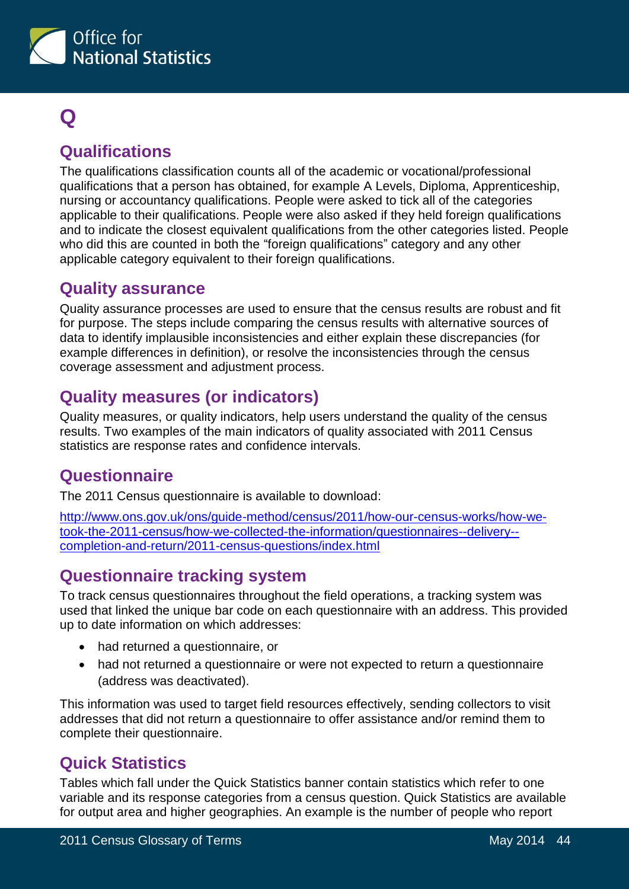# Q

## Qualifications

The qualifications classification counts all of the academic or vocational/professional qualifications that a person has obtained, for example A Levels, Diploma, Apprenticeship, nursing or accountancy qualifications. People were asked to tick all of the categories applicable to their qualifications. People were also asked if they held foreign qualifications and to indicate the closest equivalent qualifications from the other categories listed. People who did this are counted in both the "foreign qualifications" category and any other applicable category equivalent to their foreign qualifications.

## Quality assurance

Quality assurance processes are used to ensure that the census results are robust and fit for purpose. The steps include comparing the census results with alternative sources of data to identify implausible inconsistencies and either explain these discrepancies (for example differences in definition), or resolve the inconsistencies through the census coverage assessment and adjustment process.

## Quality measures (or indicators)

Quality measures, or quality indicators, help users understand the quality of the census results. Two examples of the main indicators of quality associated with 2011 Census statistics are response rates and confidence intervals.

## Questionnaire

The 2011 Census questionnaire is available to download:

[http://www.ons.gov.uk/ons/guide-method/census/2011/how-our-census-works/how-we-took-the-2011-census/how-we-collected-the-information/questionnaires--delivery--completion-and-return/2011-census-questions/index.html](http://www.ons.gov.uk/ons/guide-method/census/2011/how-our-census-works/how-we-took-the-2011-census/how-we-collected-the-information/questionnaires--delivery--completion-and-return/2011-census-questions/index.html)

## Questionnaire tracking system

To track census questionnaires throughout the field operations, a tracking system was used that linked the unique bar code on each questionnaire with an address. This provided up to date information on which addresses:

- had returned a questionnaire, or
- had not returned a questionnaire or were not expected to return a questionnaire (address was deactivated).

This information was used to target field resources effectively, sending collectors to visit addresses that did not return a questionnaire to offer assistance and/or remind them to complete their questionnaire.

## Quick Statistics

Tables which fall under the Quick Statistics banner contain statistics which refer to one variable and its response categories from a census question. Quick Statistics are available for output area and higher geographies. An example is the number of people who report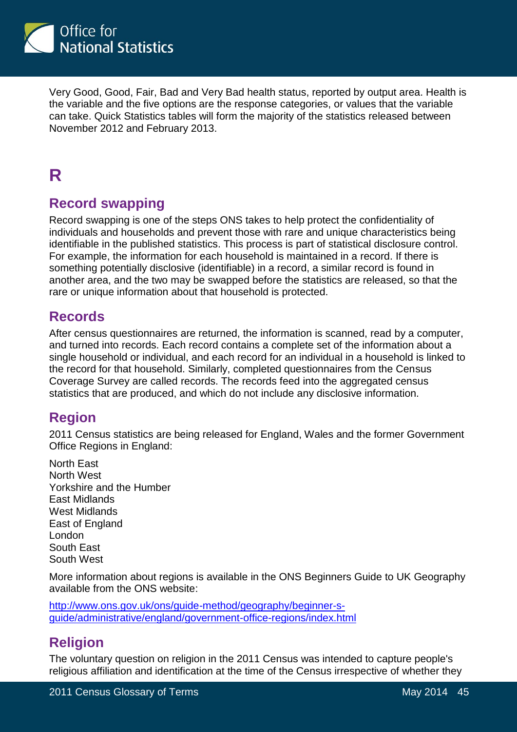Very Good, Good, Fair, Bad and Very Bad health status, reported by output area. Health is the variable and the five options are the response categories, or values that the variable can take. Quick Statistics tables will form the majority of the statistics released between November 2012 and February 2013.

# R

## Record swapping

Record swapping is one of the steps ONS takes to help protect the confidentiality of individuals and households and prevent those with rare and unique characteristics being identifiable in the published statistics. This process is part of statistical disclosure control. For example, the information for each household is maintained in a record. If there is something potentially disclosive (identifiable) in a record, a similar record is found in another area, and the two may be swapped before the statistics are released, so that the rare or unique information about that household is protected.

## Records

After census questionnaires are returned, the information is scanned, read by a computer, and turned into records. Each record contains a complete set of the information about a single household or individual, and each record for an individual in a household is linked to the record for that household. Similarly, completed questionnaires from the Census Coverage Survey are called records. The records feed into the aggregated census statistics that are produced, and which do not include any disclosive information.

## Region

2011 Census statistics are being released for England, Wales and the former Government Office Regions in England:

North East
North West
Yorkshire and the Humber
East Midlands
West Midlands
East of England
London
South East
South West

More information about regions is available in the ONS Beginners Guide to UK Geography available from the ONS website:

[http://www.ons.gov.uk/ons/guide-method/geography/beginner-s-guide/administrative/england/government-office-regions/index.html](http://www.ons.gov.uk/ons/guide-method/geography/beginner-s-guide/administrative/england/government-office-regions/index.html)

## Religion

The voluntary question on religion in the 2011 Census was intended to capture people's religious affiliation and identification at the time of the Census irrespective of whether they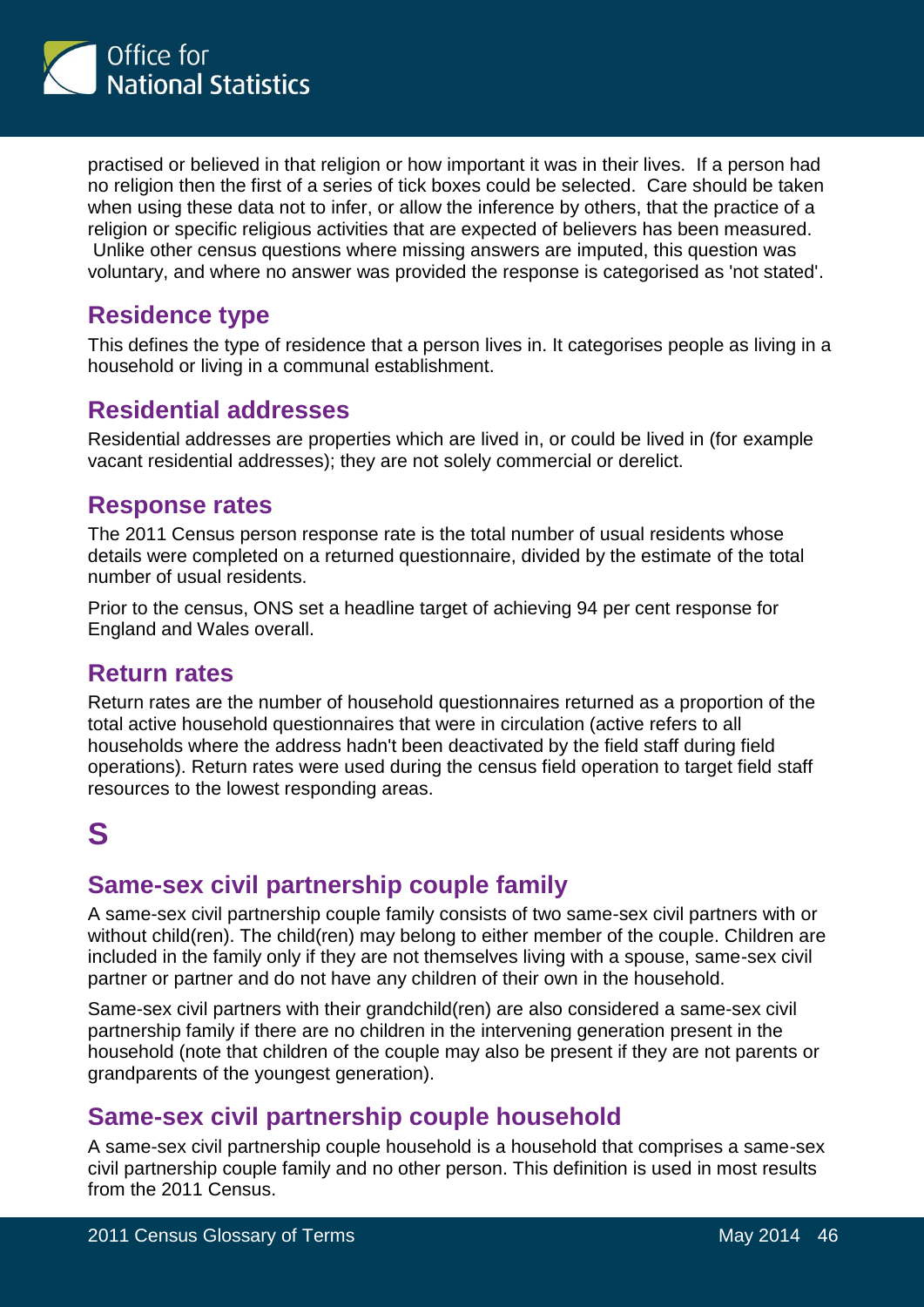practised or believed in that religion or how important it was in their lives. If a person had no religion then the first of a series of tick boxes could be selected. Care should be taken when using these data not to infer, or allow the inference by others, that the practice of a religion or specific religious activities that are expected of believers has been measured. Unlike other census questions where missing answers are imputed, this question was voluntary, and where no answer was provided the response is categorised as 'not stated'.

## Residence type

This defines the type of residence that a person lives in. It categorises people as living in a household or living in a communal establishment.

## Residential addresses

Residential addresses are properties which are lived in, or could be lived in (for example vacant residential addresses); they are not solely commercial or derelict.

## Response rates

The 2011 Census person response rate is the total number of usual residents whose details were completed on a returned questionnaire, divided by the estimate of the total number of usual residents.

Prior to the census, ONS set a headline target of achieving 94 per cent response for England and Wales overall.

## Return rates

Return rates are the number of household questionnaires returned as a proportion of the total active household questionnaires that were in circulation (active refers to all households where the address hadn't been deactivated by the field staff during field operations). Return rates were used during the census field operation to target field staff resources to the lowest responding areas.

# S

## Same-sex civil partnership couple family

A same-sex civil partnership couple family consists of two same-sex civil partners with or without child(ren). The child(ren) may belong to either member of the couple. Children are included in the family only if they are not themselves living with a spouse, same-sex civil partner or partner and do not have any children of their own in the household.

Same-sex civil partners with their grandchild(ren) are also considered a same-sex civil partnership family if there are no children in the intervening generation present in the household (note that children of the couple may also be present if they are not parents or grandparents of the youngest generation).

## Same-sex civil partnership couple household

A same-sex civil partnership couple household is a household that comprises a same-sex civil partnership couple family and no other person. This definition is used in most results from the 2011 Census.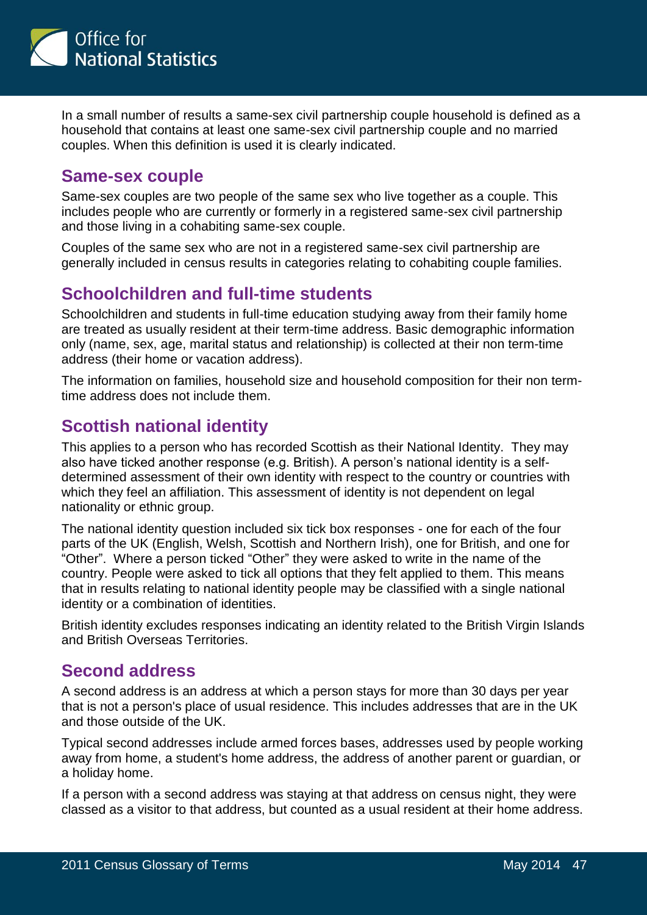In a small number of results a same-sex civil partnership couple household is defined as a household that contains at least one same-sex civil partnership couple and no married couples. When this definition is used it is clearly indicated.

## Same-sex couple

Same-sex couples are two people of the same sex who live together as a couple. This includes people who are currently or formerly in a registered same-sex civil partnership and those living in a cohabiting same-sex couple.

Couples of the same sex who are not in a registered same-sex civil partnership are generally included in census results in categories relating to cohabiting couple families.

## Schoolchildren and full-time students

Schoolchildren and students in full-time education studying away from their family home are treated as usually resident at their term-time address. Basic demographic information only (name, sex, age, marital status and relationship) is collected at their non term-time address (their home or vacation address).

The information on families, household size and household composition for their non term-time address does not include them.

## Scottish national identity

This applies to a person who has recorded Scottish as their National Identity. They may also have ticked another response (e.g. British). A person's national identity is a self-determined assessment of their own identity with respect to the country or countries with which they feel an affiliation. This assessment of identity is not dependent on legal nationality or ethnic group.

The national identity question included six tick box responses - one for each of the four parts of the UK (English, Welsh, Scottish and Northern Irish), one for British, and one for "Other". Where a person ticked "Other" they were asked to write in the name of the country. People were asked to tick all options that they felt applied to them. This means that in results relating to national identity people may be classified with a single national identity or a combination of identities.

British identity excludes responses indicating an identity related to the British Virgin Islands and British Overseas Territories.

## Second address

A second address is an address at which a person stays for more than 30 days per year that is not a person's place of usual residence. This includes addresses that are in the UK and those outside of the UK.

Typical second addresses include armed forces bases, addresses used by people working away from home, a student's home address, the address of another parent or guardian, or a holiday home.

If a person with a second address was staying at that address on census night, they were classed as a visitor to that address, but counted as a usual resident at their home address.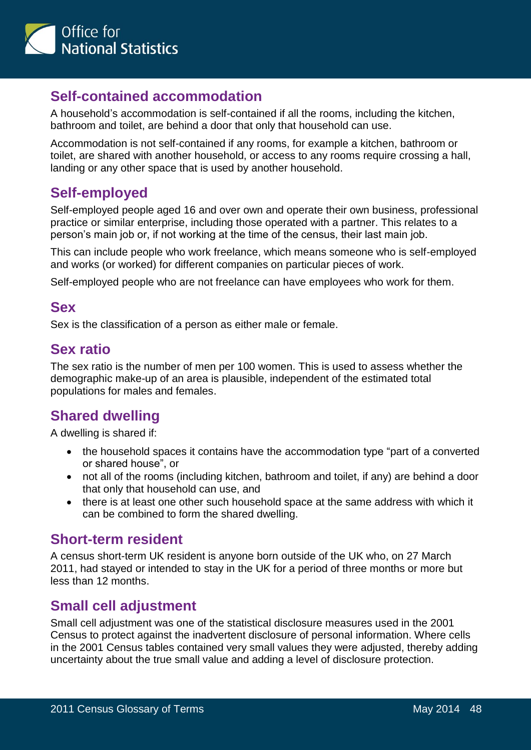## Self-contained accommodation

A household's accommodation is self-contained if all the rooms, including the kitchen, bathroom and toilet, are behind a door that only that household can use.

Accommodation is not self-contained if any rooms, for example a kitchen, bathroom or toilet, are shared with another household, or access to any rooms require crossing a hall, landing or any other space that is used by another household.

## Self-employed

Self-employed people aged 16 and over own and operate their own business, professional practice or similar enterprise, including those operated with a partner. This relates to a person's main job or, if not working at the time of the census, their last main job.

This can include people who work freelance, which means someone who is self-employed and works (or worked) for different companies on particular pieces of work.

Self-employed people who are not freelance can have employees who work for them.

## Sex

Sex is the classification of a person as either male or female.

## Sex ratio

The sex ratio is the number of men per 100 women. This is used to assess whether the demographic make-up of an area is plausible, independent of the estimated total populations for males and females.

## Shared dwelling

A dwelling is shared if:

- the household spaces it contains have the accommodation type "part of a converted or shared house", or
- not all of the rooms (including kitchen, bathroom and toilet, if any) are behind a door that only that household can use, and
- there is at least one other such household space at the same address with which it can be combined to form the shared dwelling.

## Short-term resident

A census short-term UK resident is anyone born outside of the UK who, on 27 March 2011, had stayed or intended to stay in the UK for a period of three months or more but less than 12 months.

## Small cell adjustment

Small cell adjustment was one of the statistical disclosure measures used in the 2001 Census to protect against the inadvertent disclosure of personal information. Where cells in the 2001 Census tables contained very small values they were adjusted, thereby adding uncertainty about the true small value and adding a level of disclosure protection.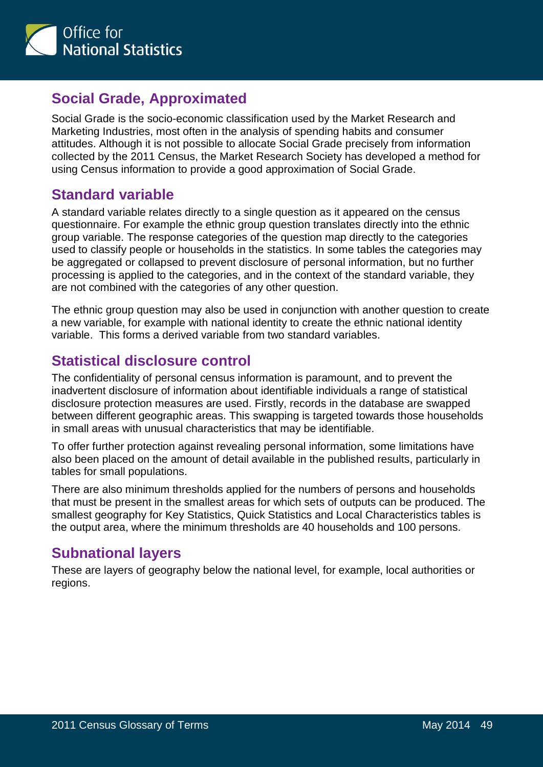## Social Grade, Approximated

Social Grade is the socio-economic classification used by the Market Research and Marketing Industries, most often in the analysis of spending habits and consumer attitudes. Although it is not possible to allocate Social Grade precisely from information collected by the 2011 Census, the Market Research Society has developed a method for using Census information to provide a good approximation of Social Grade.

## Standard variable

A standard variable relates directly to a single question as it appeared on the census questionnaire. For example the ethnic group question translates directly into the ethnic group variable. The response categories of the question map directly to the categories used to classify people or households in the statistics. In some tables the categories may be aggregated or collapsed to prevent disclosure of personal information, but no further processing is applied to the categories, and in the context of the standard variable, they are not combined with the categories of any other question.

The ethnic group question may also be used in conjunction with another question to create a new variable, for example with national identity to create the ethnic national identity variable. This forms a derived variable from two standard variables.

## Statistical disclosure control

The confidentiality of personal census information is paramount, and to prevent the inadvertent disclosure of information about identifiable individuals a range of statistical disclosure protection measures are used. Firstly, records in the database are swapped between different geographic areas. This swapping is targeted towards those households in small areas with unusual characteristics that may be identifiable.

To offer further protection against revealing personal information, some limitations have also been placed on the amount of detail available in the published results, particularly in tables for small populations.

There are also minimum thresholds applied for the numbers of persons and households that must be present in the smallest areas for which sets of outputs can be produced. The smallest geography for Key Statistics, Quick Statistics and Local Characteristics tables is the output area, where the minimum thresholds are 40 households and 100 persons.

## Subnational layers

These are layers of geography below the national level, for example, local authorities or regions.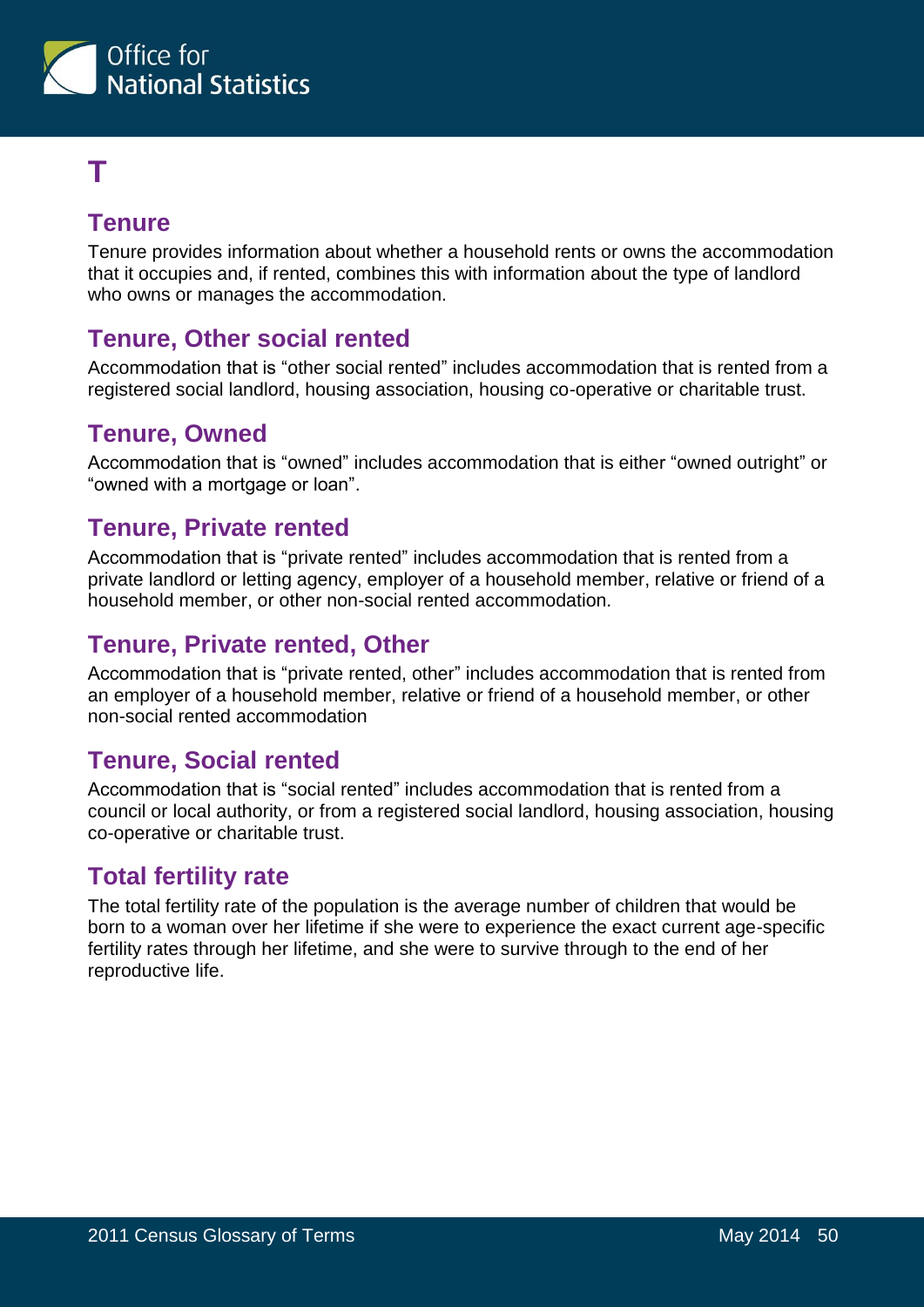# T

## Tenure

Tenure provides information about whether a household rents or owns the accommodation that it occupies and, if rented, combines this with information about the type of landlord who owns or manages the accommodation.

## Tenure, Other social rented

Accommodation that is “other social rented” includes accommodation that is rented from a registered social landlord, housing association, housing co-operative or charitable trust.

## Tenure, Owned

Accommodation that is “owned” includes accommodation that is either “owned outright” or “owned with a mortgage or loan”.

## Tenure, Private rented

Accommodation that is “private rented” includes accommodation that is rented from a private landlord or letting agency, employer of a household member, relative or friend of a household member, or other non-social rented accommodation.

## Tenure, Private rented, Other

Accommodation that is “private rented, other” includes accommodation that is rented from an employer of a household member, relative or friend of a household member, or other non-social rented accommodation

## Tenure, Social rented

Accommodation that is “social rented” includes accommodation that is rented from a council or local authority, or from a registered social landlord, housing association, housing co-operative or charitable trust.

## Total fertility rate

The total fertility rate of the population is the average number of children that would be born to a woman over her lifetime if she were to experience the exact current age-specific fertility rates through her lifetime, and she were to survive through to the end of her reproductive life.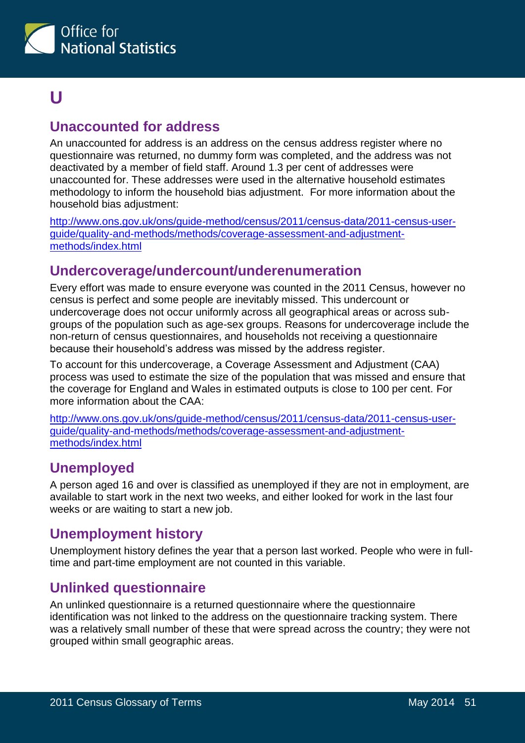# U

## Unaccounted for address

An unaccounted for address is an address on the census address register where no questionnaire was returned, no dummy form was completed, and the address was not deactivated by a member of field staff. Around 1.3 per cent of addresses were unaccounted for. These addresses were used in the alternative household estimates methodology to inform the household bias adjustment. For more information about the household bias adjustment:

http://www.ons.gov.uk/ons/guide-method/census/2011/census-data/2011-census-user-guide/quality-and-methods/methods/coverage-assessment-and-adjustment-methods/index.html

## Undercoverage/undercount/underenumeration

Every effort was made to ensure everyone was counted in the 2011 Census, however no census is perfect and some people are inevitably missed. This undercount or undercoverage does not occur uniformly across all geographical areas or across sub-groups of the population such as age-sex groups. Reasons for undercoverage include the non-return of census questionnaires, and households not receiving a questionnaire because their household's address was missed by the address register.

To account for this undercoverage, a Coverage Assessment and Adjustment (CAA) process was used to estimate the size of the population that was missed and ensure that the coverage for England and Wales in estimated outputs is close to 100 per cent. For more information about the CAA:

http://www.ons.gov.uk/ons/guide-method/census/2011/census-data/2011-census-user-guide/quality-and-methods/methods/coverage-assessment-and-adjustment-methods/index.html

## Unemployed

A person aged 16 and over is classified as unemployed if they are not in employment, are available to start work in the next two weeks, and either looked for work in the last four weeks or are waiting to start a new job.

## Unemployment history

Unemployment history defines the year that a person last worked. People who were in full-time and part-time employment are not counted in this variable.

## Unlinked questionnaire

An unlinked questionnaire is a returned questionnaire where the questionnaire identification was not linked to the address on the questionnaire tracking system. There was a relatively small number of these that were spread across the country; they were not grouped within small geographic areas.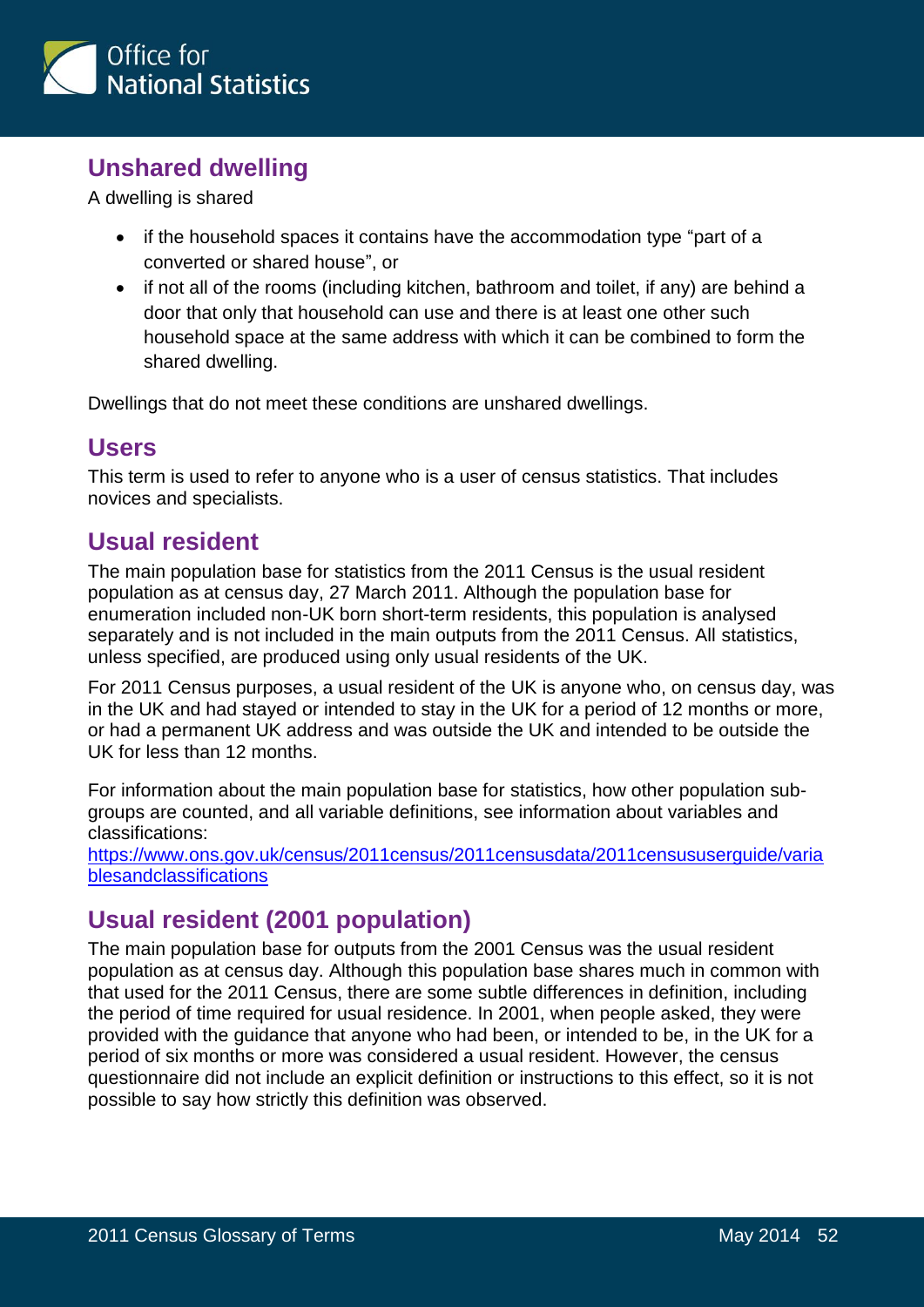## Unshared dwelling

A dwelling is shared

- if the household spaces it contains have the accommodation type "part of a converted or shared house", or
- if not all of the rooms (including kitchen, bathroom and toilet, if any) are behind a door that only that household can use and there is at least one other such household space at the same address with which it can be combined to form the shared dwelling.

Dwellings that do not meet these conditions are unshared dwellings.

## Users

This term is used to refer to anyone who is a user of census statistics. That includes novices and specialists.

## Usual resident

The main population base for statistics from the 2011 Census is the usual resident population as at census day, 27 March 2011. Although the population base for enumeration included non-UK born short-term residents, this population is analysed separately and is not included in the main outputs from the 2011 Census. All statistics, unless specified, are produced using only usual residents of the UK.

For 2011 Census purposes, a usual resident of the UK is anyone who, on census day, was in the UK and had stayed or intended to stay in the UK for a period of 12 months or more, or had a permanent UK address and was outside the UK and intended to be outside the UK for less than 12 months.

For information about the main population base for statistics, how other population sub-groups are counted, and all variable definitions, see information about variables and classifications:
[https://www.ons.gov.uk/census/2011census/2011censusdata/2011censususerguide/variablesandclassifications](https://www.ons.gov.uk/census/2011census/2011censusdata/2011censususerguide/variablesandclassifications)

## Usual resident (2001 population)

The main population base for outputs from the 2001 Census was the usual resident population as at census day. Although this population base shares much in common with that used for the 2011 Census, there are some subtle differences in definition, including the period of time required for usual residence. In 2001, when people asked, they were provided with the guidance that anyone who had been, or intended to be, in the UK for a period of six months or more was considered a usual resident. However, the census questionnaire did not include an explicit definition or instructions to this effect, so it is not possible to say how strictly this definition was observed.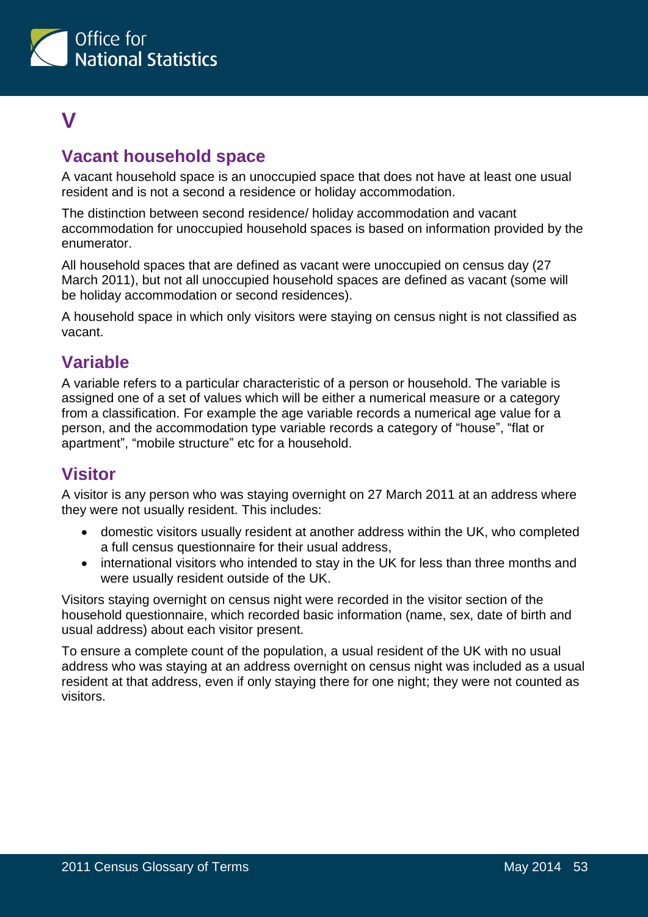# V

## Vacant household space

A vacant household space is an unoccupied space that does not have at least one usual resident and is not a second a residence or holiday accommodation.

The distinction between second residence/ holiday accommodation and vacant accommodation for unoccupied household spaces is based on information provided by the enumerator.

All household spaces that are defined as vacant were unoccupied on census day (27 March 2011), but not all unoccupied household spaces are defined as vacant (some will be holiday accommodation or second residences).

A household space in which only visitors were staying on census night is not classified as vacant.

## Variable

A variable refers to a particular characteristic of a person or household. The variable is assigned one of a set of values which will be either a numerical measure or a category from a classification. For example the age variable records a numerical age value for a person, and the accommodation type variable records a category of "house", "flat or apartment", "mobile structure" etc for a household.

## Visitor

A visitor is any person who was staying overnight on 27 March 2011 at an address where they were not usually resident. This includes:

- domestic visitors usually resident at another address within the UK, who completed a full census questionnaire for their usual address,
- international visitors who intended to stay in the UK for less than three months and were usually resident outside of the UK.

Visitors staying overnight on census night were recorded in the visitor section of the household questionnaire, which recorded basic information (name, sex, date of birth and usual address) about each visitor present.

To ensure a complete count of the population, a usual resident of the UK with no usual address who was staying at an address overnight on census night was included as a usual resident at that address, even if only staying there for one night; they were not counted as visitors.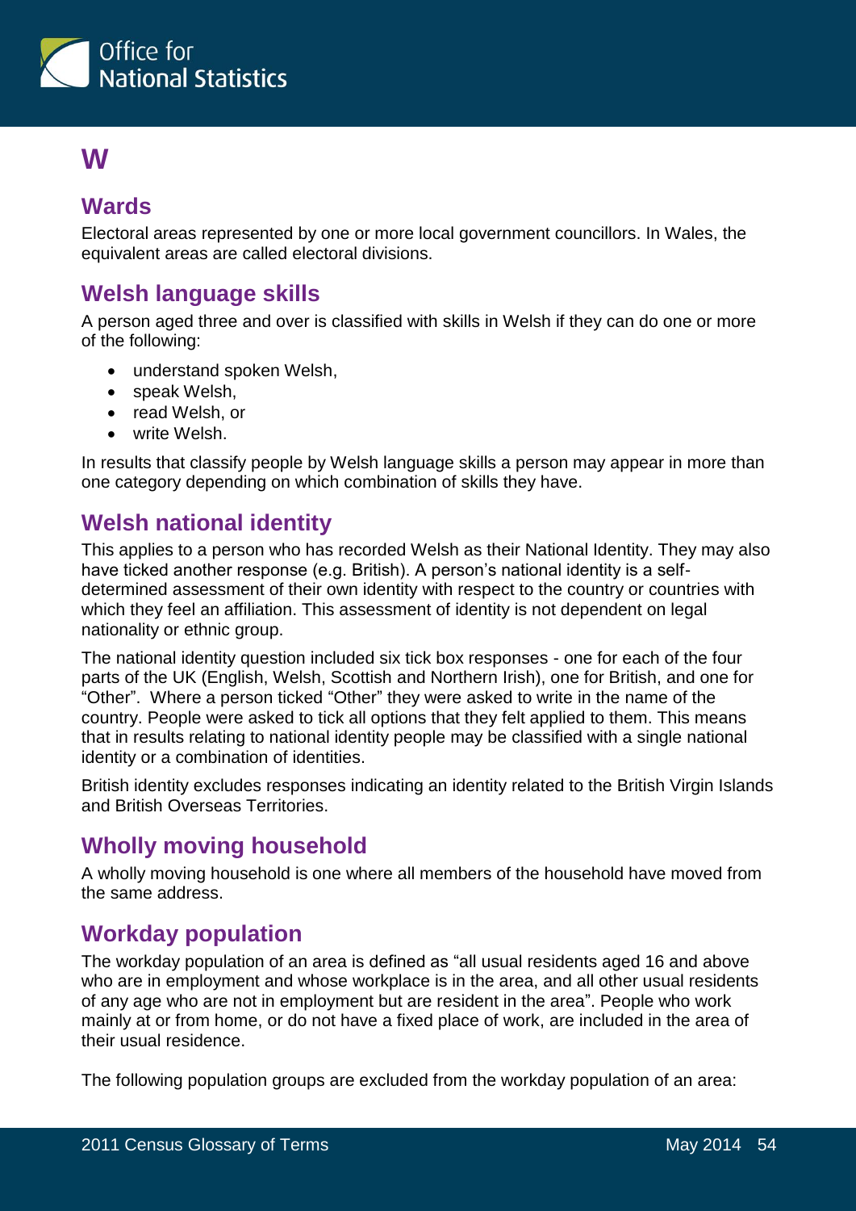# W

## Wards

Electoral areas represented by one or more local government councillors. In Wales, the equivalent areas are called electoral divisions.

## Welsh language skills

A person aged three and over is classified with skills in Welsh if they can do one or more of the following:

- understand spoken Welsh,
- speak Welsh,
- read Welsh, or
- write Welsh.

In results that classify people by Welsh language skills a person may appear in more than one category depending on which combination of skills they have.

## Welsh national identity

This applies to a person who has recorded Welsh as their National Identity. They may also have ticked another response (e.g. British). A person's national identity is a self-determined assessment of their own identity with respect to the country or countries with which they feel an affiliation. This assessment of identity is not dependent on legal nationality or ethnic group.

The national identity question included six tick box responses - one for each of the four parts of the UK (English, Welsh, Scottish and Northern Irish), one for British, and one for "Other". Where a person ticked "Other" they were asked to write in the name of the country. People were asked to tick all options that they felt applied to them. This means that in results relating to national identity people may be classified with a single national identity or a combination of identities.

British identity excludes responses indicating an identity related to the British Virgin Islands and British Overseas Territories.

## Wholly moving household

A wholly moving household is one where all members of the household have moved from the same address.

## Workday population

The workday population of an area is defined as "all usual residents aged 16 and above who are in employment and whose workplace is in the area, and all other usual residents of any age who are not in employment but are resident in the area". People who work mainly at or from home, or do not have a fixed place of work, are included in the area of their usual residence.

The following population groups are excluded from the workday population of an area: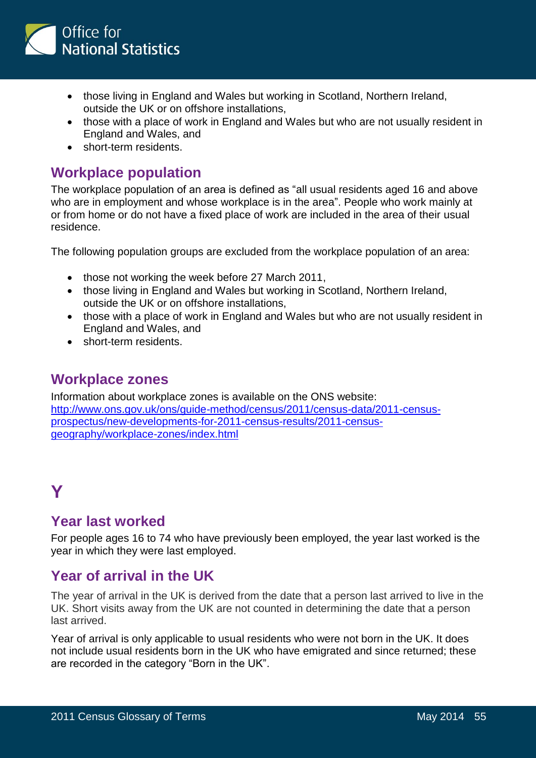- those living in England and Wales but working in Scotland, Northern Ireland, outside the UK or on offshore installations,
- those with a place of work in England and Wales but who are not usually resident in England and Wales, and
- short-term residents.

## Workplace population

The workplace population of an area is defined as "all usual residents aged 16 and above who are in employment and whose workplace is in the area". People who work mainly at or from home or do not have a fixed place of work are included in the area of their usual residence.

The following population groups are excluded from the workplace population of an area:

- those not working the week before 27 March 2011,
- those living in England and Wales but working in Scotland, Northern Ireland, outside the UK or on offshore installations,
- those with a place of work in England and Wales but who are not usually resident in England and Wales, and
- short-term residents.

## Workplace zones

Information about workplace zones is available on the ONS website: [http://www.ons.gov.uk/ons/guide-method/census/2011/census-data/2011-census-prospectus/new-developments-for-2011-census-results/2011-census-geography/workplace-zones/index.html](http://www.ons.gov.uk/ons/guide-method/census/2011/census-data/2011-census-prospectus/new-developments-for-2011-census-results/2011-census-geography/workplace-zones/index.html)

# Y

## Year last worked

For people ages 16 to 74 who have previously been employed, the year last worked is the year in which they were last employed.

## Year of arrival in the UK

The year of arrival in the UK is derived from the date that a person last arrived to live in the UK. Short visits away from the UK are not counted in determining the date that a person last arrived.

Year of arrival is only applicable to usual residents who were not born in the UK. It does not include usual residents born in the UK who have emigrated and since returned; these are recorded in the category "Born in the UK".